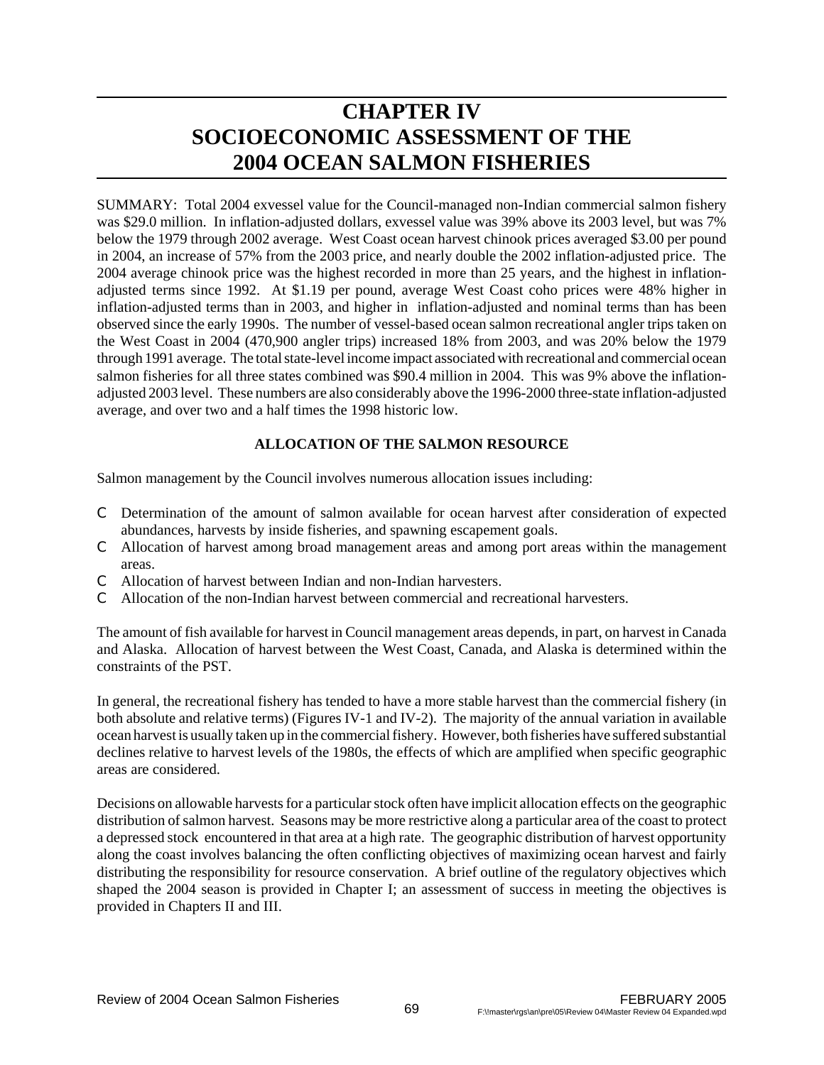# CHAPTER IV
# SOCIOECONOMIC ASSESSMENT OF THE 2004 OCEAN SALMON FISHERIES

SUMMARY: Total 2004 exvessel value for the Council-managed non-Indian commercial salmon fishery was \$29.0 million. In inflation-adjusted dollars, exvessel value was 39% above its 2003 level, but was 7% below the 1979 through 2002 average. West Coast ocean harvest chinook prices averaged \$3.00 per pound in 2004, an increase of 57% from the 2003 price, and nearly double the 2002 inflation-adjusted price. The 2004 average chinook price was the highest recorded in more than 25 years, and the highest in inflation-adjusted terms since 1992. At \$1.19 per pound, average West Coast coho prices were 48% higher in inflation-adjusted terms than in 2003, and higher in inflation-adjusted and nominal terms than has been observed since the early 1990s. The number of vessel-based ocean salmon recreational angler trips taken on the West Coast in 2004 (470,900 angler trips) increased 18% from 2003, and was 20% below the 1979 through 1991 average. The total state-level income impact associated with recreational and commercial ocean salmon fisheries for all three states combined was \$90.4 million in 2004. This was 9% above the inflation-adjusted 2003 level. These numbers are also considerably above the 1996-2000 three-state inflation-adjusted average, and over two and a half times the 1998 historic low.

### ALLOCATION OF THE SALMON RESOURCE

Salmon management by the Council involves numerous allocation issues including:

- Determination of the amount of salmon available for ocean harvest after consideration of expected abundances, harvests by inside fisheries, and spawning escapement goals.
- Allocation of harvest among broad management areas and among port areas within the management areas.
- Allocation of harvest between Indian and non-Indian harvesters.
- Allocation of the non-Indian harvest between commercial and recreational harvesters.

The amount of fish available for harvest in Council management areas depends, in part, on harvest in Canada and Alaska. Allocation of harvest between the West Coast, Canada, and Alaska is determined within the constraints of the PST.

In general, the recreational fishery has tended to have a more stable harvest than the commercial fishery (in both absolute and relative terms) (Figures IV-1 and IV-2). The majority of the annual variation in available ocean harvest is usually taken up in the commercial fishery. However, both fisheries have suffered substantial declines relative to harvest levels of the 1980s, the effects of which are amplified when specific geographic areas are considered.

Decisions on allowable harvests for a particular stock often have implicit allocation effects on the geographic distribution of salmon harvest. Seasons may be more restrictive along a particular area of the coast to protect a depressed stock encountered in that area at a high rate. The geographic distribution of harvest opportunity along the coast involves balancing the often conflicting objectives of maximizing ocean harvest and fairly distributing the responsibility for resource conservation. A brief outline of the regulatory objectives which shaped the 2004 season is provided in Chapter I; an assessment of success in meeting the objectives is provided in Chapters II and III.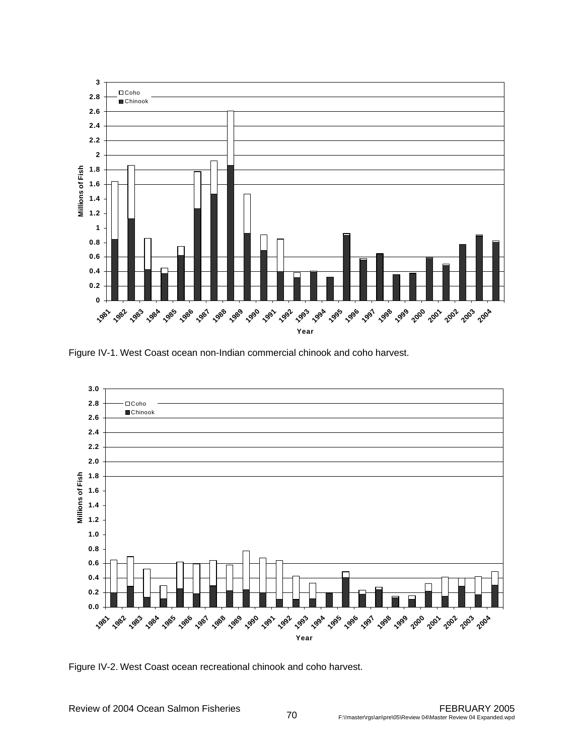Figure IV-1. West Coast ocean non-Indian commercial chinook and coho harvest.

Figure IV-2. West Coast ocean recreational chinook and coho harvest.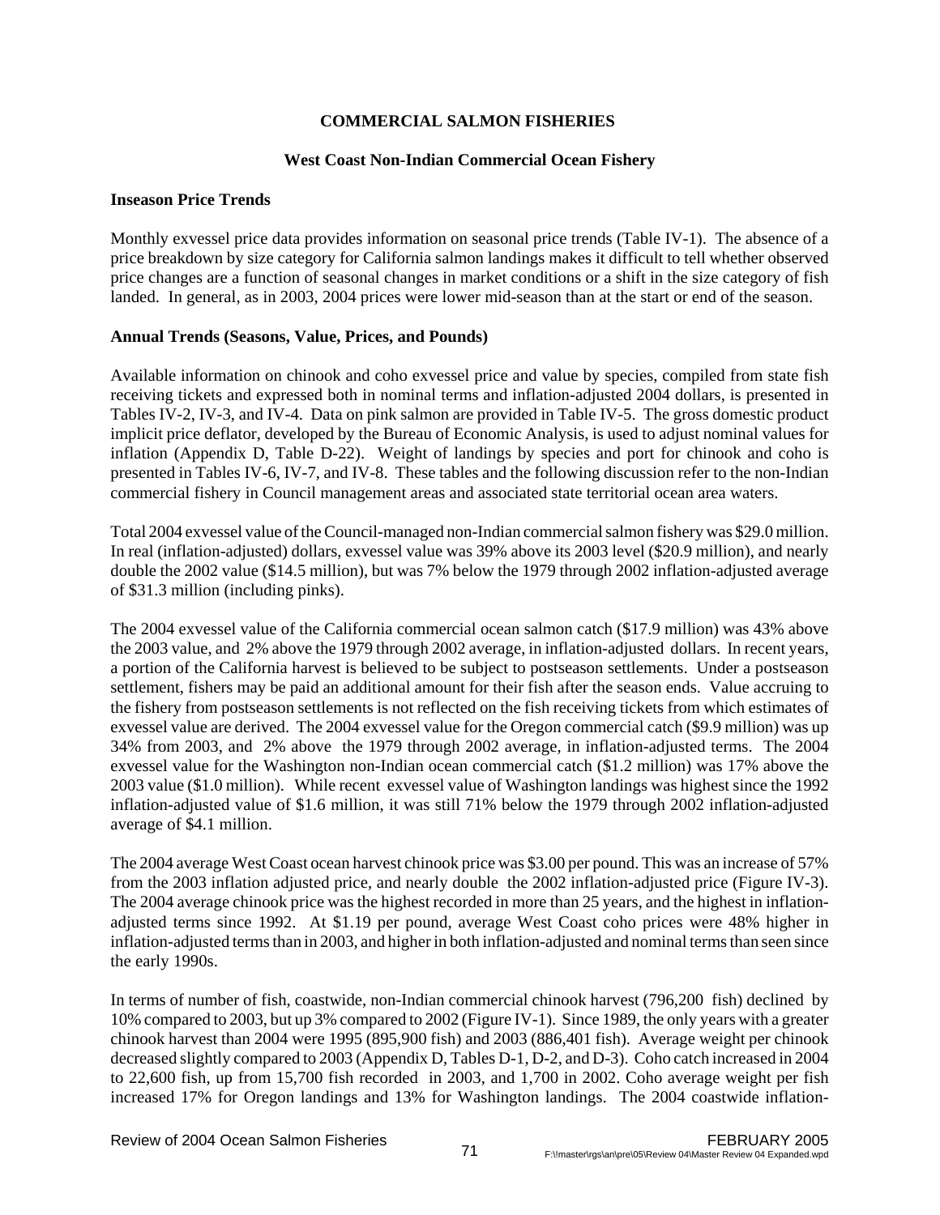## COMMERCIAL SALMON FISHERIES

### West Coast Non-Indian Commercial Ocean Fishery

**Inseason Price Trends**

Monthly exvessel price data provides information on seasonal price trends (Table IV-1). The absence of a price breakdown by size category for California salmon landings makes it difficult to tell whether observed price changes are a function of seasonal changes in market conditions or a shift in the size category of fish landed. In general, as in 2003, 2004 prices were lower mid-season than at the start or end of the season.

**Annual Trends (Seasons, Value, Prices, and Pounds)**

Available information on chinook and coho exvessel price and value by species, compiled from state fish receiving tickets and expressed both in nominal terms and inflation-adjusted 2004 dollars, is presented in Tables IV-2, IV-3, and IV-4. Data on pink salmon are provided in Table IV-5. The gross domestic product implicit price deflator, developed by the Bureau of Economic Analysis, is used to adjust nominal values for inflation (Appendix D, Table D-22). Weight of landings by species and port for chinook and coho is presented in Tables IV-6, IV-7, and IV-8. These tables and the following discussion refer to the non-Indian commercial fishery in Council management areas and associated state territorial ocean area waters.

Total 2004 exvessel value of the Council-managed non-Indian commercial salmon fishery was $29.0 million. In real (inflation-adjusted) dollars, exvessel value was 39% above its 2003 level ($20.9 million), and nearly double the 2002 value ($14.5 million), but was 7% below the 1979 through 2002 inflation-adjusted average of $31.3 million (including pinks).

The 2004 exvessel value of the California commercial ocean salmon catch ($17.9 million) was 43% above the 2003 value, and 2% above the 1979 through 2002 average, in inflation-adjusted dollars. In recent years, a portion of the California harvest is believed to be subject to postseason settlements. Under a postseason settlement, fishers may be paid an additional amount for their fish after the season ends. Value accruing to the fishery from postseason settlements is not reflected on the fish receiving tickets from which estimates of exvessel value are derived. The 2004 exvessel value for the Oregon commercial catch ($9.9 million) was up 34% from 2003, and 2% above the 1979 through 2002 average, in inflation-adjusted terms. The 2004 exvessel value for the Washington non-Indian ocean commercial catch ($1.2 million) was 17% above the 2003 value ($1.0 million). While recent exvessel value of Washington landings was highest since the 1992 inflation-adjusted value of $1.6 million, it was still 71% below the 1979 through 2002 inflation-adjusted average of $4.1 million.

The 2004 average West Coast ocean harvest chinook price was $3.00 per pound. This was an increase of 57% from the 2003 inflation adjusted price, and nearly double the 2002 inflation-adjusted price (Figure IV-3). The 2004 average chinook price was the highest recorded in more than 25 years, and the highest in inflation-adjusted terms since 1992. At $1.19 per pound, average West Coast coho prices were 48% higher in inflation-adjusted terms than in 2003, and higher in both inflation-adjusted and nominal terms than seen since the early 1990s.

In terms of number of fish, coastwide, non-Indian commercial chinook harvest (796,200 fish) declined by 10% compared to 2003, but up 3% compared to 2002 (Figure IV-1). Since 1989, the only years with a greater chinook harvest than 2004 were 1995 (895,900 fish) and 2003 (886,401 fish). Average weight per chinook decreased slightly compared to 2003 (Appendix D, Tables D-1, D-2, and D-3). Coho catch increased in 2004 to 22,600 fish, up from 15,700 fish recorded in 2003, and 1,700 in 2002. Coho average weight per fish increased 17% for Oregon landings and 13% for Washington landings. The 2004 coastwide inflation-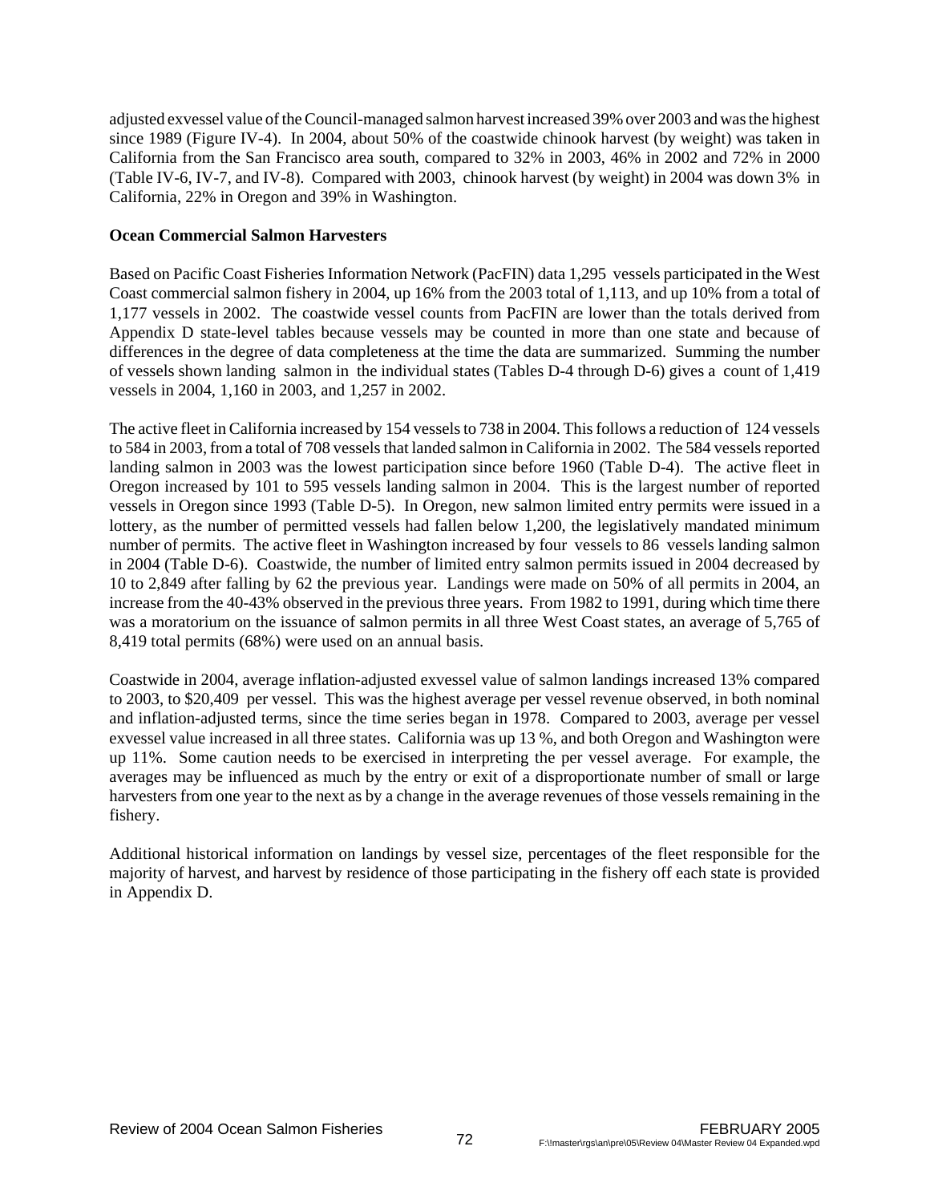adjusted exvessel value of the Council-managed salmon harvest increased 39% over 2003 and was the highest since 1989 (Figure IV-4). In 2004, about 50% of the coastwide chinook harvest (by weight) was taken in California from the San Francisco area south, compared to 32% in 2003, 46% in 2002 and 72% in 2000 (Table IV-6, IV-7, and IV-8). Compared with 2003, chinook harvest (by weight) in 2004 was down 3% in California, 22% in Oregon and 39% in Washington.

**Ocean Commercial Salmon Harvesters**

Based on Pacific Coast Fisheries Information Network (PacFIN) data 1,295 vessels participated in the West Coast commercial salmon fishery in 2004, up 16% from the 2003 total of 1,113, and up 10% from a total of 1,177 vessels in 2002. The coastwide vessel counts from PacFIN are lower than the totals derived from Appendix D state-level tables because vessels may be counted in more than one state and because of differences in the degree of data completeness at the time the data are summarized. Summing the number of vessels shown landing salmon in the individual states (Tables D-4 through D-6) gives a count of 1,419 vessels in 2004, 1,160 in 2003, and 1,257 in 2002.

The active fleet in California increased by 154 vessels to 738 in 2004. This follows a reduction of 124 vessels to 584 in 2003, from a total of 708 vessels that landed salmon in California in 2002. The 584 vessels reported landing salmon in 2003 was the lowest participation since before 1960 (Table D-4). The active fleet in Oregon increased by 101 to 595 vessels landing salmon in 2004. This is the largest number of reported vessels in Oregon since 1993 (Table D-5). In Oregon, new salmon limited entry permits were issued in a lottery, as the number of permitted vessels had fallen below 1,200, the legislatively mandated minimum number of permits. The active fleet in Washington increased by four vessels to 86 vessels landing salmon in 2004 (Table D-6). Coastwide, the number of limited entry salmon permits issued in 2004 decreased by 10 to 2,849 after falling by 62 the previous year. Landings were made on 50% of all permits in 2004, an increase from the 40-43% observed in the previous three years. From 1982 to 1991, during which time there was a moratorium on the issuance of salmon permits in all three West Coast states, an average of 5,765 of 8,419 total permits (68%) were used on an annual basis.

Coastwide in 2004, average inflation-adjusted exvessel value of salmon landings increased 13% compared to 2003, to $20,409 per vessel. This was the highest average per vessel revenue observed, in both nominal and inflation-adjusted terms, since the time series began in 1978. Compared to 2003, average per vessel exvessel value increased in all three states. California was up 13 %, and both Oregon and Washington were up 11%. Some caution needs to be exercised in interpreting the per vessel average. For example, the averages may be influenced as much by the entry or exit of a disproportionate number of small or large harvesters from one year to the next as by a change in the average revenues of those vessels remaining in the fishery.

Additional historical information on landings by vessel size, percentages of the fleet responsible for the majority of harvest, and harvest by residence of those participating in the fishery off each state is provided in Appendix D.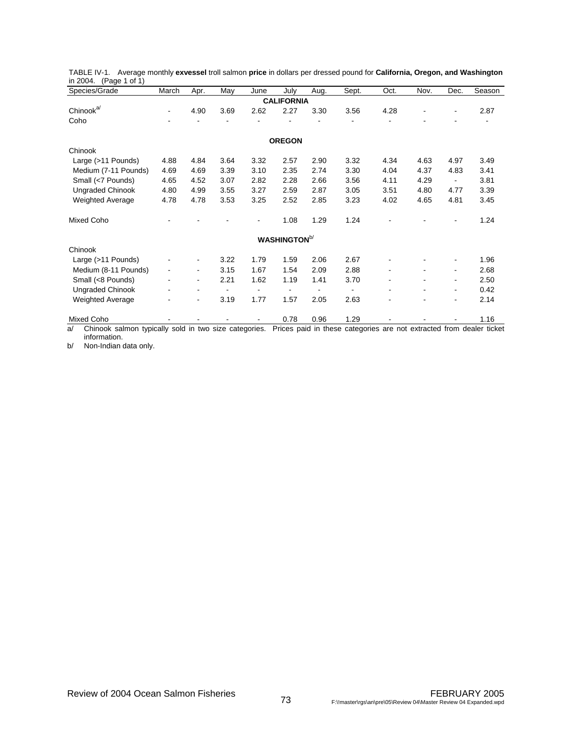TABLE IV-1. Average monthly **exvessel** troll salmon **price** in dollars per dressed pound for **California, Oregon, and Washington** in 2004. (Page 1 of 1)

| Species/Grade | March | Apr. | May | June | July | Aug. | Sept. | Oct. | Nov. | Dec. | Season |
|---|---|---|---|---|---|---|---|---|---|---|---|
| | | | | | **CALIFORNIA** | | | | | | |
| Chinook[a/] | - | 4.90 | 3.69 | 2.62 | 2.27 | 3.30 | 3.56 | 4.28 | - | - | 2.87 |
| Coho | - | - | - | - | - | - | - | - | - | - | - |
| | | | | | **OREGON** | | | | | | |
| Chinook | | | | | | | | | | | |
| Large (>11 Pounds) | 4.88 | 4.84 | 3.64 | 3.32 | 2.57 | 2.90 | 3.32 | 4.34 | 4.63 | 4.97 | 3.49 |
| Medium (7-11 Pounds) | 4.69 | 4.69 | 3.39 | 3.10 | 2.35 | 2.74 | 3.30 | 4.04 | 4.37 | 4.83 | 3.41 |
| Small (<7 Pounds) | 4.65 | 4.52 | 3.07 | 2.82 | 2.28 | 2.66 | 3.56 | 4.11 | 4.29 | - | 3.81 |
| Ungraded Chinook | 4.80 | 4.99 | 3.55 | 3.27 | 2.59 | 2.87 | 3.05 | 3.51 | 4.80 | 4.77 | 3.39 |
| Weighted Average | 4.78 | 4.78 | 3.53 | 3.25 | 2.52 | 2.85 | 3.23 | 4.02 | 4.65 | 4.81 | 3.45 |
| Mixed Coho | - | - | - | - | 1.08 | 1.29 | 1.24 | - | - | - | 1.24 |
| | | | | | **WASHINGTON**[b/] | | | | | | |
| Chinook | | | | | | | | | | | |
| Large (>11 Pounds) | - | - | 3.22 | 1.79 | 1.59 | 2.06 | 2.67 | - | - | - | 1.96 |
| Medium (8-11 Pounds) | - | - | 3.15 | 1.67 | 1.54 | 2.09 | 2.88 | - | - | - | 2.68 |
| Small (<8 Pounds) | - | - | 2.21 | 1.62 | 1.19 | 1.41 | 3.70 | - | - | - | 2.50 |
| Ungraded Chinook | - | - | - | - | - | - | - | - | - | - | 0.42 |
| Weighted Average | - | - | 3.19 | 1.77 | 1.57 | 2.05 | 2.63 | - | - | - | 2.14 |
| Mixed Coho | - | - | - | - | 0.78 | 0.96 | 1.29 | - | - | - | 1.16 |

a/ Chinook salmon typically sold in two size categories. Prices paid in these categories are not extracted from dealer ticket information.

b/ Non-Indian data only.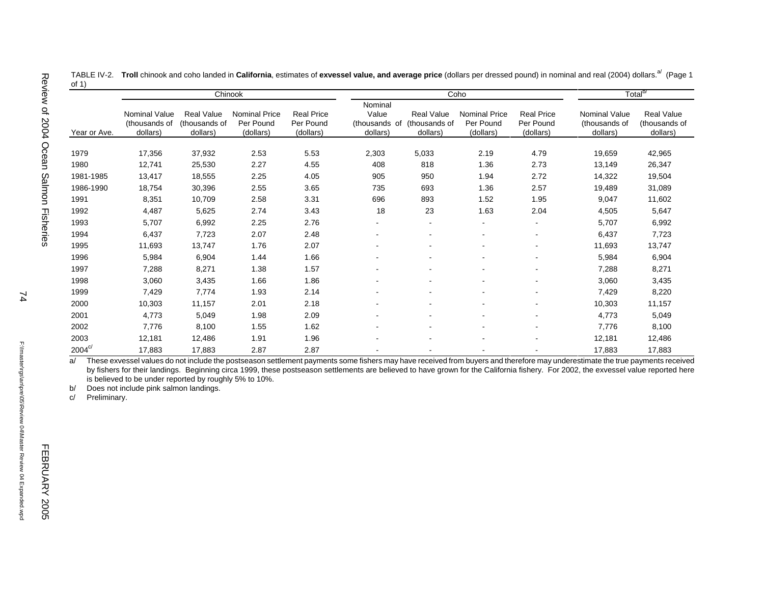TABLE IV-2. **Troll** chinook and coho landed in **California**, estimates of **exvessel value, and average price** (dollars per dressed pound) in nominal and real (2004) dollars.[a] (Page 1 of 1)

| | Chinook | | | | Coho | | | | Total[b] | |
|---|---|---|---|---|---|---|---|---|---|---|
| Year or Ave. | Nominal Value (thousands of dollars) | Real Value (thousands of dollars) | Nominal Price Per Pound (dollars) | Real Price Per Pound (dollars) | Nominal Value (thousands of dollars) | Real Value (thousands of dollars) | Nominal Price Per Pound (dollars) | Real Price Per Pound (dollars) | Nominal Value (thousands of dollars) | Real Value (thousands of dollars) |
| 1979 | 17,356 | 37,932 | 2.53 | 5.53 | 2,303 | 5,033 | 2.19 | 4.79 | 19,659 | 42,965 |
| 1980 | 12,741 | 25,530 | 2.27 | 4.55 | 408 | 818 | 1.36 | 2.73 | 13,149 | 26,347 |
| 1981-1985 | 13,417 | 18,555 | 2.25 | 4.05 | 905 | 950 | 1.94 | 2.72 | 14,322 | 19,504 |
| 1986-1990 | 18,754 | 30,396 | 2.55 | 3.65 | 735 | 693 | 1.36 | 2.57 | 19,489 | 31,089 |
| 1991 | 8,351 | 10,709 | 2.58 | 3.31 | 696 | 893 | 1.52 | 1.95 | 9,047 | 11,602 |
| 1992 | 4,487 | 5,625 | 2.74 | 3.43 | 18 | 23 | 1.63 | 2.04 | 4,505 | 5,647 |
| 1993 | 5,707 | 6,992 | 2.25 | 2.76 | - | - | - | - | 5,707 | 6,992 |
| 1994 | 6,437 | 7,723 | 2.07 | 2.48 | - | - | - | - | 6,437 | 7,723 |
| 1995 | 11,693 | 13,747 | 1.76 | 2.07 | - | - | - | - | 11,693 | 13,747 |
| 1996 | 5,984 | 6,904 | 1.44 | 1.66 | - | - | - | - | 5,984 | 6,904 |
| 1997 | 7,288 | 8,271 | 1.38 | 1.57 | - | - | - | - | 7,288 | 8,271 |
| 1998 | 3,060 | 3,435 | 1.66 | 1.86 | - | - | - | - | 3,060 | 3,435 |
| 1999 | 7,429 | 7,774 | 1.93 | 2.14 | - | - | - | - | 7,429 | 8,220 |
| 2000 | 10,303 | 11,157 | 2.01 | 2.18 | - | - | - | - | 10,303 | 11,157 |
| 2001 | 4,773 | 5,049 | 1.98 | 2.09 | - | - | - | - | 4,773 | 5,049 |
| 2002 | 7,776 | 8,100 | 1.55 | 1.62 | - | - | - | - | 7,776 | 8,100 |
| 2003 | 12,181 | 12,486 | 1.91 | 1.96 | - | - | - | - | 12,181 | 12,486 |
| 2004[c] | 17,883 | 17,883 | 2.87 | 2.87 | - | - | - | - | 17,883 | 17,883 |

a/ These exvessel values do not include the postseason settlement payments some fishers may have received from buyers and therefore may underestimate the true payments received by fishers for their landings. Beginning circa 1999, these postseason settlements are believed to have grown for the California fishery. For 2002, the exvessel value reported here is believed to be under reported by roughly 5% to 10%.

b/ Does not include pink salmon landings.

c/ Preliminary.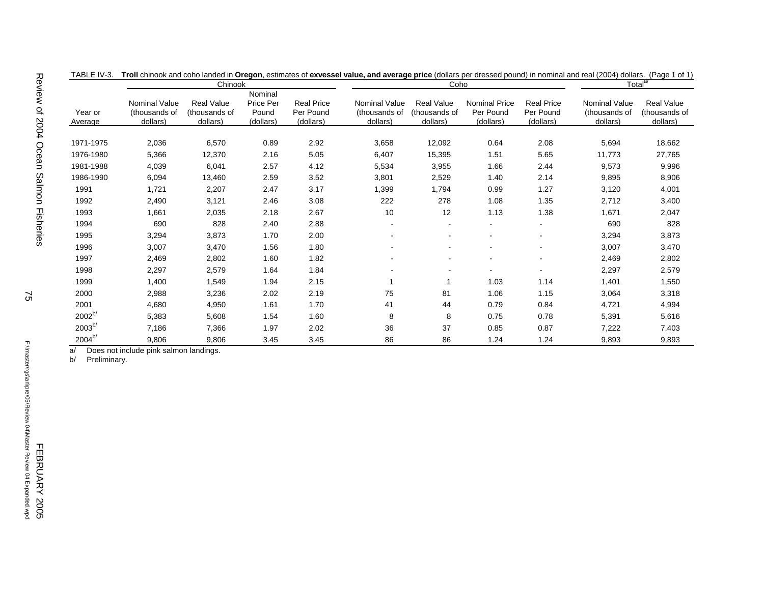TABLE IV-3. **Troll** chinook and coho landed in **Oregon**, estimates of **exvessel value, and average price** (dollars per dressed pound) in nominal and real (2004) dollars. (Page 1 of 1)

| | Chinook | | | | Coho | | | | Total[a/] | |
|---|---|---|---|---|---|---|---|---|---|---|
| Year or Average | Nominal Value (thousands of dollars) | Real Value (thousands of dollars) | Nominal Price Per Pound (dollars) | Real Price Per Pound (dollars) | Nominal Value (thousands of dollars) | Real Value (thousands of dollars) | Nominal Price Per Pound (dollars) | Real Price Per Pound (dollars) | Nominal Value (thousands of dollars) | Real Value (thousands of dollars) |
| 1971-1975 | 2,036 | 6,570 | 0.89 | 2.92 | 3,658 | 12,092 | 0.64 | 2.08 | 5,694 | 18,662 |
| 1976-1980 | 5,366 | 12,370 | 2.16 | 5.05 | 6,407 | 15,395 | 1.51 | 5.65 | 11,773 | 27,765 |
| 1981-1988 | 4,039 | 6,041 | 2.57 | 4.12 | 5,534 | 3,955 | 1.66 | 2.44 | 9,573 | 9,996 |
| 1986-1990 | 6,094 | 13,460 | 2.59 | 3.52 | 3,801 | 2,529 | 1.40 | 2.14 | 9,895 | 8,906 |
| 1991 | 1,721 | 2,207 | 2.47 | 3.17 | 1,399 | 1,794 | 0.99 | 1.27 | 3,120 | 4,001 |
| 1992 | 2,490 | 3,121 | 2.46 | 3.08 | 222 | 278 | 1.08 | 1.35 | 2,712 | 3,400 |
| 1993 | 1,661 | 2,035 | 2.18 | 2.67 | 10 | 12 | 1.13 | 1.38 | 1,671 | 2,047 |
| 1994 | 690 | 828 | 2.40 | 2.88 | - | - | - | - | 690 | 828 |
| 1995 | 3,294 | 3,873 | 1.70 | 2.00 | - | - | - | - | 3,294 | 3,873 |
| 1996 | 3,007 | 3,470 | 1.56 | 1.80 | - | - | - | - | 3,007 | 3,470 |
| 1997 | 2,469 | 2,802 | 1.60 | 1.82 | - | - | - | - | 2,469 | 2,802 |
| 1998 | 2,297 | 2,579 | 1.64 | 1.84 | - | - | - | - | 2,297 | 2,579 |
| 1999 | 1,400 | 1,549 | 1.94 | 2.15 | 1 | 1 | 1.03 | 1.14 | 1,401 | 1,550 |
| 2000 | 2,988 | 3,236 | 2.02 | 2.19 | 75 | 81 | 1.06 | 1.15 | 3,064 | 3,318 |
| 2001 | 4,680 | 4,950 | 1.61 | 1.70 | 41 | 44 | 0.79 | 0.84 | 4,721 | 4,994 |
| 2002[b/] | 5,383 | 5,608 | 1.54 | 1.60 | 8 | 8 | 0.75 | 0.78 | 5,391 | 5,616 |
| 2003[b/] | 7,186 | 7,366 | 1.97 | 2.02 | 36 | 37 | 0.85 | 0.87 | 7,222 | 7,403 |
| 2004[b/] | 9,806 | 9,806 | 3.45 | 3.45 | 86 | 86 | 1.24 | 1.24 | 9,893 | 9,893 |

a/ Does not include pink salmon landings.
b/ Preliminary.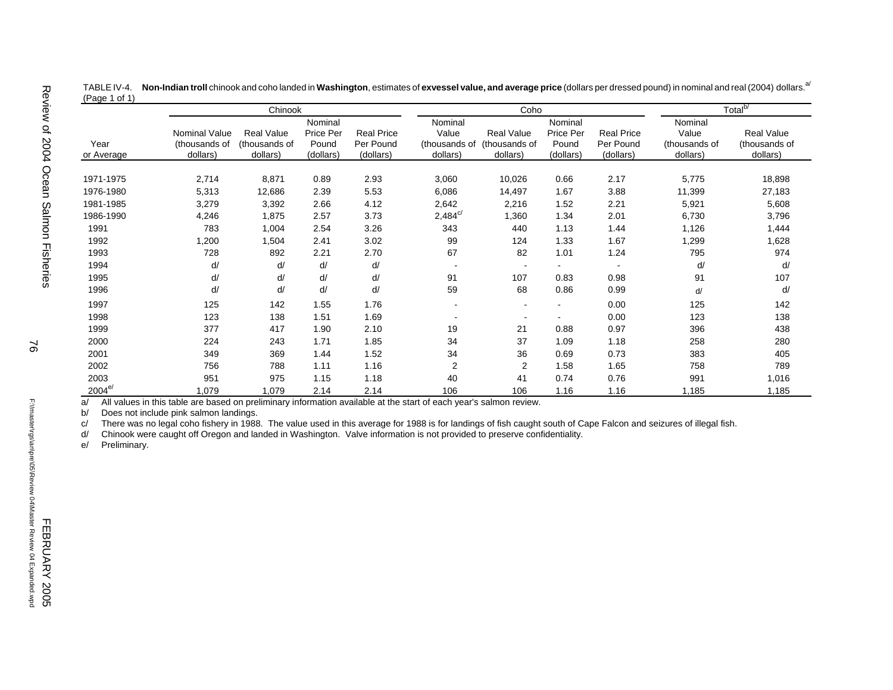TABLE IV-4. **Non-Indian troll** chinook and coho landed in **Washington**, estimates of **exvessel value, and average price** (dollars per dressed pound) in nominal and real (2004) dollars.[a/] (Page 1 of 1)

| | Chinook | | | | Coho | | | | Total[b/] | |
|---|---|---|---|---|---|---|---|---|---|---|
| Year or Average | Nominal Value (thousands of dollars) | Real Value (thousands of dollars) | Nominal Price Per Pound (dollars) | Real Price Per Pound (dollars) | Nominal Value (thousands of dollars) | Real Value (thousands of dollars) | Nominal Price Per Pound (dollars) | Real Price Per Pound (dollars) | Nominal Value (thousands of dollars) | Real Value (thousands of dollars) |
| 1971-1975 | 2,714 | 8,871 | 0.89 | 2.93 | 3,060 | 10,026 | 0.66 | 2.17 | 5,775 | 18,898 |
| 1976-1980 | 5,313 | 12,686 | 2.39 | 5.53 | 6,086 | 14,497 | 1.67 | 3.88 | 11,399 | 27,183 |
| 1981-1985 | 3,279 | 3,392 | 2.66 | 4.12 | 2,642 | 2,216 | 1.52 | 2.21 | 5,921 | 5,608 |
| 1986-1990 | 4,246 | 1,875 | 2.57 | 3.73 | 2,484[c/] | 1,360 | 1.34 | 2.01 | 6,730 | 3,796 |
| 1991 | 783 | 1,004 | 2.54 | 3.26 | 343 | 440 | 1.13 | 1.44 | 1,126 | 1,444 |
| 1992 | 1,200 | 1,504 | 2.41 | 3.02 | 99 | 124 | 1.33 | 1.67 | 1,299 | 1,628 |
| 1993 | 728 | 892 | 2.21 | 2.70 | 67 | 82 | 1.01 | 1.24 | 795 | 974 |
| 1994 | d/ | d/ | d/ | d/ | - | - | - | - | d/ | d/ |
| 1995 | d/ | d/ | d/ | d/ | 91 | 107 | 0.83 | 0.98 | 91 | 107 |
| 1996 | d/ | d/ | d/ | d/ | 59 | 68 | 0.86 | 0.99 | d/ | d/ |
| 1997 | 125 | 142 | 1.55 | 1.76 | - | - | - | 0.00 | 125 | 142 |
| 1998 | 123 | 138 | 1.51 | 1.69 | - | - | - | 0.00 | 123 | 138 |
| 1999 | 377 | 417 | 1.90 | 2.10 | 19 | 21 | 0.88 | 0.97 | 396 | 438 |
| 2000 | 224 | 243 | 1.71 | 1.85 | 34 | 37 | 1.09 | 1.18 | 258 | 280 |
| 2001 | 349 | 369 | 1.44 | 1.52 | 34 | 36 | 0.69 | 0.73 | 383 | 405 |
| 2002 | 756 | 788 | 1.11 | 1.16 | 2 | 2 | 1.58 | 1.65 | 758 | 789 |
| 2003 | 951 | 975 | 1.15 | 1.18 | 40 | 41 | 0.74 | 0.76 | 991 | 1,016 |
| 2004[e/] | 1,079 | 1,079 | 2.14 | 2.14 | 106 | 106 | 1.16 | 1.16 | 1,185 | 1,185 |

a/ All values in this table are based on preliminary information available at the start of each year's salmon review.

b/ Does not include pink salmon landings.

c/ There was no legal coho fishery in 1988. The value used in this average for 1988 is for landings of fish caught south of Cape Falcon and seizures of illegal fish.

d/ Chinook were caught off Oregon and landed in Washington. Valve information is not provided to preserve confidentiality.

e/ Preliminary.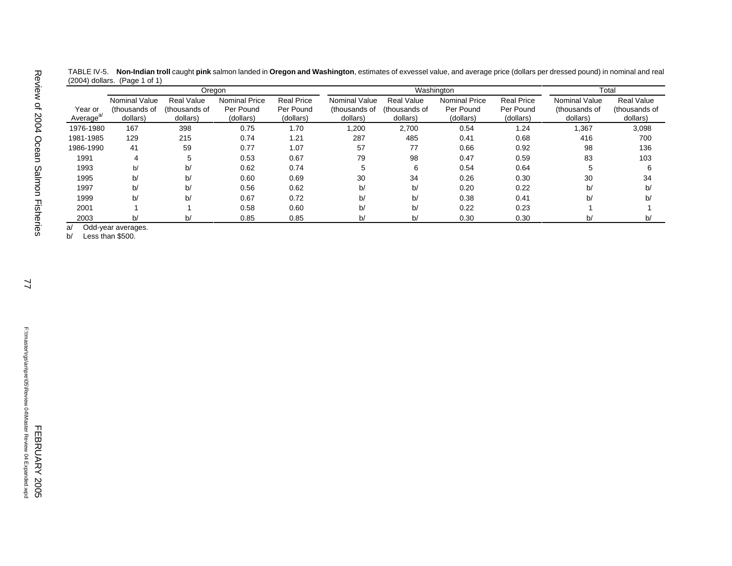TABLE IV-5. **Non-Indian troll** caught **pink** salmon landed in **Oregon and Washington**, estimates of exvessel value, and average price (dollars per dressed pound) in nominal and real (2004) dollars. (Page 1 of 1)

| | Oregon | | | | Washington | | | | Total | |
|---|---|---|---|---|---|---|---|---|---|---|
| Year or Average[a/] | Nominal Value (thousands of dollars) | Real Value (thousands of dollars) | Nominal Price Per Pound (dollars) | Real Price Per Pound (dollars) | Nominal Value (thousands of dollars) | Real Value (thousands of dollars) | Nominal Price Per Pound (dollars) | Real Price Per Pound (dollars) | Nominal Value (thousands of dollars) | Real Value (thousands of dollars) |
| 1976-1980 | 167 | 398 | 0.75 | 1.70 | 1,200 | 2,700 | 0.54 | 1.24 | 1,367 | 3,098 |
| 1981-1985 | 129 | 215 | 0.74 | 1.21 | 287 | 485 | 0.41 | 0.68 | 416 | 700 |
| 1986-1990 | 41 | 59 | 0.77 | 1.07 | 57 | 77 | 0.66 | 0.92 | 98 | 136 |
| 1991 | 4 | 5 | 0.53 | 0.67 | 79 | 98 | 0.47 | 0.59 | 83 | 103 |
| 1993 | b/ | b/ | 0.62 | 0.74 | 5 | 6 | 0.54 | 0.64 | 5 | 6 |
| 1995 | b/ | b/ | 0.60 | 0.69 | 30 | 34 | 0.26 | 0.30 | 30 | 34 |
| 1997 | b/ | b/ | 0.56 | 0.62 | b/ | b/ | 0.20 | 0.22 | b/ | b/ |
| 1999 | b/ | b/ | 0.67 | 0.72 | b/ | b/ | 0.38 | 0.41 | b/ | b/ |
| 2001 | 1 | 1 | 0.58 | 0.60 | b/ | b/ | 0.22 | 0.23 | 1 | 1 |
| 2003 | b/ | b/ | 0.85 | 0.85 | b/ | b/ | 0.30 | 0.30 | b/ | b/ |

a/ Odd-year averages.
b/ Less than $500.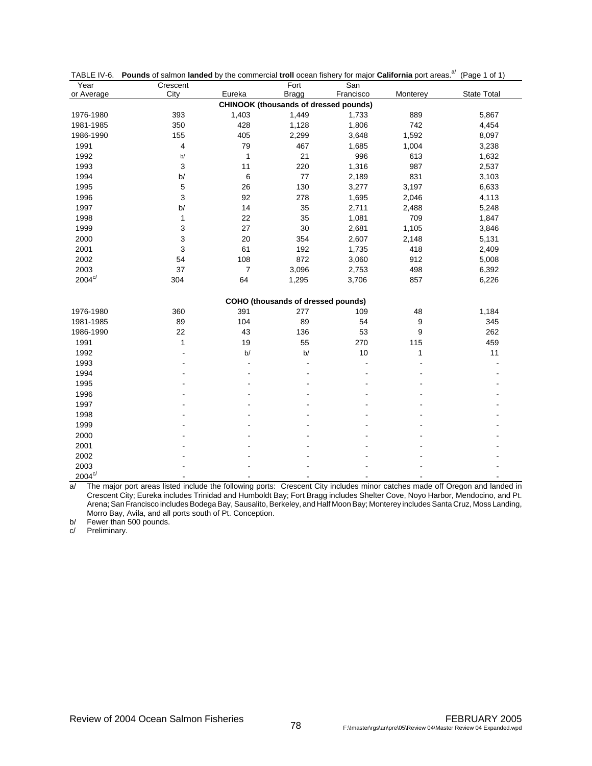TABLE IV-6. **Pounds** of salmon **landed** by the commercial **troll** ocean fishery for major **California** port areas.[a/] (Page 1 of 1)

| Year or Average | Crescent City | Eureka | Fort Bragg | San Francisco | Monterey | State Total |
|---|---|---|---|---|---|---|
| | | | **CHINOOK (thousands of dressed pounds)** | | | |
| 1976-1980 | 393 | 1,403 | 1,449 | 1,733 | 889 | 5,867 |
| 1981-1985 | 350 | 428 | 1,128 | 1,806 | 742 | 4,454 |
| 1986-1990 | 155 | 405 | 2,299 | 3,648 | 1,592 | 8,097 |
| 1991 | 4 | 79 | 467 | 1,685 | 1,004 | 3,238 |
| 1992 | b/ | 1 | 21 | 996 | 613 | 1,632 |
| 1993 | 3 | 11 | 220 | 1,316 | 987 | 2,537 |
| 1994 | b/ | 6 | 77 | 2,189 | 831 | 3,103 |
| 1995 | 5 | 26 | 130 | 3,277 | 3,197 | 6,633 |
| 1996 | 3 | 92 | 278 | 1,695 | 2,046 | 4,113 |
| 1997 | b/ | 14 | 35 | 2,711 | 2,488 | 5,248 |
| 1998 | 1 | 22 | 35 | 1,081 | 709 | 1,847 |
| 1999 | 3 | 27 | 30 | 2,681 | 1,105 | 3,846 |
| 2000 | 3 | 20 | 354 | 2,607 | 2,148 | 5,131 |
| 2001 | 3 | 61 | 192 | 1,735 | 418 | 2,409 |
| 2002 | 54 | 108 | 872 | 3,060 | 912 | 5,008 |
| 2003 | 37 | 7 | 3,096 | 2,753 | 498 | 6,392 |
| 2004[c/] | 304 | 64 | 1,295 | 3,706 | 857 | 6,226 |
| | | | **COHO (thousands of dressed pounds)** | | | |
| 1976-1980 | 360 | 391 | 277 | 109 | 48 | 1,184 |
| 1981-1985 | 89 | 104 | 89 | 54 | 9 | 345 |
| 1986-1990 | 22 | 43 | 136 | 53 | 9 | 262 |
| 1991 | 1 | 19 | 55 | 270 | 115 | 459 |
| 1992 | - | b/ | b/ | 10 | 1 | 11 |
| 1993 | - | - | - | - | - | - |
| 1994 | - | - | - | - | - | - |
| 1995 | - | - | - | - | - | - |
| 1996 | - | - | - | - | - | - |
| 1997 | - | - | - | - | - | - |
| 1998 | - | - | - | - | - | - |
| 1999 | - | - | - | - | - | - |
| 2000 | - | - | - | - | - | - |
| 2001 | - | - | - | - | - | - |
| 2002 | - | - | - | - | - | - |
| 2003 | - | - | - | - | - | - |
| 2004[c/] | - | - | - | - | - | - |

a/ The major port areas listed include the following ports: Crescent City includes minor catches made off Oregon and landed in Crescent City; Eureka includes Trinidad and Humboldt Bay; Fort Bragg includes Shelter Cove, Noyo Harbor, Mendocino, and Pt. Arena; San Francisco includes Bodega Bay, Sausalito, Berkeley, and Half Moon Bay; Monterey includes Santa Cruz, Moss Landing, Morro Bay, Avila, and all ports south of Pt. Conception.

b/ Fewer than 500 pounds.

c/ Preliminary.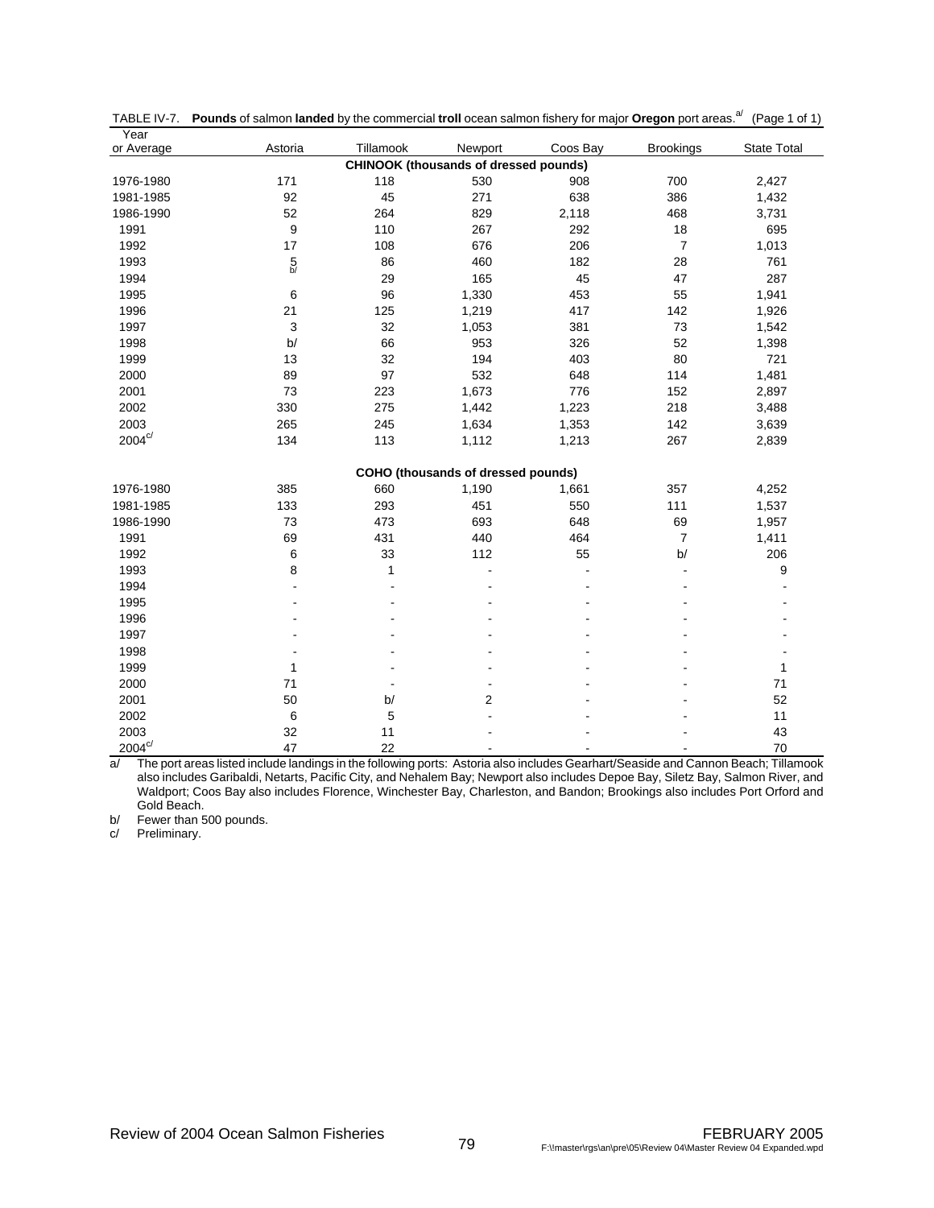TABLE IV-7. **Pounds** of salmon **landed** by the commercial **troll** ocean salmon fishery for major **Oregon** port areas.[a] (Page 1 of 1)

| Year or Average | Astoria | Tillamook | Newport | Coos Bay | Brookings | State Total |
|---|---|---|---|---|---|---|
| | | | **CHINOOK (thousands of dressed pounds)** | | | |
| 1976-1980 | 171 | 118 | 530 | 908 | 700 | 2,427 |
| 1981-1985 | 92 | 45 | 271 | 638 | 386 | 1,432 |
| 1986-1990 | 52 | 264 | 829 | 2,118 | 468 | 3,731 |
| 1991 | 9 | 110 | 267 | 292 | 18 | 695 |
| 1992 | 17 | 108 | 676 | 206 | 7 | 1,013 |
| 1993 | 5 | 86 | 460 | 182 | 28 | 761 |
| 1994 | b/ | 29 | 165 | 45 | 47 | 287 |
| 1995 | 6 | 96 | 1,330 | 453 | 55 | 1,941 |
| 1996 | 21 | 125 | 1,219 | 417 | 142 | 1,926 |
| 1997 | 3 | 32 | 1,053 | 381 | 73 | 1,542 |
| 1998 | b/ | 66 | 953 | 326 | 52 | 1,398 |
| 1999 | 13 | 32 | 194 | 403 | 80 | 721 |
| 2000 | 89 | 97 | 532 | 648 | 114 | 1,481 |
| 2001 | 73 | 223 | 1,673 | 776 | 152 | 2,897 |
| 2002 | 330 | 275 | 1,442 | 1,223 | 218 | 3,488 |
| 2003 | 265 | 245 | 1,634 | 1,353 | 142 | 3,639 |
| 2004[c/] | 134 | 113 | 1,112 | 1,213 | 267 | 2,839 |
| | | | **COHO (thousands of dressed pounds)** | | | |
| 1976-1980 | 385 | 660 | 1,190 | 1,661 | 357 | 4,252 |
| 1981-1985 | 133 | 293 | 451 | 550 | 111 | 1,537 |
| 1986-1990 | 73 | 473 | 693 | 648 | 69 | 1,957 |
| 1991 | 69 | 431 | 440 | 464 | 7 | 1,411 |
| 1992 | 6 | 33 | 112 | 55 | b/ | 206 |
| 1993 | 8 | 1 | - | - | - | 9 |
| 1994 | - | - | - | - | - | - |
| 1995 | - | - | - | - | - | - |
| 1996 | - | - | - | - | - | - |
| 1997 | - | - | - | - | - | - |
| 1998 | - | - | - | - | - | - |
| 1999 | 1 | - | - | - | - | 1 |
| 2000 | 71 | - | - | - | - | 71 |
| 2001 | 50 | b/ | 2 | - | - | 52 |
| 2002 | 6 | 5 | - | - | - | 11 |
| 2003 | 32 | 11 | - | - | - | 43 |
| 2004[c/] | 47 | 22 | - | - | - | 70 |

a/ The port areas listed include landings in the following ports: Astoria also includes Gearhart/Seaside and Cannon Beach; Tillamook also includes Garibaldi, Netarts, Pacific City, and Nehalem Bay; Newport also includes Depoe Bay, Siletz Bay, Salmon River, and Waldport; Coos Bay also includes Florence, Winchester Bay, Charleston, and Bandon; Brookings also includes Port Orford and Gold Beach.

b/ Fewer than 500 pounds.

c/ Preliminary.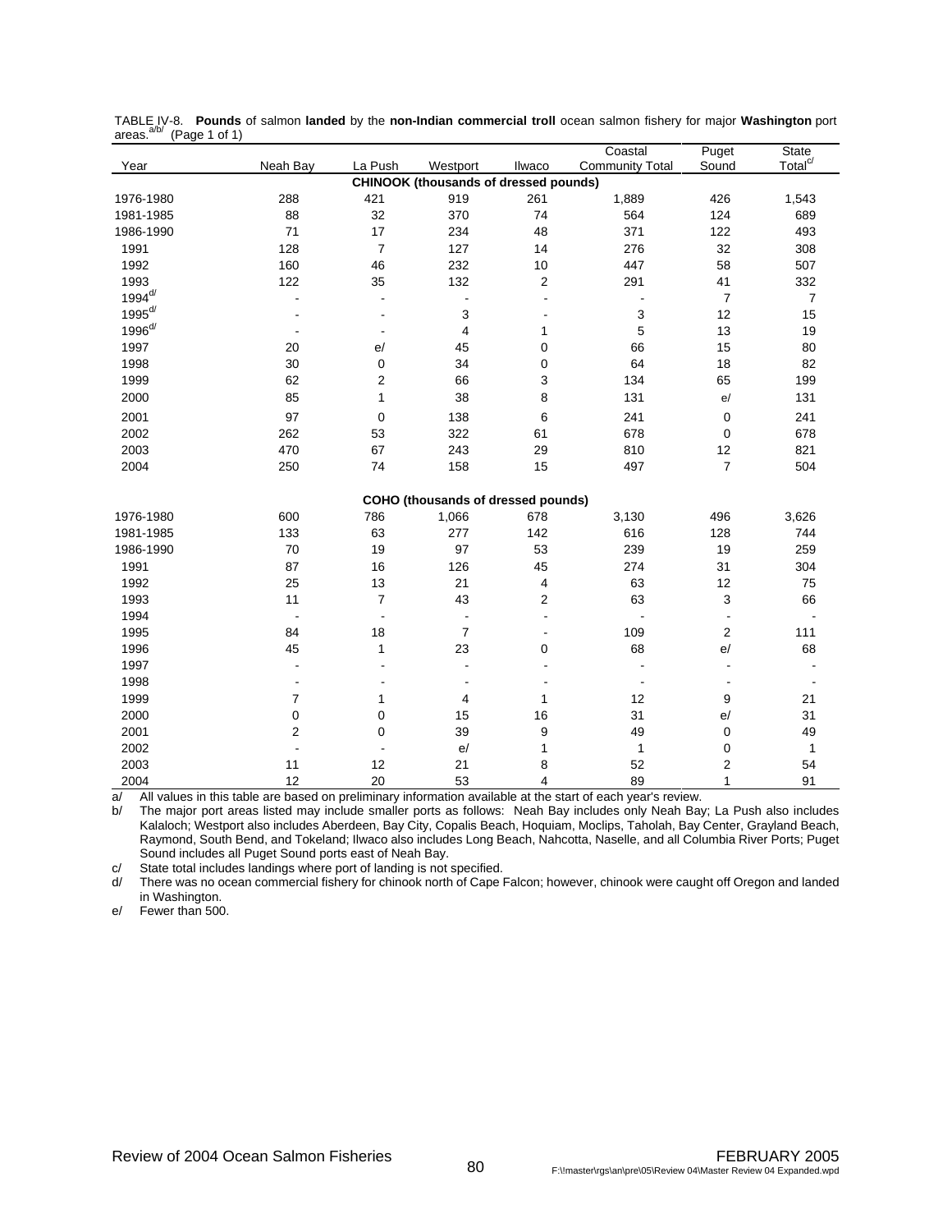TABLE IV-8. **Pounds** of salmon **landed** by the **non-Indian commercial troll** ocean salmon fishery for major **Washington** port areas.[a/b/] (Page 1 of 1)

| Year | Neah Bay | La Push | Westport | Ilwaco | Coastal Community Total | Puget Sound | State Total[c/] |
|---|---|---|---|---|---|---|---|
| | | | **CHINOOK (thousands of dressed pounds)** | | | | |
| 1976-1980 | 288 | 421 | 919 | 261 | 1,889 | 426 | 1,543 |
| 1981-1985 | 88 | 32 | 370 | 74 | 564 | 124 | 689 |
| 1986-1990 | 71 | 17 | 234 | 48 | 371 | 122 | 493 |
| 1991 | 128 | 7 | 127 | 14 | 276 | 32 | 308 |
| 1992 | 160 | 46 | 232 | 10 | 447 | 58 | 507 |
| 1993 | 122 | 35 | 132 | 2 | 291 | 41 | 332 |
| 1994[d/] | - | - | - | - | - | 7 | 7 |
| 1995[d/] | - | - | 3 | - | 3 | 12 | 15 |
| 1996[d/] | - | - | 4 | 1 | 5 | 13 | 19 |
| 1997 | 20 | e/ | 45 | 0 | 66 | 15 | 80 |
| 1998 | 30 | 0 | 34 | 0 | 64 | 18 | 82 |
| 1999 | 62 | 2 | 66 | 3 | 134 | 65 | 199 |
| 2000 | 85 | 1 | 38 | 8 | 131 | e/ | 131 |
| 2001 | 97 | 0 | 138 | 6 | 241 | 0 | 241 |
| 2002 | 262 | 53 | 322 | 61 | 678 | 0 | 678 |
| 2003 | 470 | 67 | 243 | 29 | 810 | 12 | 821 |
| 2004 | 250 | 74 | 158 | 15 | 497 | 7 | 504 |
| | | | **COHO (thousands of dressed pounds)** | | | | |
| 1976-1980 | 600 | 786 | 1,066 | 678 | 3,130 | 496 | 3,626 |
| 1981-1985 | 133 | 63 | 277 | 142 | 616 | 128 | 744 |
| 1986-1990 | 70 | 19 | 97 | 53 | 239 | 19 | 259 |
| 1991 | 87 | 16 | 126 | 45 | 274 | 31 | 304 |
| 1992 | 25 | 13 | 21 | 4 | 63 | 12 | 75 |
| 1993 | 11 | 7 | 43 | 2 | 63 | 3 | 66 |
| 1994 | - | - | - | - | - | - | - |
| 1995 | 84 | 18 | 7 | - | 109 | 2 | 111 |
| 1996 | 45 | 1 | 23 | 0 | 68 | e/ | 68 |
| 1997 | - | - | - | - | - | - | - |
| 1998 | - | - | - | - | - | - | - |
| 1999 | 7 | 1 | 4 | 1 | 12 | 9 | 21 |
| 2000 | 0 | 0 | 15 | 16 | 31 | e/ | 31 |
| 2001 | 2 | 0 | 39 | 9 | 49 | 0 | 49 |
| 2002 | - | - | e/ | 1 | 1 | 0 | 1 |
| 2003 | 11 | 12 | 21 | 8 | 52 | 2 | 54 |
| 2004 | 12 | 20 | 53 | 4 | 89 | 1 | 91 |

a/ All values in this table are based on preliminary information available at the start of each year's review.

b/ The major port areas listed may include smaller ports as follows: Neah Bay includes only Neah Bay; La Push also includes Kalaloch; Westport also includes Aberdeen, Bay City, Copalis Beach, Hoquiam, Moclips, Taholah, Bay Center, Grayland Beach, Raymond, South Bend, and Tokeland; Ilwaco also includes Long Beach, Nahcotta, Naselle, and all Columbia River Ports; Puget Sound includes all Puget Sound ports east of Neah Bay.

c/ State total includes landings where port of landing is not specified.

d/ There was no ocean commercial fishery for chinook north of Cape Falcon; however, chinook were caught off Oregon and landed in Washington.

e/ Fewer than 500.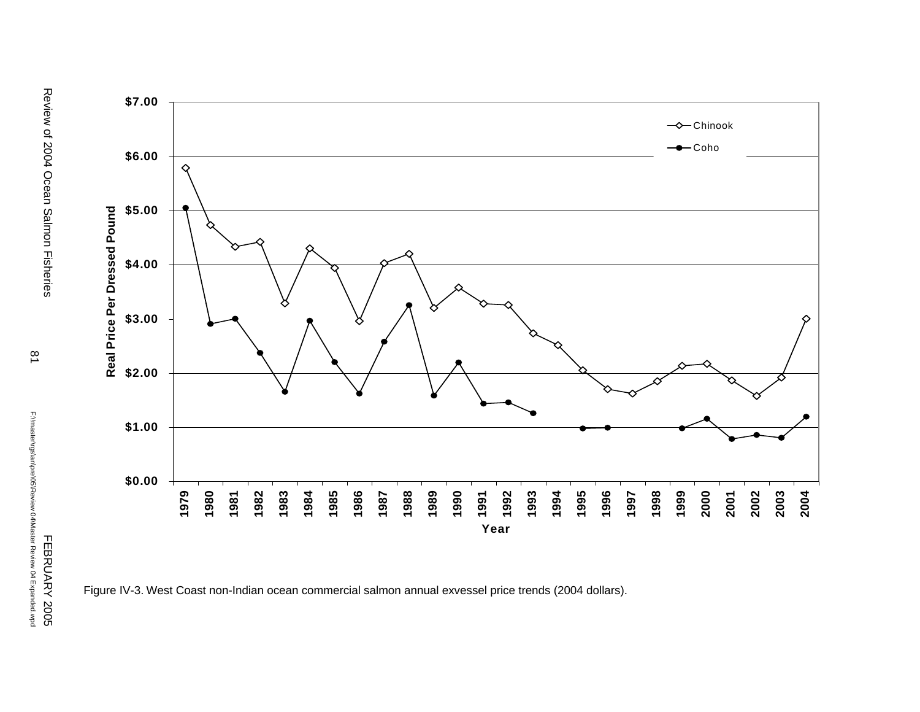Figure IV-3. West Coast non-Indian ocean commercial salmon annual exvessel price trends (2004 dollars).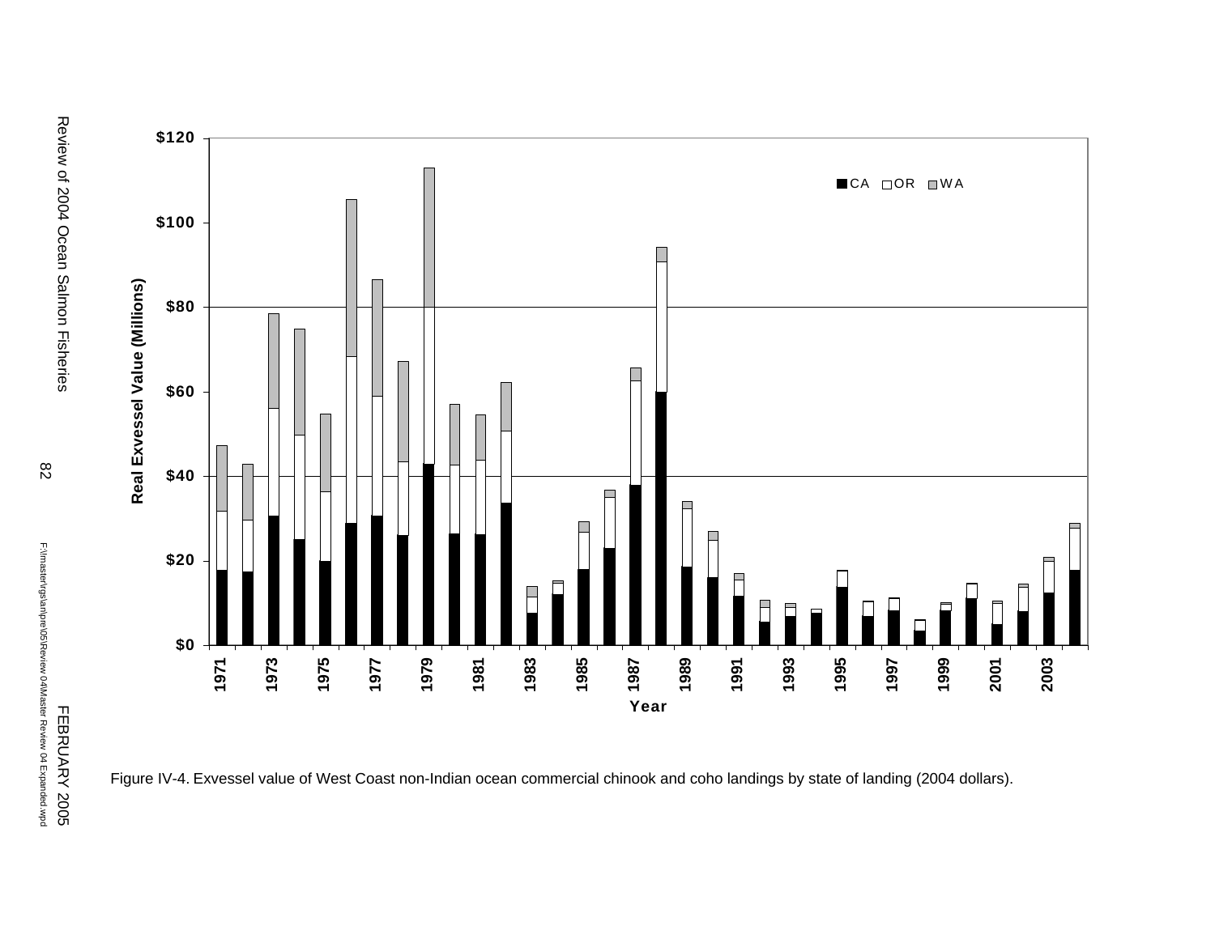Figure IV-4. Exvessel value of West Coast non-Indian ocean commercial chinook and coho landings by state of landing (2004 dollars).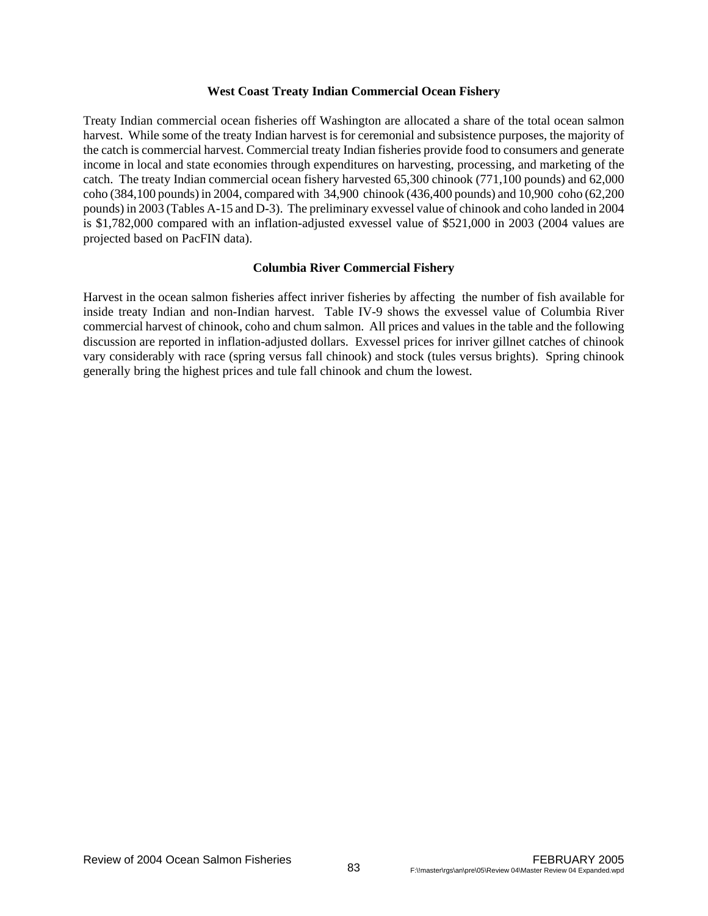### West Coast Treaty Indian Commercial Ocean Fishery

Treaty Indian commercial ocean fisheries off Washington are allocated a share of the total ocean salmon harvest. While some of the treaty Indian harvest is for ceremonial and subsistence purposes, the majority of the catch is commercial harvest. Commercial treaty Indian fisheries provide food to consumers and generate income in local and state economies through expenditures on harvesting, processing, and marketing of the catch. The treaty Indian commercial ocean fishery harvested 65,300 chinook (771,100 pounds) and 62,000 coho (384,100 pounds) in 2004, compared with 34,900 chinook (436,400 pounds) and 10,900 coho (62,200 pounds) in 2003 (Tables A-15 and D-3). The preliminary exvessel value of chinook and coho landed in 2004 is $1,782,000 compared with an inflation-adjusted exvessel value of $521,000 in 2003 (2004 values are projected based on PacFIN data).

### Columbia River Commercial Fishery

Harvest in the ocean salmon fisheries affect inriver fisheries by affecting the number of fish available for inside treaty Indian and non-Indian harvest. Table IV-9 shows the exvessel value of Columbia River commercial harvest of chinook, coho and chum salmon. All prices and values in the table and the following discussion are reported in inflation-adjusted dollars. Exvessel prices for inriver gillnet catches of chinook vary considerably with race (spring versus fall chinook) and stock (tules versus brights). Spring chinook generally bring the highest prices and tule fall chinook and chum the lowest.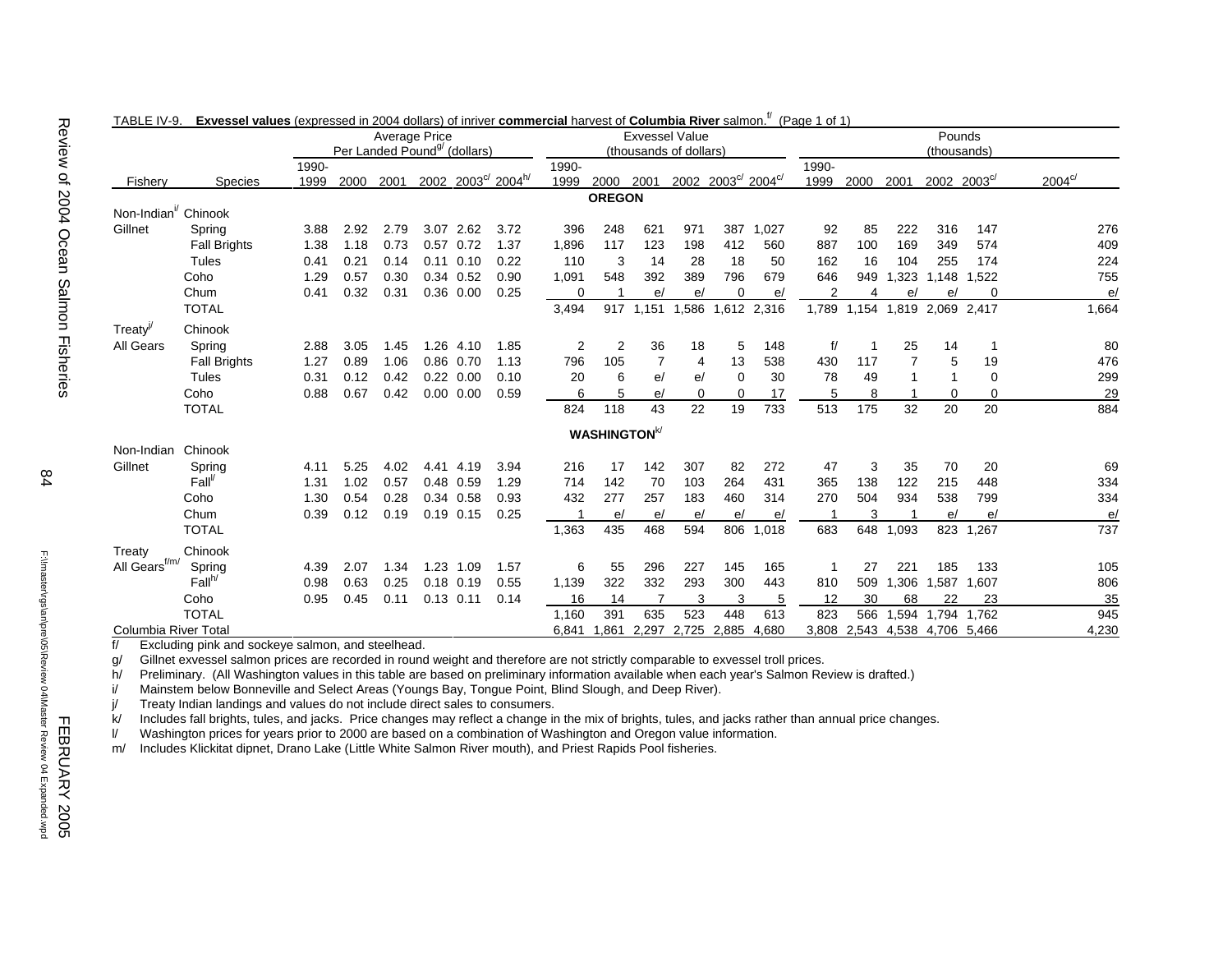TABLE IV-9. **Exvessel values** (expressed in 2004 dollars) of inriver **commercial** harvest of **Columbia River** salmon.[f/] (Page 1 of 1)

| | | Average Price Per Landed Pound[g/] (dollars) | | | | | | Exvessel Value (thousands of dollars) | | | | | | Pounds (thousands) | | | | | |
|---|---|---|---|---|---|---|---|---|---|---|---|---|---|---|---|---|---|---|---|
| Fishery | Species | 1990-1999 | 2000 | 2001 | 2002 | 2003[c/] | 2004[h/] | 1990-1999 | 2000 | 2001 | 2002 | 2003[c/] | 2004[c/] | 1990-1999 | 2000 | 2001 | 2002 | 2003[c/] | 2004[c/] |
| | | | | | | | | **OREGON** | | | | | | | | | | | |
| Non-Indian[i/] | Chinook | | | | | | | | | | | | | | | | | | |
| Gillnet | Spring | 3.88 | 2.92 | 2.79 | 3.07 | 2.62 | 3.72 | 396 | 248 | 621 | 971 | 387 | 1,027 | 92 | 85 | 222 | 316 | 147 | 276 |
| | Fall Brights | 1.38 | 1.18 | 0.73 | 0.57 | 0.72 | 1.37 | 1,896 | 117 | 123 | 198 | 412 | 560 | 887 | 100 | 169 | 349 | 574 | 409 |
| | Tules | 0.41 | 0.21 | 0.14 | 0.11 | 0.10 | 0.22 | 110 | 3 | 14 | 28 | 18 | 50 | 162 | 16 | 104 | 255 | 174 | 224 |
| | Coho | 1.29 | 0.57 | 0.30 | 0.34 | 0.52 | 0.90 | 1,091 | 548 | 392 | 389 | 796 | 679 | 646 | 949 | 1,323 | 1,148 | 1,522 | 755 |
| | Chum | 0.41 | 0.32 | 0.31 | 0.36 | 0.00 | 0.25 | 0 | 1 | e/ | e/ | 0 | e/ | 2 | 4 | e/ | e/ | 0 | e/ |
| | TOTAL | | | | | | | 3,494 | 917 | 1,151 | 1,586 | 1,612 | 2,316 | 1,789 | 1,154 | 1,819 | 2,069 | 2,417 | 1,664 |
| Treaty[j/] | Chinook | | | | | | | | | | | | | | | | | | |
| All Gears | Spring | 2.88 | 3.05 | 1.45 | 1.26 | 4.10 | 1.85 | 2 | 2 | 36 | 18 | 5 | 148 | f/ | 1 | 25 | 14 | 1 | 80 |
| | Fall Brights | 1.27 | 0.89 | 1.06 | 0.86 | 0.70 | 1.13 | 796 | 105 | 7 | 4 | 13 | 538 | 430 | 117 | 7 | 5 | 19 | 476 |
| | Tules | 0.31 | 0.12 | 0.42 | 0.22 | 0.00 | 0.10 | 20 | 6 | e/ | e/ | 0 | 30 | 78 | 49 | 1 | 1 | 0 | 299 |
| | Coho | 0.88 | 0.67 | 0.42 | 0.00 | 0.00 | 0.59 | 6 | 5 | e/ | 0 | 0 | 17 | 5 | 8 | 1 | 0 | 0 | 29 |
| | TOTAL | | | | | | | 824 | 118 | 43 | 22 | 19 | 733 | 513 | 175 | 32 | 20 | 20 | 884 |
| | | | | | | | | **WASHINGTON**[k/] | | | | | | | | | | | |
| Non-Indian | Chinook | | | | | | | | | | | | | | | | | | |
| Gillnet | Spring | 4.11 | 5.25 | 4.02 | 4.41 | 4.19 | 3.94 | 216 | 17 | 142 | 307 | 82 | 272 | 47 | 3 | 35 | 70 | 20 | 69 |
| | Fall[l/] | 1.31 | 1.02 | 0.57 | 0.48 | 0.59 | 1.29 | 714 | 142 | 70 | 103 | 264 | 431 | 365 | 138 | 122 | 215 | 448 | 334 |
| | Coho | 1.30 | 0.54 | 0.28 | 0.34 | 0.58 | 0.93 | 432 | 277 | 257 | 183 | 460 | 314 | 270 | 504 | 934 | 538 | 799 | 334 |
| | Chum | 0.39 | 0.12 | 0.19 | 0.19 | 0.15 | 0.25 | 1 | e/ | e/ | e/ | e/ | e/ | 1 | 3 | 1 | e/ | e/ | e/ |
| | TOTAL | | | | | | | 1,363 | 435 | 468 | 594 | 806 | 1,018 | 683 | 648 | 1,093 | 823 | 1,267 | 737 |
| Treaty | Chinook | | | | | | | | | | | | | | | | | | |
| All Gears[f/m/] | Spring | 4.39 | 2.07 | 1.34 | 1.23 | 1.09 | 1.57 | 6 | 55 | 296 | 227 | 145 | 165 | 1 | 27 | 221 | 185 | 133 | 105 |
| | Fall[h/] | 0.98 | 0.63 | 0.25 | 0.18 | 0.19 | 0.55 | 1,139 | 322 | 332 | 293 | 300 | 443 | 810 | 509 | 1,306 | 1,587 | 1,607 | 806 |
| | Coho | 0.95 | 0.45 | 0.11 | 0.13 | 0.11 | 0.14 | 16 | 14 | 7 | 3 | 3 | 5 | 12 | 30 | 68 | 22 | 23 | 35 |
| | TOTAL | | | | | | | 1,160 | 391 | 635 | 523 | 448 | 613 | 823 | 566 | 1,594 | 1,794 | 1,762 | 945 |
| Columbia River Total | | | | | | | | 6,841 | 1,861 | 2,297 | 2,725 | 2,885 | 4,680 | 3,808 | 2,543 | 4,538 | 4,706 | 5,466 | 4,230 |

f/ Excluding pink and sockeye salmon, and steelhead.
g/ Gillnet exvessel salmon prices are recorded in round weight and therefore are not strictly comparable to exvessel troll prices.
h/ Preliminary. (All Washington values in this table are based on preliminary information available when each year's Salmon Review is drafted.)
i/ Mainstem below Bonneville and Select Areas (Youngs Bay, Tongue Point, Blind Slough, and Deep River).
j/ Treaty Indian landings and values do not include direct sales to consumers.
k/ Includes fall brights, tules, and jacks. Price changes may reflect a change in the mix of brights, tules, and jacks rather than annual price changes.
l/ Washington prices for years prior to 2000 are based on a combination of Washington and Oregon value information.
m/ Includes Klickitat dipnet, Drano Lake (Little White Salmon River mouth), and Priest Rapids Pool fisheries.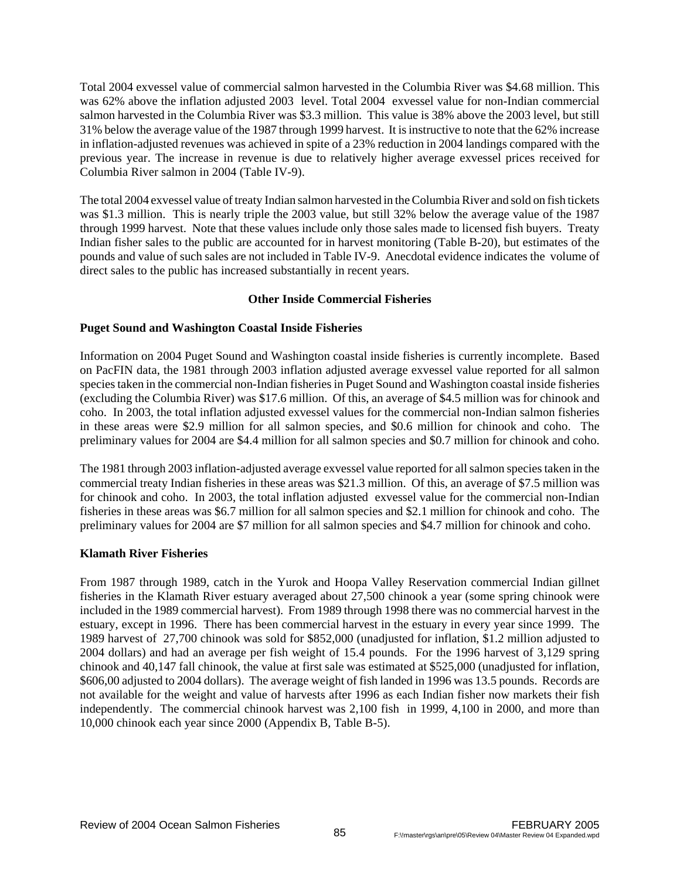Total 2004 exvessel value of commercial salmon harvested in the Columbia River was $4.68 million. This was 62% above the inflation adjusted 2003 level. Total 2004 exvessel value for non-Indian commercial salmon harvested in the Columbia River was $3.3 million. This value is 38% above the 2003 level, but still 31% below the average value of the 1987 through 1999 harvest. It is instructive to note that the 62% increase in inflation-adjusted revenues was achieved in spite of a 23% reduction in 2004 landings compared with the previous year. The increase in revenue is due to relatively higher average exvessel prices received for Columbia River salmon in 2004 (Table IV-9).

The total 2004 exvessel value of treaty Indian salmon harvested in the Columbia River and sold on fish tickets was $1.3 million. This is nearly triple the 2003 value, but still 32% below the average value of the 1987 through 1999 harvest. Note that these values include only those sales made to licensed fish buyers. Treaty Indian fisher sales to the public are accounted for in harvest monitoring (Table B-20), but estimates of the pounds and value of such sales are not included in Table IV-9. Anecdotal evidence indicates the volume of direct sales to the public has increased substantially in recent years.

## Other Inside Commercial Fisheries

### Puget Sound and Washington Coastal Inside Fisheries

Information on 2004 Puget Sound and Washington coastal inside fisheries is currently incomplete. Based on PacFIN data, the 1981 through 2003 inflation adjusted average exvessel value reported for all salmon species taken in the commercial non-Indian fisheries in Puget Sound and Washington coastal inside fisheries (excluding the Columbia River) was $17.6 million. Of this, an average of $4.5 million was for chinook and coho. In 2003, the total inflation adjusted exvessel values for the commercial non-Indian salmon fisheries in these areas were $2.9 million for all salmon species, and $0.6 million for chinook and coho. The preliminary values for 2004 are $4.4 million for all salmon species and $0.7 million for chinook and coho.

The 1981 through 2003 inflation-adjusted average exvessel value reported for all salmon species taken in the commercial treaty Indian fisheries in these areas was $21.3 million. Of this, an average of $7.5 million was for chinook and coho. In 2003, the total inflation adjusted exvessel value for the commercial non-Indian fisheries in these areas was $6.7 million for all salmon species and $2.1 million for chinook and coho. The preliminary values for 2004 are $7 million for all salmon species and $4.7 million for chinook and coho.

### Klamath River Fisheries

From 1987 through 1989, catch in the Yurok and Hoopa Valley Reservation commercial Indian gillnet fisheries in the Klamath River estuary averaged about 27,500 chinook a year (some spring chinook were included in the 1989 commercial harvest). From 1989 through 1998 there was no commercial harvest in the estuary, except in 1996. There has been commercial harvest in the estuary in every year since 1999. The 1989 harvest of 27,700 chinook was sold for $852,000 (unadjusted for inflation, $1.2 million adjusted to 2004 dollars) and had an average per fish weight of 15.4 pounds. For the 1996 harvest of 3,129 spring chinook and 40,147 fall chinook, the value at first sale was estimated at $525,000 (unadjusted for inflation, $606,00 adjusted to 2004 dollars). The average weight of fish landed in 1996 was 13.5 pounds. Records are not available for the weight and value of harvests after 1996 as each Indian fisher now markets their fish independently. The commercial chinook harvest was 2,100 fish in 1999, 4,100 in 2000, and more than 10,000 chinook each year since 2000 (Appendix B, Table B-5).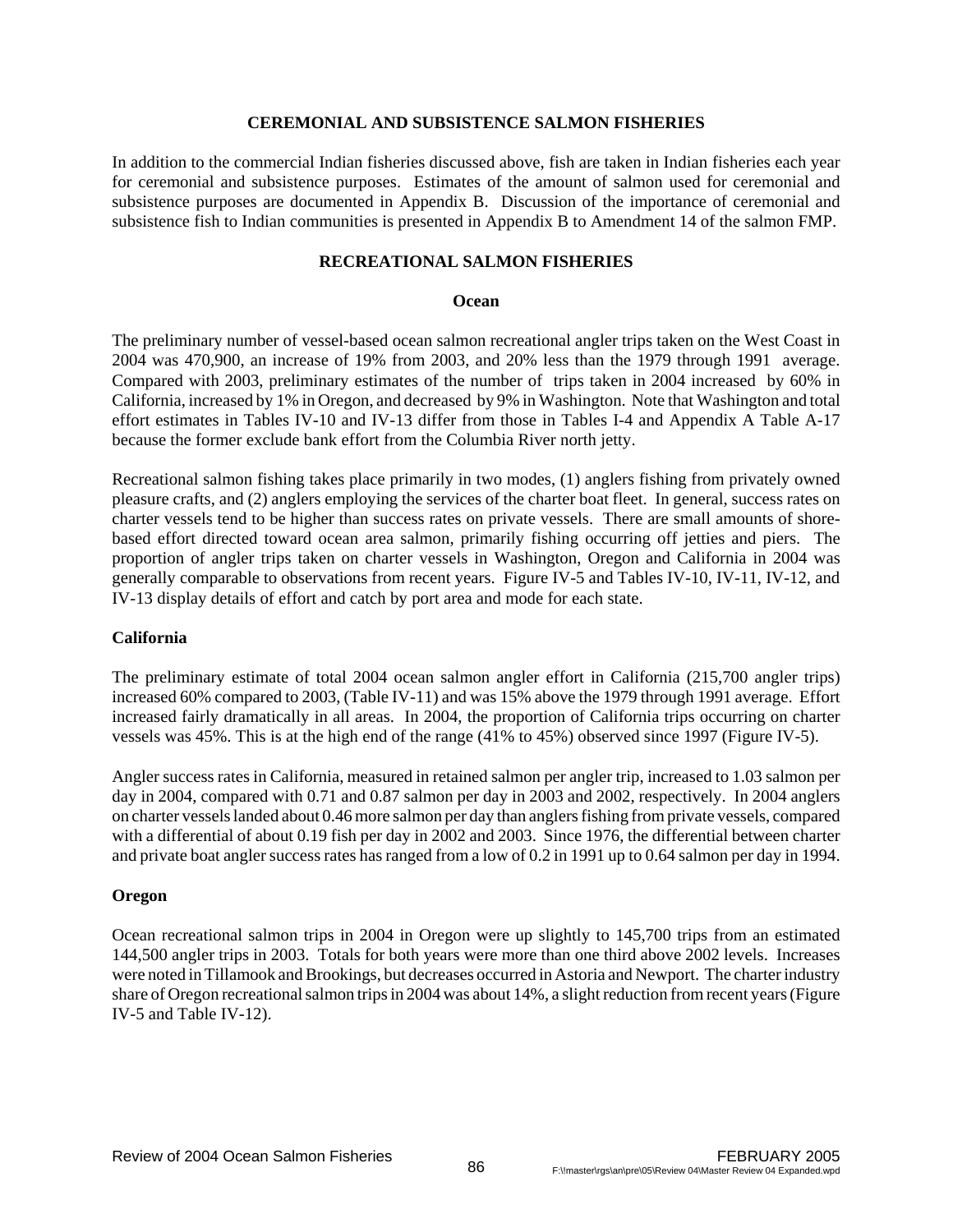## CEREMONIAL AND SUBSISTENCE SALMON FISHERIES

In addition to the commercial Indian fisheries discussed above, fish are taken in Indian fisheries each year for ceremonial and subsistence purposes. Estimates of the amount of salmon used for ceremonial and subsistence purposes are documented in Appendix B. Discussion of the importance of ceremonial and subsistence fish to Indian communities is presented in Appendix B to Amendment 14 of the salmon FMP.

## RECREATIONAL SALMON FISHERIES

### Ocean

The preliminary number of vessel-based ocean salmon recreational angler trips taken on the West Coast in 2004 was 470,900, an increase of 19% from 2003, and 20% less than the 1979 through 1991 average. Compared with 2003, preliminary estimates of the number of trips taken in 2004 increased by 60% in California, increased by 1% in Oregon, and decreased by 9% in Washington. Note that Washington and total effort estimates in Tables IV-10 and IV-13 differ from those in Tables I-4 and Appendix A Table A-17 because the former exclude bank effort from the Columbia River north jetty.

Recreational salmon fishing takes place primarily in two modes, (1) anglers fishing from privately owned pleasure crafts, and (2) anglers employing the services of the charter boat fleet. In general, success rates on charter vessels tend to be higher than success rates on private vessels. There are small amounts of shore-based effort directed toward ocean area salmon, primarily fishing occurring off jetties and piers. The proportion of angler trips taken on charter vessels in Washington, Oregon and California in 2004 was generally comparable to observations from recent years. Figure IV-5 and Tables IV-10, IV-11, IV-12, and IV-13 display details of effort and catch by port area and mode for each state.

### California

The preliminary estimate of total 2004 ocean salmon angler effort in California (215,700 angler trips) increased 60% compared to 2003, (Table IV-11) and was 15% above the 1979 through 1991 average. Effort increased fairly dramatically in all areas. In 2004, the proportion of California trips occurring on charter vessels was 45%. This is at the high end of the range (41% to 45%) observed since 1997 (Figure IV-5).

Angler success rates in California, measured in retained salmon per angler trip, increased to 1.03 salmon per day in 2004, compared with 0.71 and 0.87 salmon per day in 2003 and 2002, respectively. In 2004 anglers on charter vessels landed about 0.46 more salmon per day than anglers fishing from private vessels, compared with a differential of about 0.19 fish per day in 2002 and 2003. Since 1976, the differential between charter and private boat angler success rates has ranged from a low of 0.2 in 1991 up to 0.64 salmon per day in 1994.

### Oregon

Ocean recreational salmon trips in 2004 in Oregon were up slightly to 145,700 trips from an estimated 144,500 angler trips in 2003. Totals for both years were more than one third above 2002 levels. Increases were noted in Tillamook and Brookings, but decreases occurred in Astoria and Newport. The charter industry share of Oregon recreational salmon trips in 2004 was about 14%, a slight reduction from recent years (Figure IV-5 and Table IV-12).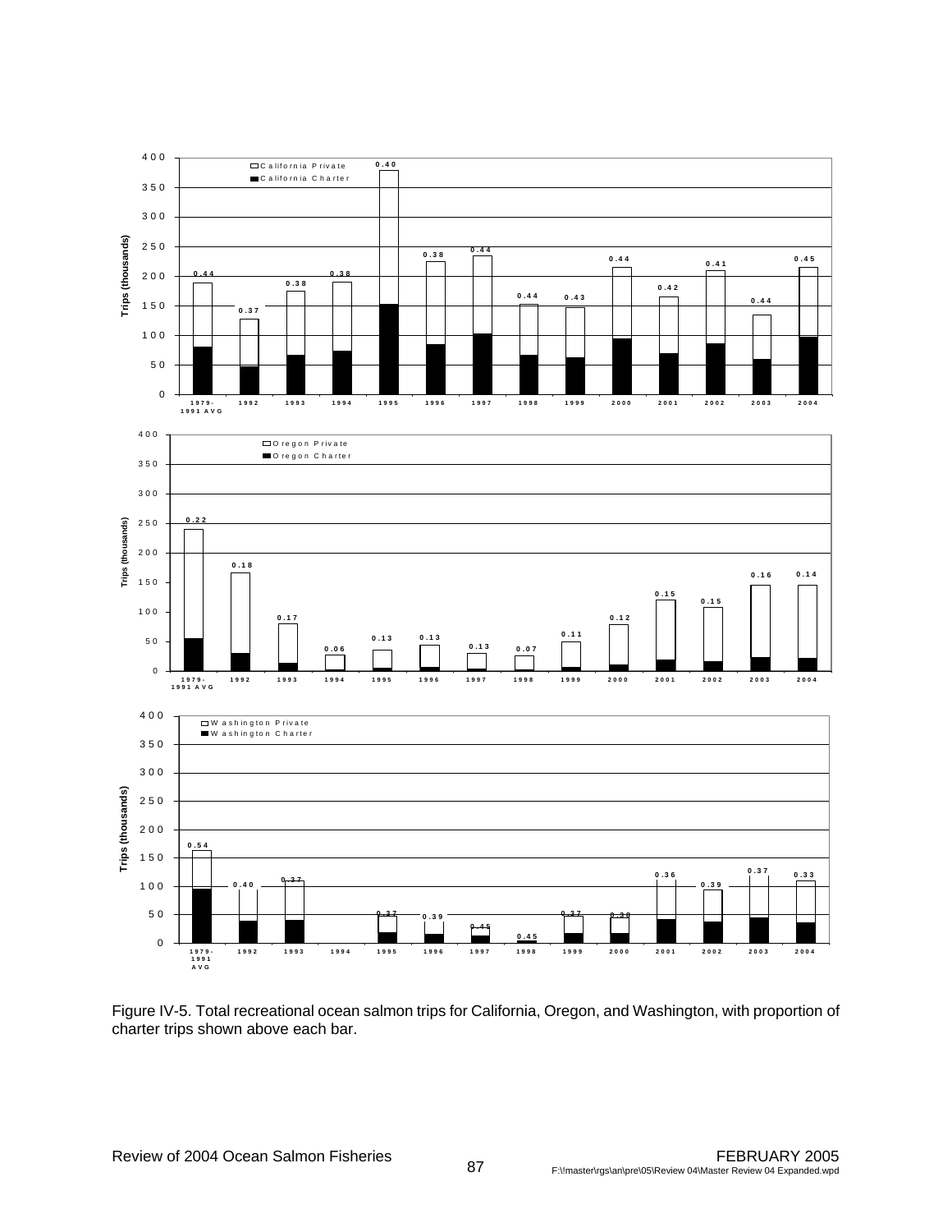Figure IV-5. Total recreational ocean salmon trips for California, Oregon, and Washington, with proportion of charter trips shown above each bar.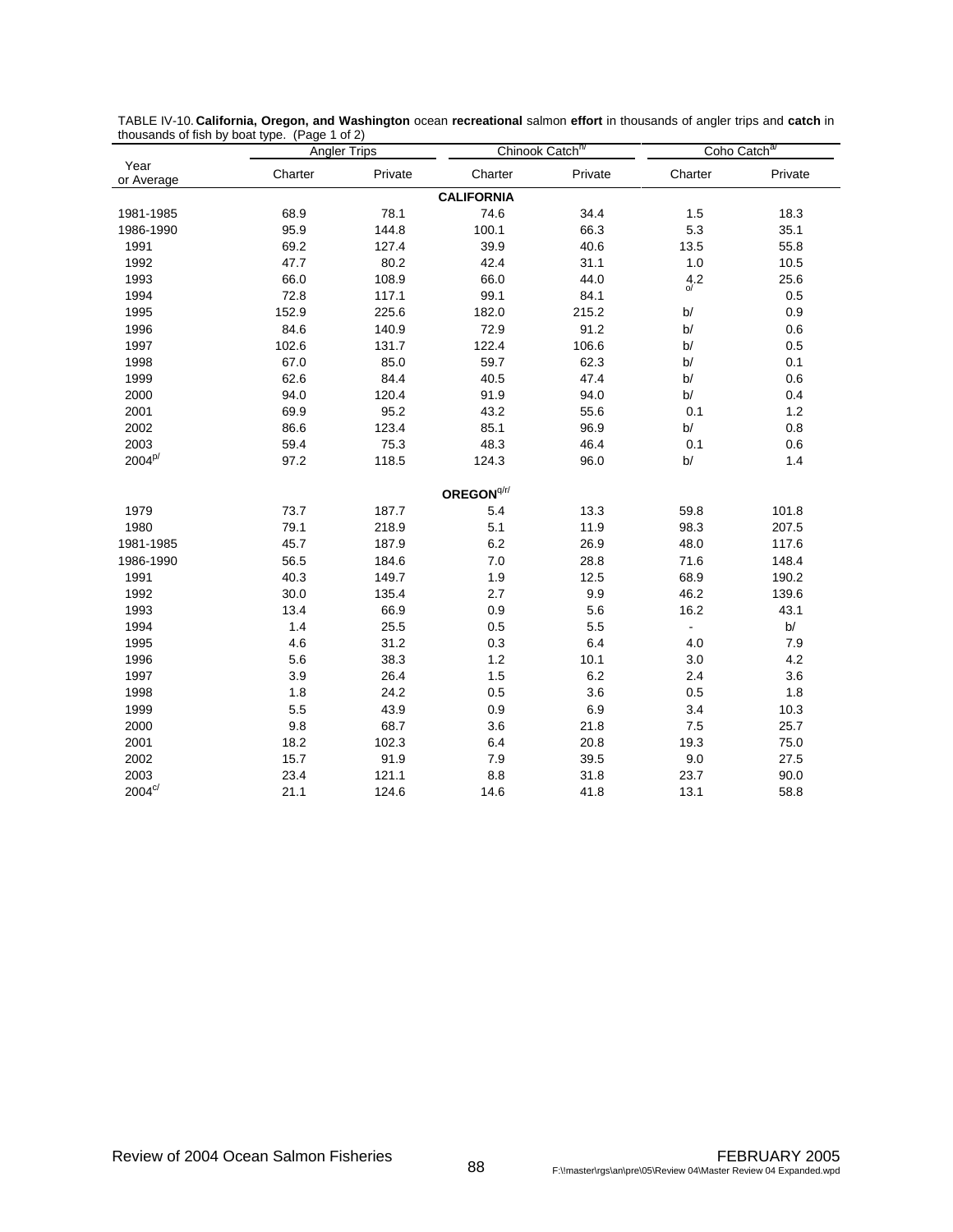TABLE IV-10. **California, Oregon, and Washington** ocean **recreational** salmon **effort** in thousands of angler trips and **catch** in thousands of fish by boat type. (Page 1 of 2)

| Year or Average | Angler Trips | | Chinook Catch[n/] | | Coho Catch[a/] | |
|---|---|---|---|---|---|---|
| | Charter | Private | Charter | Private | Charter | Private |
| | | | **CALIFORNIA** | | | |
| 1981-1985 | 68.9 | 78.1 | 74.6 | 34.4 | 1.5 | 18.3 |
| 1986-1990 | 95.9 | 144.8 | 100.1 | 66.3 | 5.3 | 35.1 |
| 1991 | 69.2 | 127.4 | 39.9 | 40.6 | 13.5 | 55.8 |
| 1992 | 47.7 | 80.2 | 42.4 | 31.1 | 1.0 | 10.5 |
| 1993 | 66.0 | 108.9 | 66.0 | 44.0 | 4.2 | 25.6 |
| 1994 | 72.8 | 117.1 | 99.1 | 84.1 | o/ | 0.5 |
| 1995 | 152.9 | 225.6 | 182.0 | 215.2 | b/ | 0.9 |
| 1996 | 84.6 | 140.9 | 72.9 | 91.2 | b/ | 0.6 |
| 1997 | 102.6 | 131.7 | 122.4 | 106.6 | b/ | 0.5 |
| 1998 | 67.0 | 85.0 | 59.7 | 62.3 | b/ | 0.1 |
| 1999 | 62.6 | 84.4 | 40.5 | 47.4 | b/ | 0.6 |
| 2000 | 94.0 | 120.4 | 91.9 | 94.0 | b/ | 0.4 |
| 2001 | 69.9 | 95.2 | 43.2 | 55.6 | 0.1 | 1.2 |
| 2002 | 86.6 | 123.4 | 85.1 | 96.9 | b/ | 0.8 |
| 2003 | 59.4 | 75.3 | 48.3 | 46.4 | 0.1 | 0.6 |
| 2004[p/] | 97.2 | 118.5 | 124.3 | 96.0 | b/ | 1.4 |
| | | | **OREGON**[q/r/] | | | |
| 1979 | 73.7 | 187.7 | 5.4 | 13.3 | 59.8 | 101.8 |
| 1980 | 79.1 | 218.9 | 5.1 | 11.9 | 98.3 | 207.5 |
| 1981-1985 | 45.7 | 187.9 | 6.2 | 26.9 | 48.0 | 117.6 |
| 1986-1990 | 56.5 | 184.6 | 7.0 | 28.8 | 71.6 | 148.4 |
| 1991 | 40.3 | 149.7 | 1.9 | 12.5 | 68.9 | 190.2 |
| 1992 | 30.0 | 135.4 | 2.7 | 9.9 | 46.2 | 139.6 |
| 1993 | 13.4 | 66.9 | 0.9 | 5.6 | 16.2 | 43.1 |
| 1994 | 1.4 | 25.5 | 0.5 | 5.5 | - | b/ |
| 1995 | 4.6 | 31.2 | 0.3 | 6.4 | 4.0 | 7.9 |
| 1996 | 5.6 | 38.3 | 1.2 | 10.1 | 3.0 | 4.2 |
| 1997 | 3.9 | 26.4 | 1.5 | 6.2 | 2.4 | 3.6 |
| 1998 | 1.8 | 24.2 | 0.5 | 3.6 | 0.5 | 1.8 |
| 1999 | 5.5 | 43.9 | 0.9 | 6.9 | 3.4 | 10.3 |
| 2000 | 9.8 | 68.7 | 3.6 | 21.8 | 7.5 | 25.7 |
| 2001 | 18.2 | 102.3 | 6.4 | 20.8 | 19.3 | 75.0 |
| 2002 | 15.7 | 91.9 | 7.9 | 39.5 | 9.0 | 27.5 |
| 2003 | 23.4 | 121.1 | 8.8 | 31.8 | 23.7 | 90.0 |
| 2004[c/] | 21.1 | 124.6 | 14.6 | 41.8 | 13.1 | 58.8 |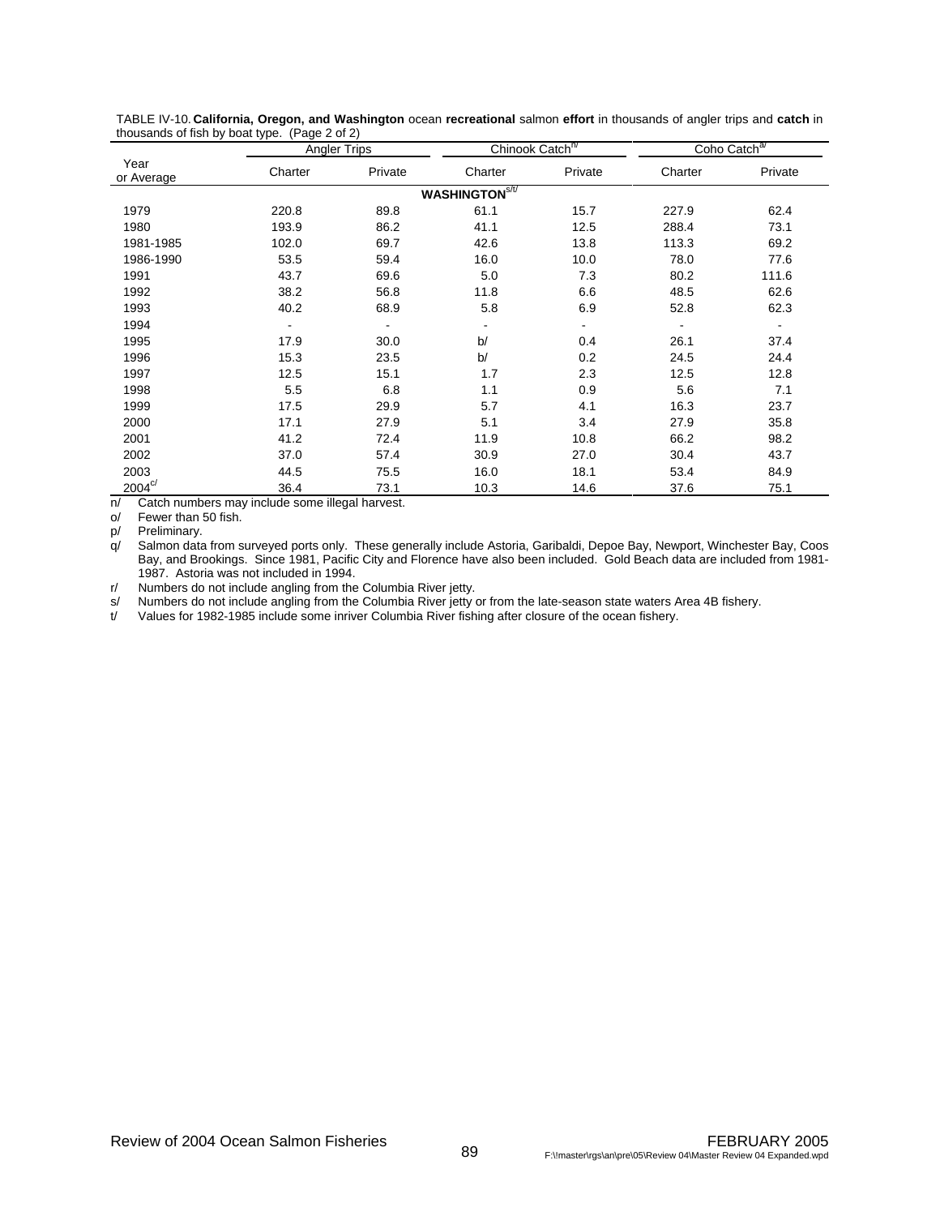TABLE IV-10. **California, Oregon, and Washington** ocean **recreational** salmon **effort** in thousands of angler trips and **catch** in thousands of fish by boat type. (Page 2 of 2)

| Year or Average | Angler Trips | | Chinook Catch[n/] | | Coho Catch[a/] | |
|---|---|---|---|---|---|---|
| | Charter | Private | Charter | Private | Charter | Private |
| | | | **WASHINGTON**[s/t/] | | | |
| 1979 | 220.8 | 89.8 | 61.1 | 15.7 | 227.9 | 62.4 |
| 1980 | 193.9 | 86.2 | 41.1 | 12.5 | 288.4 | 73.1 |
| 1981-1985 | 102.0 | 69.7 | 42.6 | 13.8 | 113.3 | 69.2 |
| 1986-1990 | 53.5 | 59.4 | 16.0 | 10.0 | 78.0 | 77.6 |
| 1991 | 43.7 | 69.6 | 5.0 | 7.3 | 80.2 | 111.6 |
| 1992 | 38.2 | 56.8 | 11.8 | 6.6 | 48.5 | 62.6 |
| 1993 | 40.2 | 68.9 | 5.8 | 6.9 | 52.8 | 62.3 |
| 1994 | - | - | - | - | - | - |
| 1995 | 17.9 | 30.0 | b/ | 0.4 | 26.1 | 37.4 |
| 1996 | 15.3 | 23.5 | b/ | 0.2 | 24.5 | 24.4 |
| 1997 | 12.5 | 15.1 | 1.7 | 2.3 | 12.5 | 12.8 |
| 1998 | 5.5 | 6.8 | 1.1 | 0.9 | 5.6 | 7.1 |
| 1999 | 17.5 | 29.9 | 5.7 | 4.1 | 16.3 | 23.7 |
| 2000 | 17.1 | 27.9 | 5.1 | 3.4 | 27.9 | 35.8 |
| 2001 | 41.2 | 72.4 | 11.9 | 10.8 | 66.2 | 98.2 |
| 2002 | 37.0 | 57.4 | 30.9 | 27.0 | 30.4 | 43.7 |
| 2003 | 44.5 | 75.5 | 16.0 | 18.1 | 53.4 | 84.9 |
| 2004[c/] | 36.4 | 73.1 | 10.3 | 14.6 | 37.6 | 75.1 |

n/ Catch numbers may include some illegal harvest.

o/ Fewer than 50 fish.

p/ Preliminary.

q/ Salmon data from surveyed ports only. These generally include Astoria, Garibaldi, Depoe Bay, Newport, Winchester Bay, Coos Bay, and Brookings. Since 1981, Pacific City and Florence have also been included. Gold Beach data are included from 1981-1987. Astoria was not included in 1994.

r/ Numbers do not include angling from the Columbia River jetty.

s/ Numbers do not include angling from the Columbia River jetty or from the late-season state waters Area 4B fishery.

t/ Values for 1982-1985 include some inriver Columbia River fishing after closure of the ocean fishery.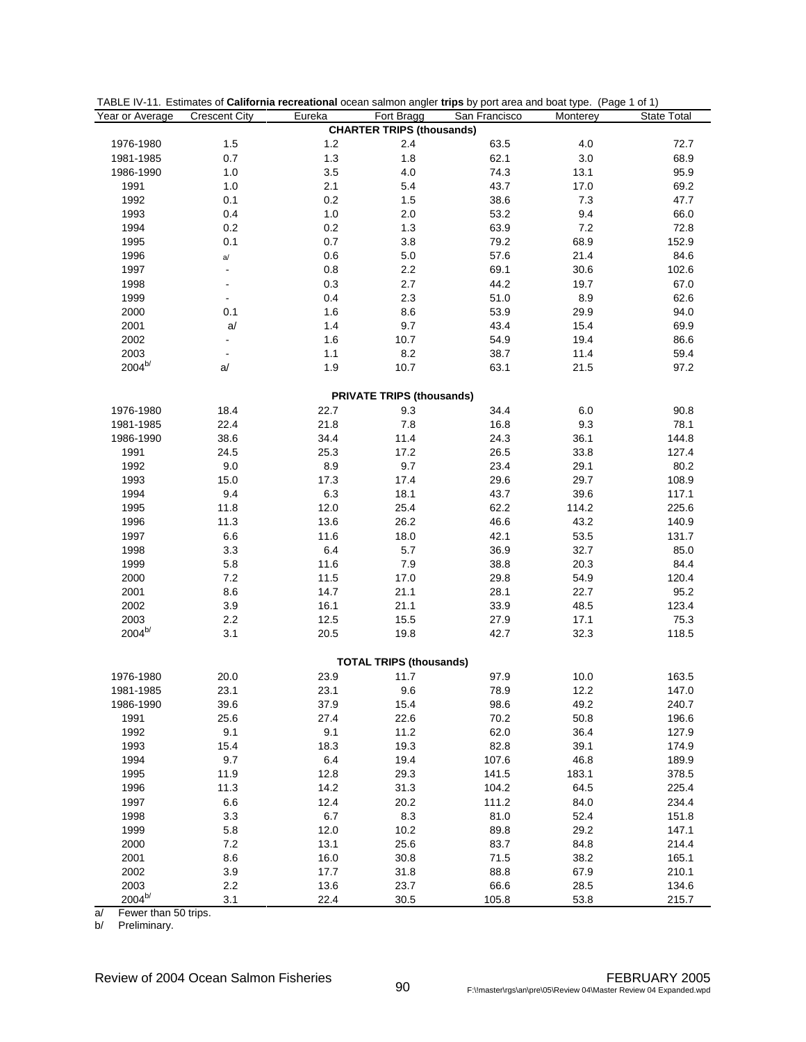TABLE IV-11. Estimates of **California recreational** ocean salmon angler **trips** by port area and boat type. (Page 1 of 1)

| Year or Average | Crescent City | Eureka | Fort Bragg | San Francisco | Monterey | State Total |
|---|---|---|---|---|---|---|
| | | | **CHARTER TRIPS (thousands)** | | | |
| 1976-1980 | 1.5 | 1.2 | 2.4 | 63.5 | 4.0 | 72.7 |
| 1981-1985 | 0.7 | 1.3 | 1.8 | 62.1 | 3.0 | 68.9 |
| 1986-1990 | 1.0 | 3.5 | 4.0 | 74.3 | 13.1 | 95.9 |
| 1991 | 1.0 | 2.1 | 5.4 | 43.7 | 17.0 | 69.2 |
| 1992 | 0.1 | 0.2 | 1.5 | 38.6 | 7.3 | 47.7 |
| 1993 | 0.4 | 1.0 | 2.0 | 53.2 | 9.4 | 66.0 |
| 1994 | 0.2 | 0.2 | 1.3 | 63.9 | 7.2 | 72.8 |
| 1995 | 0.1 | 0.7 | 3.8 | 79.2 | 68.9 | 152.9 |
| 1996 | a/ | 0.6 | 5.0 | 57.6 | 21.4 | 84.6 |
| 1997 | - | 0.8 | 2.2 | 69.1 | 30.6 | 102.6 |
| 1998 | - | 0.3 | 2.7 | 44.2 | 19.7 | 67.0 |
| 1999 | - | 0.4 | 2.3 | 51.0 | 8.9 | 62.6 |
| 2000 | 0.1 | 1.6 | 8.6 | 53.9 | 29.9 | 94.0 |
| 2001 | a/ | 1.4 | 9.7 | 43.4 | 15.4 | 69.9 |
| 2002 | - | 1.6 | 10.7 | 54.9 | 19.4 | 86.6 |
| 2003 | - | 1.1 | 8.2 | 38.7 | 11.4 | 59.4 |
| 2004 b/ | a/ | 1.9 | 10.7 | 63.1 | 21.5 | 97.2 |
| | | | **PRIVATE TRIPS (thousands)** | | | |
| 1976-1980 | 18.4 | 22.7 | 9.3 | 34.4 | 6.0 | 90.8 |
| 1981-1985 | 22.4 | 21.8 | 7.8 | 16.8 | 9.3 | 78.1 |
| 1986-1990 | 38.6 | 34.4 | 11.4 | 24.3 | 36.1 | 144.8 |
| 1991 | 24.5 | 25.3 | 17.2 | 26.5 | 33.8 | 127.4 |
| 1992 | 9.0 | 8.9 | 9.7 | 23.4 | 29.1 | 80.2 |
| 1993 | 15.0 | 17.3 | 17.4 | 29.6 | 29.7 | 108.9 |
| 1994 | 9.4 | 6.3 | 18.1 | 43.7 | 39.6 | 117.1 |
| 1995 | 11.8 | 12.0 | 25.4 | 62.2 | 114.2 | 225.6 |
| 1996 | 11.3 | 13.6 | 26.2 | 46.6 | 43.2 | 140.9 |
| 1997 | 6.6 | 11.6 | 18.0 | 42.1 | 53.5 | 131.7 |
| 1998 | 3.3 | 6.4 | 5.7 | 36.9 | 32.7 | 85.0 |
| 1999 | 5.8 | 11.6 | 7.9 | 38.8 | 20.3 | 84.4 |
| 2000 | 7.2 | 11.5 | 17.0 | 29.8 | 54.9 | 120.4 |
| 2001 | 8.6 | 14.7 | 21.1 | 28.1 | 22.7 | 95.2 |
| 2002 | 3.9 | 16.1 | 21.1 | 33.9 | 48.5 | 123.4 |
| 2003 | 2.2 | 12.5 | 15.5 | 27.9 | 17.1 | 75.3 |
| 2004 b/ | 3.1 | 20.5 | 19.8 | 42.7 | 32.3 | 118.5 |
| | | | **TOTAL TRIPS (thousands)** | | | |
| 1976-1980 | 20.0 | 23.9 | 11.7 | 97.9 | 10.0 | 163.5 |
| 1981-1985 | 23.1 | 23.1 | 9.6 | 78.9 | 12.2 | 147.0 |
| 1986-1990 | 39.6 | 37.9 | 15.4 | 98.6 | 49.2 | 240.7 |
| 1991 | 25.6 | 27.4 | 22.6 | 70.2 | 50.8 | 196.6 |
| 1992 | 9.1 | 9.1 | 11.2 | 62.0 | 36.4 | 127.9 |
| 1993 | 15.4 | 18.3 | 19.3 | 82.8 | 39.1 | 174.9 |
| 1994 | 9.7 | 6.4 | 19.4 | 107.6 | 46.8 | 189.9 |
| 1995 | 11.9 | 12.8 | 29.3 | 141.5 | 183.1 | 378.5 |
| 1996 | 11.3 | 14.2 | 31.3 | 104.2 | 64.5 | 225.4 |
| 1997 | 6.6 | 12.4 | 20.2 | 111.2 | 84.0 | 234.4 |
| 1998 | 3.3 | 6.7 | 8.3 | 81.0 | 52.4 | 151.8 |
| 1999 | 5.8 | 12.0 | 10.2 | 89.8 | 29.2 | 147.1 |
| 2000 | 7.2 | 13.1 | 25.6 | 83.7 | 84.8 | 214.4 |
| 2001 | 8.6 | 16.0 | 30.8 | 71.5 | 38.2 | 165.1 |
| 2002 | 3.9 | 17.7 | 31.8 | 88.8 | 67.9 | 210.1 |
| 2003 | 2.2 | 13.6 | 23.7 | 66.6 | 28.5 | 134.6 |
| 2004 b/ | 3.1 | 22.4 | 30.5 | 105.8 | 53.8 | 215.7 |

a/ Fewer than 50 trips.
b/ Preliminary.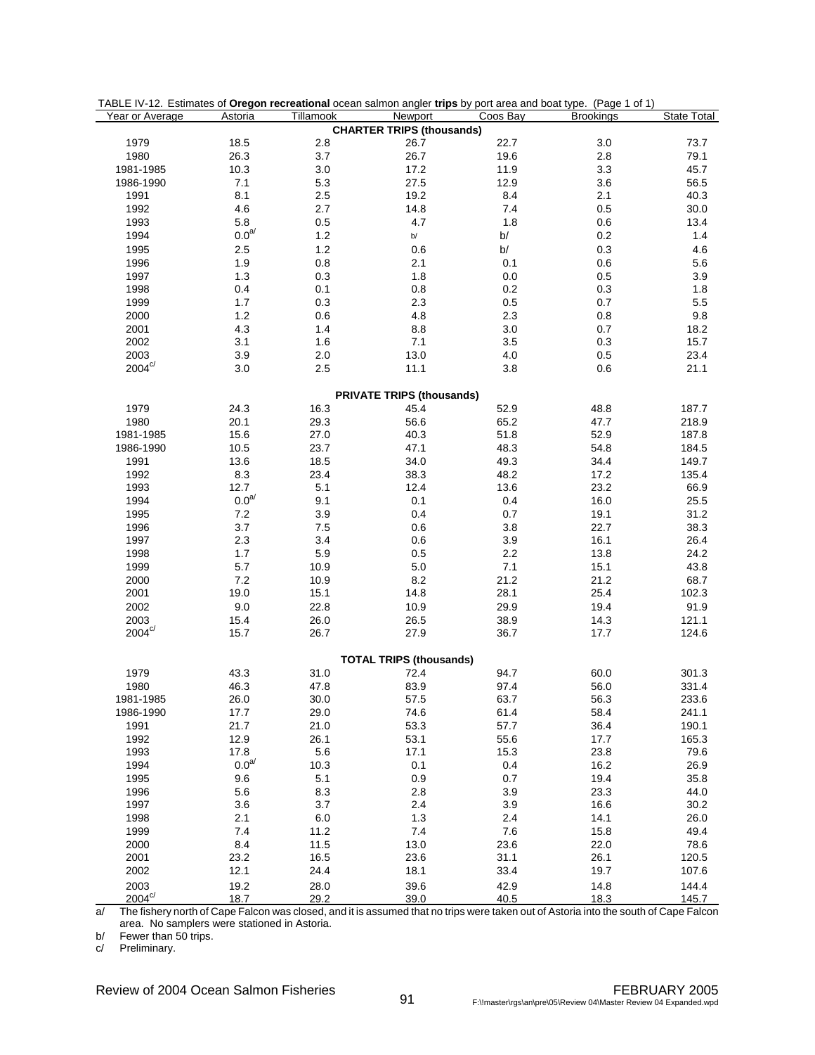TABLE IV-12. Estimates of **Oregon recreational** ocean salmon angler **trips** by port area and boat type. (Page 1 of 1)

| Year or Average | Astoria | Tillamook | Newport | Coos Bay | Brookings | State Total |
|---|---|---|---|---|---|---|
| **CHARTER TRIPS (thousands)** | | | | | | |
| 1979 | 18.5 | 2.8 | 26.7 | 22.7 | 3.0 | 73.7 |
| 1980 | 26.3 | 3.7 | 26.7 | 19.6 | 2.8 | 79.1 |
| 1981-1985 | 10.3 | 3.0 | 17.2 | 11.9 | 3.3 | 45.7 |
| 1986-1990 | 7.1 | 5.3 | 27.5 | 12.9 | 3.6 | 56.5 |
| 1991 | 8.1 | 2.5 | 19.2 | 8.4 | 2.1 | 40.3 |
| 1992 | 4.6 | 2.7 | 14.8 | 7.4 | 0.5 | 30.0 |
| 1993 | 5.8 | 0.5 | 4.7 | 1.8 | 0.6 | 13.4 |
| 1994 | 0.0[a/] | 1.2 | b/ | b/ | 0.2 | 1.4 |
| 1995 | 2.5 | 1.2 | 0.6 | b/ | 0.3 | 4.6 |
| 1996 | 1.9 | 0.8 | 2.1 | 0.1 | 0.6 | 5.6 |
| 1997 | 1.3 | 0.3 | 1.8 | 0.0 | 0.5 | 3.9 |
| 1998 | 0.4 | 0.1 | 0.8 | 0.2 | 0.3 | 1.8 |
| 1999 | 1.7 | 0.3 | 2.3 | 0.5 | 0.7 | 5.5 |
| 2000 | 1.2 | 0.6 | 4.8 | 2.3 | 0.8 | 9.8 |
| 2001 | 4.3 | 1.4 | 8.8 | 3.0 | 0.7 | 18.2 |
| 2002 | 3.1 | 1.6 | 7.1 | 3.5 | 0.3 | 15.7 |
| 2003 | 3.9 | 2.0 | 13.0 | 4.0 | 0.5 | 23.4 |
| 2004[c/] | 3.0 | 2.5 | 11.1 | 3.8 | 0.6 | 21.1 |
| **PRIVATE TRIPS (thousands)** | | | | | | |
| 1979 | 24.3 | 16.3 | 45.4 | 52.9 | 48.8 | 187.7 |
| 1980 | 20.1 | 29.3 | 56.6 | 65.2 | 47.7 | 218.9 |
| 1981-1985 | 15.6 | 27.0 | 40.3 | 51.8 | 52.9 | 187.8 |
| 1986-1990 | 10.5 | 23.7 | 47.1 | 48.3 | 54.8 | 184.5 |
| 1991 | 13.6 | 18.5 | 34.0 | 49.3 | 34.4 | 149.7 |
| 1992 | 8.3 | 23.4 | 38.3 | 48.2 | 17.2 | 135.4 |
| 1993 | 12.7 | 5.1 | 12.4 | 13.6 | 23.2 | 66.9 |
| 1994 | 0.0[a/] | 9.1 | 0.1 | 0.4 | 16.0 | 25.5 |
| 1995 | 7.2 | 3.9 | 0.4 | 0.7 | 19.1 | 31.2 |
| 1996 | 3.7 | 7.5 | 0.6 | 3.8 | 22.7 | 38.3 |
| 1997 | 2.3 | 3.4 | 0.6 | 3.9 | 16.1 | 26.4 |
| 1998 | 1.7 | 5.9 | 0.5 | 2.2 | 13.8 | 24.2 |
| 1999 | 5.7 | 10.9 | 5.0 | 7.1 | 15.1 | 43.8 |
| 2000 | 7.2 | 10.9 | 8.2 | 21.2 | 21.2 | 68.7 |
| 2001 | 19.0 | 15.1 | 14.8 | 28.1 | 25.4 | 102.3 |
| 2002 | 9.0 | 22.8 | 10.9 | 29.9 | 19.4 | 91.9 |
| 2003 | 15.4 | 26.0 | 26.5 | 38.9 | 14.3 | 121.1 |
| 2004[c/] | 15.7 | 26.7 | 27.9 | 36.7 | 17.7 | 124.6 |
| **TOTAL TRIPS (thousands)** | | | | | | |
| 1979 | 43.3 | 31.0 | 72.4 | 94.7 | 60.0 | 301.3 |
| 1980 | 46.3 | 47.8 | 83.9 | 97.4 | 56.0 | 331.4 |
| 1981-1985 | 26.0 | 30.0 | 57.5 | 63.7 | 56.3 | 233.6 |
| 1986-1990 | 17.7 | 29.0 | 74.6 | 61.4 | 58.4 | 241.1 |
| 1991 | 21.7 | 21.0 | 53.3 | 57.7 | 36.4 | 190.1 |
| 1992 | 12.9 | 26.1 | 53.1 | 55.6 | 17.7 | 165.3 |
| 1993 | 17.8 | 5.6 | 17.1 | 15.3 | 23.8 | 79.6 |
| 1994 | 0.0[a/] | 10.3 | 0.1 | 0.4 | 16.2 | 26.9 |
| 1995 | 9.6 | 5.1 | 0.9 | 0.7 | 19.4 | 35.8 |
| 1996 | 5.6 | 8.3 | 2.8 | 3.9 | 23.3 | 44.0 |
| 1997 | 3.6 | 3.7 | 2.4 | 3.9 | 16.6 | 30.2 |
| 1998 | 2.1 | 6.0 | 1.3 | 2.4 | 14.1 | 26.0 |
| 1999 | 7.4 | 11.2 | 7.4 | 7.6 | 15.8 | 49.4 |
| 2000 | 8.4 | 11.5 | 13.0 | 23.6 | 22.0 | 78.6 |
| 2001 | 23.2 | 16.5 | 23.6 | 31.1 | 26.1 | 120.5 |
| 2002 | 12.1 | 24.4 | 18.1 | 33.4 | 19.7 | 107.6 |
| 2003 | 19.2 | 28.0 | 39.6 | 42.9 | 14.8 | 144.4 |
| 2004[c/] | 18.7 | 29.2 | 39.0 | 40.5 | 18.3 | 145.7 |

a/ The fishery north of Cape Falcon was closed, and it is assumed that no trips were taken out of Astoria into the south of Cape Falcon area. No samplers were stationed in Astoria.

b/ Fewer than 50 trips.

c/ Preliminary.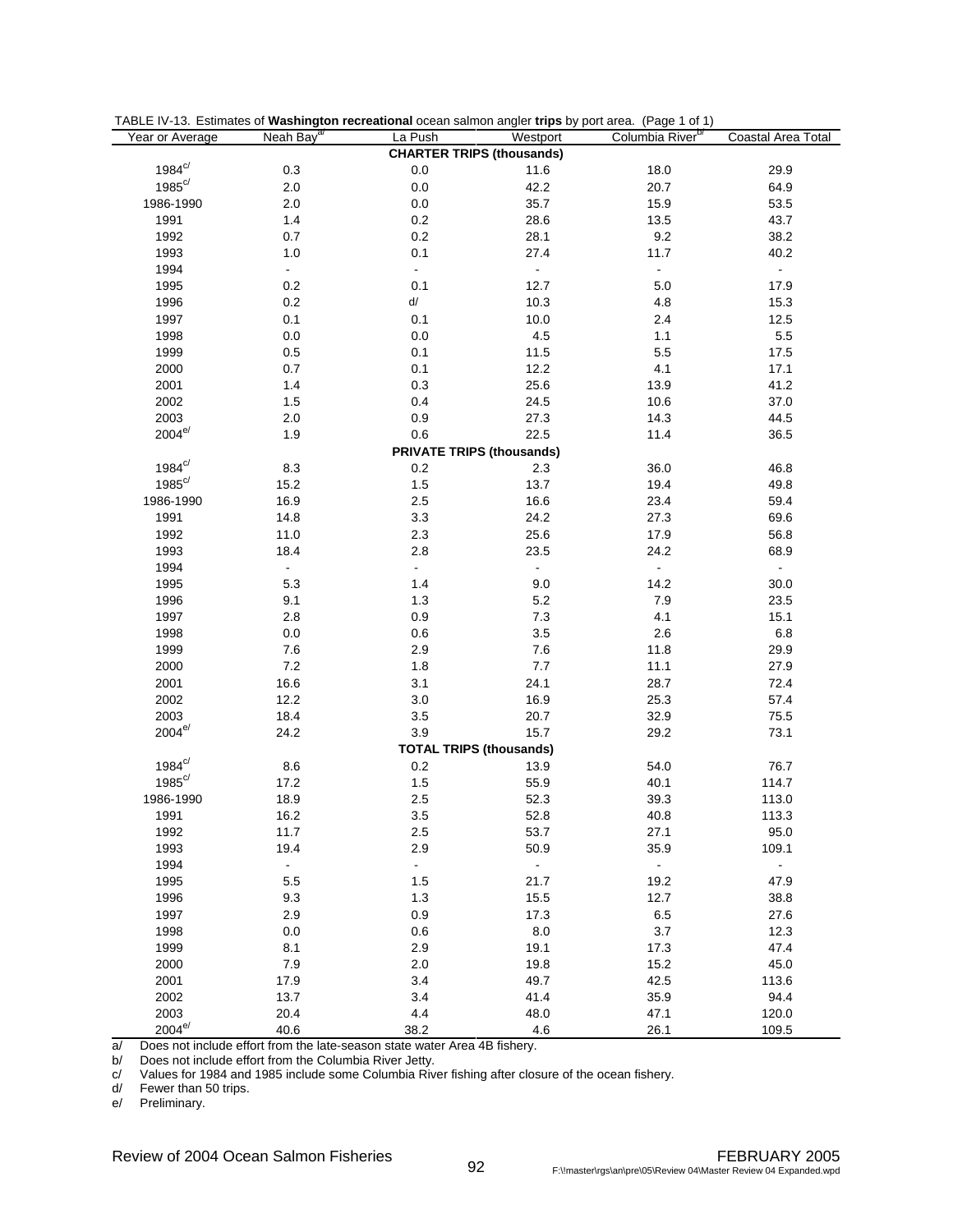TABLE IV-13. Estimates of **Washington recreational** ocean salmon angler **trips** by port area. (Page 1 of 1)

| Year or Average | Neah Bay[a/] | La Push | Westport | Columbia River[b/] | Coastal Area Total |
|---|---|---|---|---|---|
| **CHARTER TRIPS (thousands)** | | | | | |
| 1984[c/] | 0.3 | 0.0 | 11.6 | 18.0 | 29.9 |
| 1985[c/] | 2.0 | 0.0 | 42.2 | 20.7 | 64.9 |
| 1986-1990 | 2.0 | 0.0 | 35.7 | 15.9 | 53.5 |
| 1991 | 1.4 | 0.2 | 28.6 | 13.5 | 43.7 |
| 1992 | 0.7 | 0.2 | 28.1 | 9.2 | 38.2 |
| 1993 | 1.0 | 0.1 | 27.4 | 11.7 | 40.2 |
| 1994 | - | - | - | - | - |
| 1995 | 0.2 | 0.1 | 12.7 | 5.0 | 17.9 |
| 1996 | 0.2 | d/ | 10.3 | 4.8 | 15.3 |
| 1997 | 0.1 | 0.1 | 10.0 | 2.4 | 12.5 |
| 1998 | 0.0 | 0.0 | 4.5 | 1.1 | 5.5 |
| 1999 | 0.5 | 0.1 | 11.5 | 5.5 | 17.5 |
| 2000 | 0.7 | 0.1 | 12.2 | 4.1 | 17.1 |
| 2001 | 1.4 | 0.3 | 25.6 | 13.9 | 41.2 |
| 2002 | 1.5 | 0.4 | 24.5 | 10.6 | 37.0 |
| 2003 | 2.0 | 0.9 | 27.3 | 14.3 | 44.5 |
| 2004[e/] | 1.9 | 0.6 | 22.5 | 11.4 | 36.5 |
| **PRIVATE TRIPS (thousands)** | | | | | |
| 1984[c/] | 8.3 | 0.2 | 2.3 | 36.0 | 46.8 |
| 1985[c/] | 15.2 | 1.5 | 13.7 | 19.4 | 49.8 |
| 1986-1990 | 16.9 | 2.5 | 16.6 | 23.4 | 59.4 |
| 1991 | 14.8 | 3.3 | 24.2 | 27.3 | 69.6 |
| 1992 | 11.0 | 2.3 | 25.6 | 17.9 | 56.8 |
| 1993 | 18.4 | 2.8 | 23.5 | 24.2 | 68.9 |
| 1994 | - | - | - | - | - |
| 1995 | 5.3 | 1.4 | 9.0 | 14.2 | 30.0 |
| 1996 | 9.1 | 1.3 | 5.2 | 7.9 | 23.5 |
| 1997 | 2.8 | 0.9 | 7.3 | 4.1 | 15.1 |
| 1998 | 0.0 | 0.6 | 3.5 | 2.6 | 6.8 |
| 1999 | 7.6 | 2.9 | 7.6 | 11.8 | 29.9 |
| 2000 | 7.2 | 1.8 | 7.7 | 11.1 | 27.9 |
| 2001 | 16.6 | 3.1 | 24.1 | 28.7 | 72.4 |
| 2002 | 12.2 | 3.0 | 16.9 | 25.3 | 57.4 |
| 2003 | 18.4 | 3.5 | 20.7 | 32.9 | 75.5 |
| 2004[e/] | 24.2 | 3.9 | 15.7 | 29.2 | 73.1 |
| **TOTAL TRIPS (thousands)** | | | | | |
| 1984[c/] | 8.6 | 0.2 | 13.9 | 54.0 | 76.7 |
| 1985[c/] | 17.2 | 1.5 | 55.9 | 40.1 | 114.7 |
| 1986-1990 | 18.9 | 2.5 | 52.3 | 39.3 | 113.0 |
| 1991 | 16.2 | 3.5 | 52.8 | 40.8 | 113.3 |
| 1992 | 11.7 | 2.5 | 53.7 | 27.1 | 95.0 |
| 1993 | 19.4 | 2.9 | 50.9 | 35.9 | 109.1 |
| 1994 | - | - | - | - | - |
| 1995 | 5.5 | 1.5 | 21.7 | 19.2 | 47.9 |
| 1996 | 9.3 | 1.3 | 15.5 | 12.7 | 38.8 |
| 1997 | 2.9 | 0.9 | 17.3 | 6.5 | 27.6 |
| 1998 | 0.0 | 0.6 | 8.0 | 3.7 | 12.3 |
| 1999 | 8.1 | 2.9 | 19.1 | 17.3 | 47.4 |
| 2000 | 7.9 | 2.0 | 19.8 | 15.2 | 45.0 |
| 2001 | 17.9 | 3.4 | 49.7 | 42.5 | 113.6 |
| 2002 | 13.7 | 3.4 | 41.4 | 35.9 | 94.4 |
| 2003 | 20.4 | 4.4 | 48.0 | 47.1 | 120.0 |
| 2004[e/] | 40.6 | 38.2 | 4.6 | 26.1 | 109.5 |

a/ Does not include effort from the late-season state water Area 4B fishery.
b/ Does not include effort from the Columbia River Jetty.
c/ Values for 1984 and 1985 include some Columbia River fishing after closure of the ocean fishery.
d/ Fewer than 50 trips.
e/ Preliminary.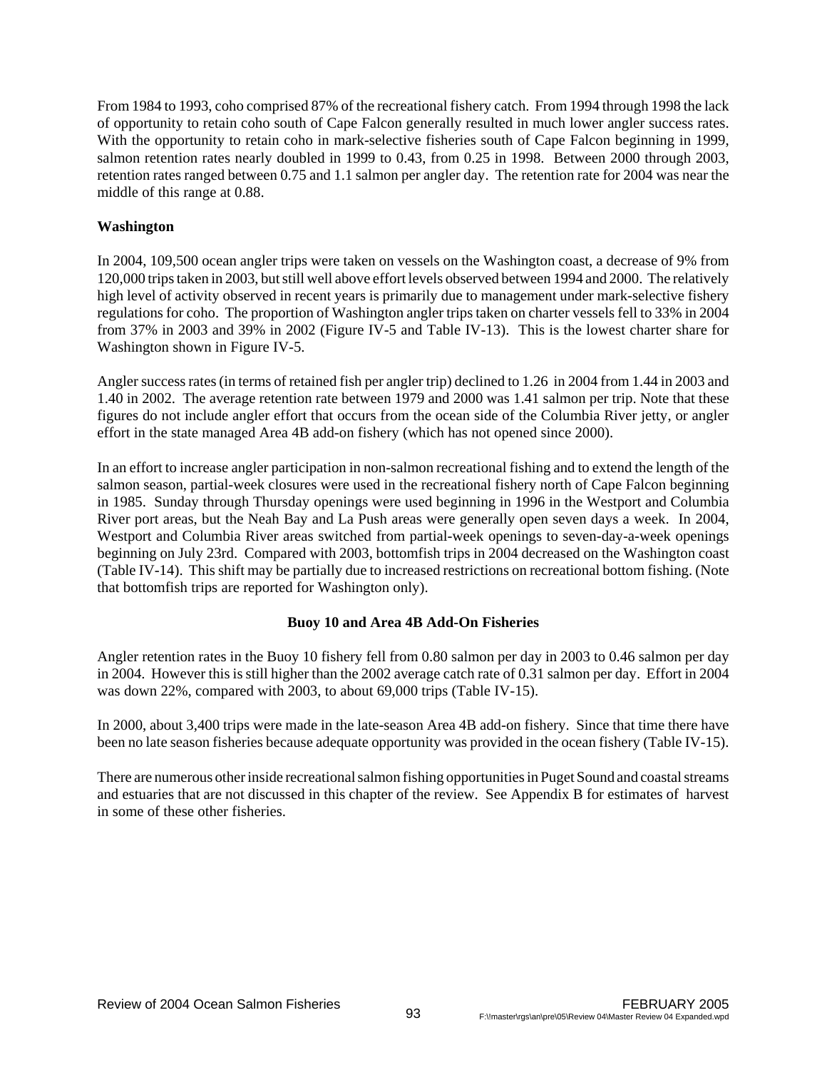From 1984 to 1993, coho comprised 87% of the recreational fishery catch. From 1994 through 1998 the lack of opportunity to retain coho south of Cape Falcon generally resulted in much lower angler success rates. With the opportunity to retain coho in mark-selective fisheries south of Cape Falcon beginning in 1999, salmon retention rates nearly doubled in 1999 to 0.43, from 0.25 in 1998. Between 2000 through 2003, retention rates ranged between 0.75 and 1.1 salmon per angler day. The retention rate for 2004 was near the middle of this range at 0.88.

**Washington**

In 2004, 109,500 ocean angler trips were taken on vessels on the Washington coast, a decrease of 9% from 120,000 trips taken in 2003, but still well above effort levels observed between 1994 and 2000. The relatively high level of activity observed in recent years is primarily due to management under mark-selective fishery regulations for coho. The proportion of Washington angler trips taken on charter vessels fell to 33% in 2004 from 37% in 2003 and 39% in 2002 (Figure IV-5 and Table IV-13). This is the lowest charter share for Washington shown in Figure IV-5.

Angler success rates (in terms of retained fish per angler trip) declined to 1.26 in 2004 from 1.44 in 2003 and 1.40 in 2002. The average retention rate between 1979 and 2000 was 1.41 salmon per trip. Note that these figures do not include angler effort that occurs from the ocean side of the Columbia River jetty, or angler effort in the state managed Area 4B add-on fishery (which has not opened since 2000).

In an effort to increase angler participation in non-salmon recreational fishing and to extend the length of the salmon season, partial-week closures were used in the recreational fishery north of Cape Falcon beginning in 1985. Sunday through Thursday openings were used beginning in 1996 in the Westport and Columbia River port areas, but the Neah Bay and La Push areas were generally open seven days a week. In 2004, Westport and Columbia River areas switched from partial-week openings to seven-day-a-week openings beginning on July 23rd. Compared with 2003, bottomfish trips in 2004 decreased on the Washington coast (Table IV-14). This shift may be partially due to increased restrictions on recreational bottom fishing. (Note that bottomfish trips are reported for Washington only).

**Buoy 10 and Area 4B Add-On Fisheries**

Angler retention rates in the Buoy 10 fishery fell from 0.80 salmon per day in 2003 to 0.46 salmon per day in 2004. However this is still higher than the 2002 average catch rate of 0.31 salmon per day. Effort in 2004 was down 22%, compared with 2003, to about 69,000 trips (Table IV-15).

In 2000, about 3,400 trips were made in the late-season Area 4B add-on fishery. Since that time there have been no late season fisheries because adequate opportunity was provided in the ocean fishery (Table IV-15).

There are numerous other inside recreational salmon fishing opportunities in Puget Sound and coastal streams and estuaries that are not discussed in this chapter of the review. See Appendix B for estimates of harvest in some of these other fisheries.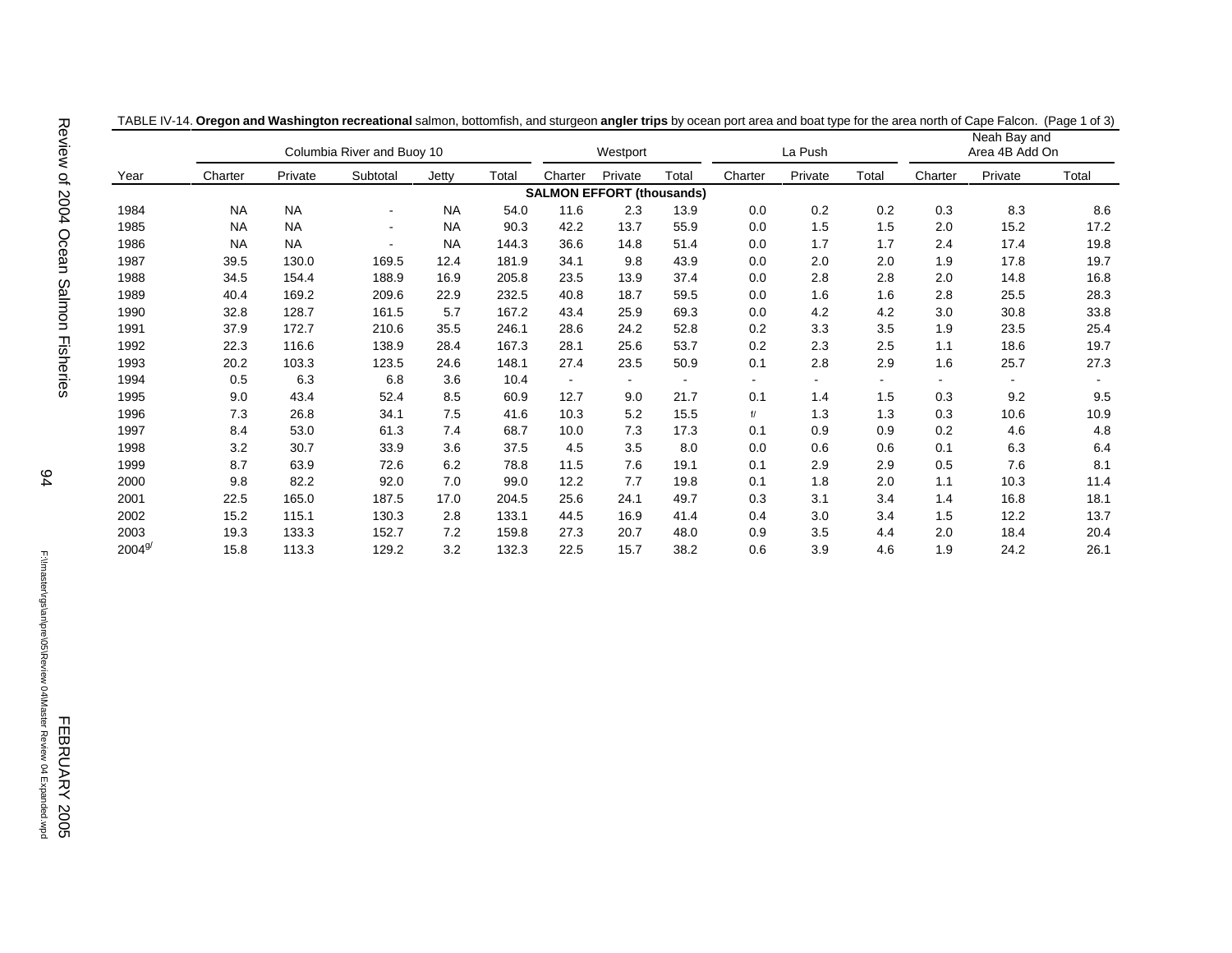TABLE IV-14. **Oregon and Washington recreational** salmon, bottomfish, and sturgeon **angler trips** by ocean port area and boat type for the area north of Cape Falcon. (Page 1 of 3)

| | Columbia River and Buoy 10 | | | | | Westport | | | La Push | | | Neah Bay and Area 4B Add On | | |
|---|---|---|---|---|---|---|---|---|---|---|---|---|---|---|
| Year | Charter | Private | Subtotal | Jetty | Total | Charter | Private | Total | Charter | Private | Total | Charter | Private | Total |
| **SALMON EFFORT (thousands)** | | | | | | | | | | | | | | |
| 1984 | NA | NA | - | NA | 54.0 | 11.6 | 2.3 | 13.9 | 0.0 | 0.2 | 0.2 | 0.3 | 8.3 | 8.6 |
| 1985 | NA | NA | - | NA | 90.3 | 42.2 | 13.7 | 55.9 | 0.0 | 1.5 | 1.5 | 2.0 | 15.2 | 17.2 |
| 1986 | NA | NA | - | NA | 144.3 | 36.6 | 14.8 | 51.4 | 0.0 | 1.7 | 1.7 | 2.4 | 17.4 | 19.8 |
| 1987 | 39.5 | 130.0 | 169.5 | 12.4 | 181.9 | 34.1 | 9.8 | 43.9 | 0.0 | 2.0 | 2.0 | 1.9 | 17.8 | 19.7 |
| 1988 | 34.5 | 154.4 | 188.9 | 16.9 | 205.8 | 23.5 | 13.9 | 37.4 | 0.0 | 2.8 | 2.8 | 2.0 | 14.8 | 16.8 |
| 1989 | 40.4 | 169.2 | 209.6 | 22.9 | 232.5 | 40.8 | 18.7 | 59.5 | 0.0 | 1.6 | 1.6 | 2.8 | 25.5 | 28.3 |
| 1990 | 32.8 | 128.7 | 161.5 | 5.7 | 167.2 | 43.4 | 25.9 | 69.3 | 0.0 | 4.2 | 4.2 | 3.0 | 30.8 | 33.8 |
| 1991 | 37.9 | 172.7 | 210.6 | 35.5 | 246.1 | 28.6 | 24.2 | 52.8 | 0.2 | 3.3 | 3.5 | 1.9 | 23.5 | 25.4 |
| 1992 | 22.3 | 116.6 | 138.9 | 28.4 | 167.3 | 28.1 | 25.6 | 53.7 | 0.2 | 2.3 | 2.5 | 1.1 | 18.6 | 19.7 |
| 1993 | 20.2 | 103.3 | 123.5 | 24.6 | 148.1 | 27.4 | 23.5 | 50.9 | 0.1 | 2.8 | 2.9 | 1.6 | 25.7 | 27.3 |
| 1994 | 0.5 | 6.3 | 6.8 | 3.6 | 10.4 | - | - | - | - | - | - | - | - | - |
| 1995 | 9.0 | 43.4 | 52.4 | 8.5 | 60.9 | 12.7 | 9.0 | 21.7 | 0.1 | 1.4 | 1.5 | 0.3 | 9.2 | 9.5 |
| 1996 | 7.3 | 26.8 | 34.1 | 7.5 | 41.6 | 10.3 | 5.2 | 15.5 | f/ | 1.3 | 1.3 | 0.3 | 10.6 | 10.9 |
| 1997 | 8.4 | 53.0 | 61.3 | 7.4 | 68.7 | 10.0 | 7.3 | 17.3 | 0.1 | 0.9 | 0.9 | 0.2 | 4.6 | 4.8 |
| 1998 | 3.2 | 30.7 | 33.9 | 3.6 | 37.5 | 4.5 | 3.5 | 8.0 | 0.0 | 0.6 | 0.6 | 0.1 | 6.3 | 6.4 |
| 1999 | 8.7 | 63.9 | 72.6 | 6.2 | 78.8 | 11.5 | 7.6 | 19.1 | 0.1 | 2.9 | 2.9 | 0.5 | 7.6 | 8.1 |
| 2000 | 9.8 | 82.2 | 92.0 | 7.0 | 99.0 | 12.2 | 7.7 | 19.8 | 0.1 | 1.8 | 2.0 | 1.1 | 10.3 | 11.4 |
| 2001 | 22.5 | 165.0 | 187.5 | 17.0 | 204.5 | 25.6 | 24.1 | 49.7 | 0.3 | 3.1 | 3.4 | 1.4 | 16.8 | 18.1 |
| 2002 | 15.2 | 115.1 | 130.3 | 2.8 | 133.1 | 44.5 | 16.9 | 41.4 | 0.4 | 3.0 | 3.4 | 1.5 | 12.2 | 13.7 |
| 2003 | 19.3 | 133.3 | 152.7 | 7.2 | 159.8 | 27.3 | 20.7 | 48.0 | 0.9 | 3.5 | 4.4 | 2.0 | 18.4 | 20.4 |
| 2004 g/ | 15.8 | 113.3 | 129.2 | 3.2 | 132.3 | 22.5 | 15.7 | 38.2 | 0.6 | 3.9 | 4.6 | 1.9 | 24.2 | 26.1 |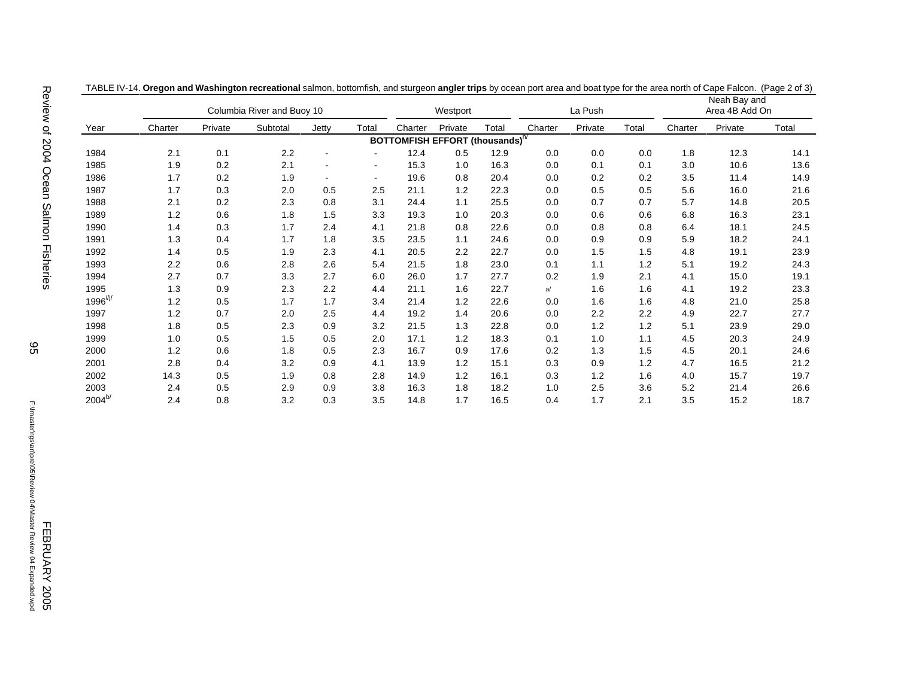TABLE IV-14. **Oregon and Washington recreational** salmon, bottomfish, and sturgeon **angler trips** by ocean port area and boat type for the area north of Cape Falcon. (Page 2 of 3)

| | Columbia River and Buoy 10 | | | | | Westport | | | La Push | | | Neah Bay and Area 4B Add On | | |
|---|---|---|---|---|---|---|---|---|---|---|---|---|---|---|
| Year | Charter | Private | Subtotal | Jetty | Total | Charter | Private | Total | Charter | Private | Total | Charter | Private | Total |
| | | | | | | **BOTTOMFISH EFFORT (thousands)**[h/] | | | | | | | | |
| 1984 | 2.1 | 0.1 | 2.2 | - | - | 12.4 | 0.5 | 12.9 | 0.0 | 0.0 | 0.0 | 1.8 | 12.3 | 14.1 |
| 1985 | 1.9 | 0.2 | 2.1 | - | - | 15.3 | 1.0 | 16.3 | 0.0 | 0.1 | 0.1 | 3.0 | 10.6 | 13.6 |
| 1986 | 1.7 | 0.2 | 1.9 | - | - | 19.6 | 0.8 | 20.4 | 0.0 | 0.2 | 0.2 | 3.5 | 11.4 | 14.9 |
| 1987 | 1.7 | 0.3 | 2.0 | 0.5 | 2.5 | 21.1 | 1.2 | 22.3 | 0.0 | 0.5 | 0.5 | 5.6 | 16.0 | 21.6 |
| 1988 | 2.1 | 0.2 | 2.3 | 0.8 | 3.1 | 24.4 | 1.1 | 25.5 | 0.0 | 0.7 | 0.7 | 5.7 | 14.8 | 20.5 |
| 1989 | 1.2 | 0.6 | 1.8 | 1.5 | 3.3 | 19.3 | 1.0 | 20.3 | 0.0 | 0.6 | 0.6 | 6.8 | 16.3 | 23.1 |
| 1990 | 1.4 | 0.3 | 1.7 | 2.4 | 4.1 | 21.8 | 0.8 | 22.6 | 0.0 | 0.8 | 0.8 | 6.4 | 18.1 | 24.5 |
| 1991 | 1.3 | 0.4 | 1.7 | 1.8 | 3.5 | 23.5 | 1.1 | 24.6 | 0.0 | 0.9 | 0.9 | 5.9 | 18.2 | 24.1 |
| 1992 | 1.4 | 0.5 | 1.9 | 2.3 | 4.1 | 20.5 | 2.2 | 22.7 | 0.0 | 1.5 | 1.5 | 4.8 | 19.1 | 23.9 |
| 1993 | 2.2 | 0.6 | 2.8 | 2.6 | 5.4 | 21.5 | 1.8 | 23.0 | 0.1 | 1.1 | 1.2 | 5.1 | 19.2 | 24.3 |
| 1994 | 2.7 | 0.7 | 3.3 | 2.7 | 6.0 | 26.0 | 1.7 | 27.7 | 0.2 | 1.9 | 2.1 | 4.1 | 15.0 | 19.1 |
| 1995 | 1.3 | 0.9 | 2.3 | 2.2 | 4.4 | 21.1 | 1.6 | 22.7 | a/ | 1.6 | 1.6 | 4.1 | 19.2 | 23.3 |
| 1996[i/j/] | 1.2 | 0.5 | 1.7 | 1.7 | 3.4 | 21.4 | 1.2 | 22.6 | 0.0 | 1.6 | 1.6 | 4.8 | 21.0 | 25.8 |
| 1997 | 1.2 | 0.7 | 2.0 | 2.5 | 4.4 | 19.2 | 1.4 | 20.6 | 0.0 | 2.2 | 2.2 | 4.9 | 22.7 | 27.7 |
| 1998 | 1.8 | 0.5 | 2.3 | 0.9 | 3.2 | 21.5 | 1.3 | 22.8 | 0.0 | 1.2 | 1.2 | 5.1 | 23.9 | 29.0 |
| 1999 | 1.0 | 0.5 | 1.5 | 0.5 | 2.0 | 17.1 | 1.2 | 18.3 | 0.1 | 1.0 | 1.1 | 4.5 | 20.3 | 24.9 |
| 2000 | 1.2 | 0.6 | 1.8 | 0.5 | 2.3 | 16.7 | 0.9 | 17.6 | 0.2 | 1.3 | 1.5 | 4.5 | 20.1 | 24.6 |
| 2001 | 2.8 | 0.4 | 3.2 | 0.9 | 4.1 | 13.9 | 1.2 | 15.1 | 0.3 | 0.9 | 1.2 | 4.7 | 16.5 | 21.2 |
| 2002 | 14.3 | 0.5 | 1.9 | 0.8 | 2.8 | 14.9 | 1.2 | 16.1 | 0.3 | 1.2 | 1.6 | 4.0 | 15.7 | 19.7 |
| 2003 | 2.4 | 0.5 | 2.9 | 0.9 | 3.8 | 16.3 | 1.8 | 18.2 | 1.0 | 2.5 | 3.6 | 5.2 | 21.4 | 26.6 |
| 2004[b/] | 2.4 | 0.8 | 3.2 | 0.3 | 3.5 | 14.8 | 1.7 | 16.5 | 0.4 | 1.7 | 2.1 | 3.5 | 15.2 | 18.7 |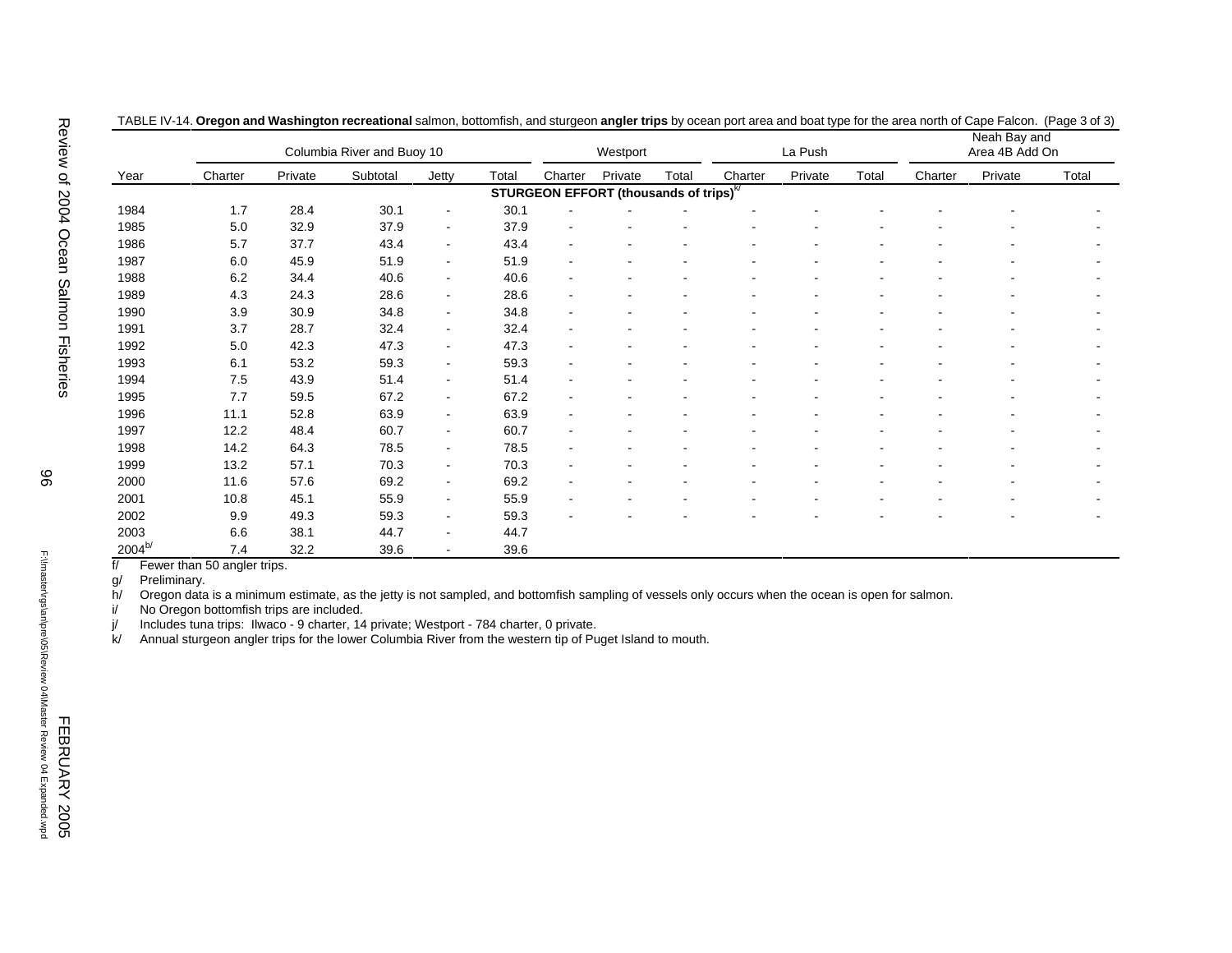TABLE IV-14. **Oregon and Washington recreational** salmon, bottomfish, and sturgeon **angler trips** by ocean port area and boat type for the area north of Cape Falcon. (Page 3 of 3)

| | Columbia River and Buoy 10 | | | | | Westport | | | La Push | | | Neah Bay and Area 4B Add On | | |
|---|---|---|---|---|---|---|---|---|---|---|---|---|---|---|
| Year | Charter | Private | Subtotal | Jetty | Total | Charter | Private | Total | Charter | Private | Total | Charter | Private | Total |
| | | | | | **STURGEON EFFORT (thousands of trips)**[k/] | | | | | | | | | |
| 1984 | 1.7 | 28.4 | 30.1 | - | 30.1 | - | - | - | - | - | - | - | - | - |
| 1985 | 5.0 | 32.9 | 37.9 | - | 37.9 | - | - | - | - | - | - | - | - | - |
| 1986 | 5.7 | 37.7 | 43.4 | - | 43.4 | - | - | - | - | - | - | - | - | - |
| 1987 | 6.0 | 45.9 | 51.9 | - | 51.9 | - | - | - | - | - | - | - | - | - |
| 1988 | 6.2 | 34.4 | 40.6 | - | 40.6 | - | - | - | - | - | - | - | - | - |
| 1989 | 4.3 | 24.3 | 28.6 | - | 28.6 | - | - | - | - | - | - | - | - | - |
| 1990 | 3.9 | 30.9 | 34.8 | - | 34.8 | - | - | - | - | - | - | - | - | - |
| 1991 | 3.7 | 28.7 | 32.4 | - | 32.4 | - | - | - | - | - | - | - | - | - |
| 1992 | 5.0 | 42.3 | 47.3 | - | 47.3 | - | - | - | - | - | - | - | - | - |
| 1993 | 6.1 | 53.2 | 59.3 | - | 59.3 | - | - | - | - | - | - | - | - | - |
| 1994 | 7.5 | 43.9 | 51.4 | - | 51.4 | - | - | - | - | - | - | - | - | - |
| 1995 | 7.7 | 59.5 | 67.2 | - | 67.2 | - | - | - | - | - | - | - | - | - |
| 1996 | 11.1 | 52.8 | 63.9 | - | 63.9 | - | - | - | - | - | - | - | - | - |
| 1997 | 12.2 | 48.4 | 60.7 | - | 60.7 | - | - | - | - | - | - | - | - | - |
| 1998 | 14.2 | 64.3 | 78.5 | - | 78.5 | - | - | - | - | - | - | - | - | - |
| 1999 | 13.2 | 57.1 | 70.3 | - | 70.3 | - | - | - | - | - | - | - | - | - |
| 2000 | 11.6 | 57.6 | 69.2 | - | 69.2 | - | - | - | - | - | - | - | - | - |
| 2001 | 10.8 | 45.1 | 55.9 | - | 55.9 | - | - | - | - | - | - | - | - | - |
| 2002 | 9.9 | 49.3 | 59.3 | - | 59.3 | - | - | - | - | - | - | - | - | - |
| 2003 | 6.6 | 38.1 | 44.7 | - | 44.7 | | | | | | | | | |
| 2004[b/] | 7.4 | 32.2 | 39.6 | - | 39.6 | | | | | | | | | |

f/ Fewer than 50 angler trips.
g/ Preliminary.
h/ Oregon data is a minimum estimate, as the jetty is not sampled, and bottomfish sampling of vessels only occurs when the ocean is open for salmon.
i/ No Oregon bottomfish trips are included.
j/ Includes tuna trips: Ilwaco - 9 charter, 14 private; Westport - 784 charter, 0 private.
k/ Annual sturgeon angler trips for the lower Columbia River from the western tip of Puget Island to mouth.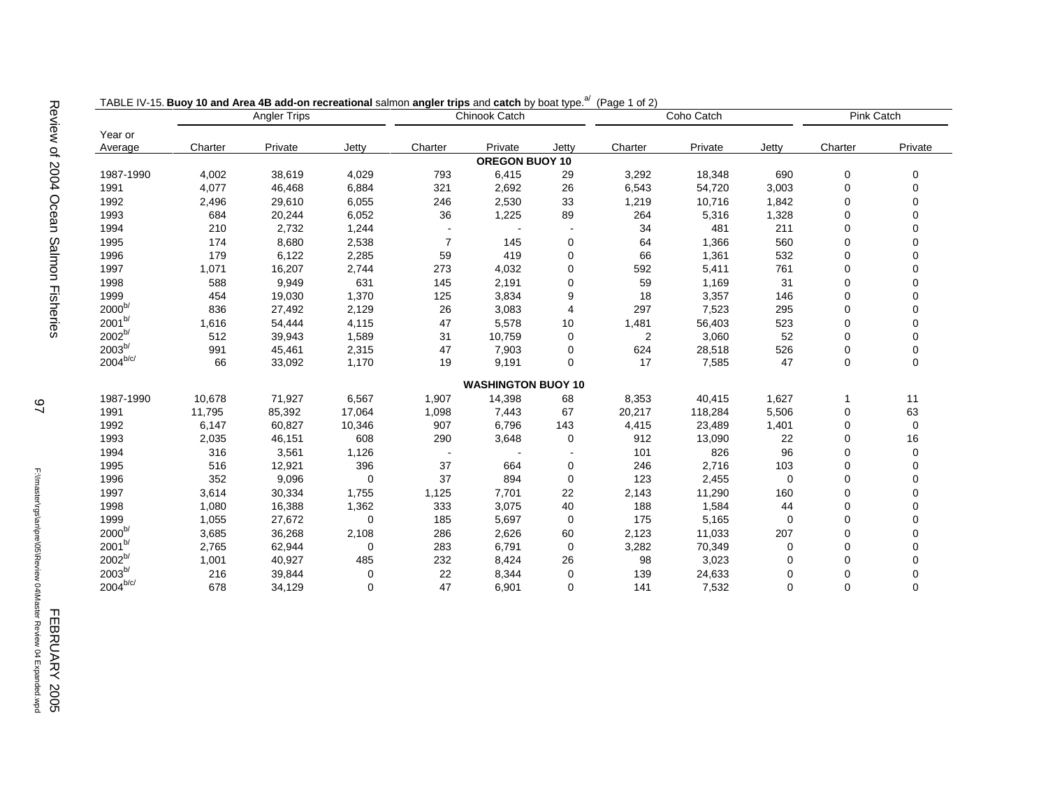TABLE IV-15. **Buoy 10 and Area 4B add-on recreational** salmon **angler trips** and **catch** by boat type.[a/] (Page 1 of 2)

| Year or Average | Angler Trips | | | Chinook Catch | | | Coho Catch | | | Pink Catch | |
|---|---|---|---|---|---|---|---|---|---|---|---|
| | Charter | Private | Jetty | Charter | Private | Jetty | Charter | Private | Jetty | Charter | Private |
| **OREGON BUOY 10** | | | | | | | | | | | |
| 1987-1990 | 4,002 | 38,619 | 4,029 | 793 | 6,415 | 29 | 3,292 | 18,348 | 690 | 0 | 0 |
| 1991 | 4,077 | 46,468 | 6,884 | 321 | 2,692 | 26 | 6,543 | 54,720 | 3,003 | 0 | 0 |
| 1992 | 2,496 | 29,610 | 6,055 | 246 | 2,530 | 33 | 1,219 | 10,716 | 1,842 | 0 | 0 |
| 1993 | 684 | 20,244 | 6,052 | 36 | 1,225 | 89 | 264 | 5,316 | 1,328 | 0 | 0 |
| 1994 | 210 | 2,732 | 1,244 | - | - | - | 34 | 481 | 211 | 0 | 0 |
| 1995 | 174 | 8,680 | 2,538 | 7 | 145 | 0 | 64 | 1,366 | 560 | 0 | 0 |
| 1996 | 179 | 6,122 | 2,285 | 59 | 419 | 0 | 66 | 1,361 | 532 | 0 | 0 |
| 1997 | 1,071 | 16,207 | 2,744 | 273 | 4,032 | 0 | 592 | 5,411 | 761 | 0 | 0 |
| 1998 | 588 | 9,949 | 631 | 145 | 2,191 | 0 | 59 | 1,169 | 31 | 0 | 0 |
| 1999 | 454 | 19,030 | 1,370 | 125 | 3,834 | 9 | 18 | 3,357 | 146 | 0 | 0 |
| 2000[b/] | 836 | 27,492 | 2,129 | 26 | 3,083 | 4 | 297 | 7,523 | 295 | 0 | 0 |
| 2001[b/] | 1,616 | 54,444 | 4,115 | 47 | 5,578 | 10 | 1,481 | 56,403 | 523 | 0 | 0 |
| 2002[b/] | 512 | 39,943 | 1,589 | 31 | 10,759 | 0 | 2 | 3,060 | 52 | 0 | 0 |
| 2003[b/] | 991 | 45,461 | 2,315 | 47 | 7,903 | 0 | 624 | 28,518 | 526 | 0 | 0 |
| 2004[b/c/] | 66 | 33,092 | 1,170 | 19 | 9,191 | 0 | 17 | 7,585 | 47 | 0 | 0 |
| **WASHINGTON BUOY 10** | | | | | | | | | | | |
| 1987-1990 | 10,678 | 71,927 | 6,567 | 1,907 | 14,398 | 68 | 8,353 | 40,415 | 1,627 | 1 | 11 |
| 1991 | 11,795 | 85,392 | 17,064 | 1,098 | 7,443 | 67 | 20,217 | 118,284 | 5,506 | 0 | 63 |
| 1992 | 6,147 | 60,827 | 10,346 | 907 | 6,796 | 143 | 4,415 | 23,489 | 1,401 | 0 | 0 |
| 1993 | 2,035 | 46,151 | 608 | 290 | 3,648 | 0 | 912 | 13,090 | 22 | 0 | 16 |
| 1994 | 316 | 3,561 | 1,126 | - | - | - | 101 | 826 | 96 | 0 | 0 |
| 1995 | 516 | 12,921 | 396 | 37 | 664 | 0 | 246 | 2,716 | 103 | 0 | 0 |
| 1996 | 352 | 9,096 | 0 | 37 | 894 | 0 | 123 | 2,455 | 0 | 0 | 0 |
| 1997 | 3,614 | 30,334 | 1,755 | 1,125 | 7,701 | 22 | 2,143 | 11,290 | 160 | 0 | 0 |
| 1998 | 1,080 | 16,388 | 1,362 | 333 | 3,075 | 40 | 188 | 1,584 | 44 | 0 | 0 |
| 1999 | 1,055 | 27,672 | 0 | 185 | 5,697 | 0 | 175 | 5,165 | 0 | 0 | 0 |
| 2000[b/] | 3,685 | 36,268 | 2,108 | 286 | 2,626 | 60 | 2,123 | 11,033 | 207 | 0 | 0 |
| 2001[b/] | 2,765 | 62,944 | 0 | 283 | 6,791 | 0 | 3,282 | 70,349 | 0 | 0 | 0 |
| 2002[b/] | 1,001 | 40,927 | 485 | 232 | 8,424 | 26 | 98 | 3,023 | 0 | 0 | 0 |
| 2003[b/] | 216 | 39,844 | 0 | 22 | 8,344 | 0 | 139 | 24,633 | 0 | 0 | 0 |
| 2004[b/c/] | 678 | 34,129 | 0 | 47 | 6,901 | 0 | 141 | 7,532 | 0 | 0 | 0 |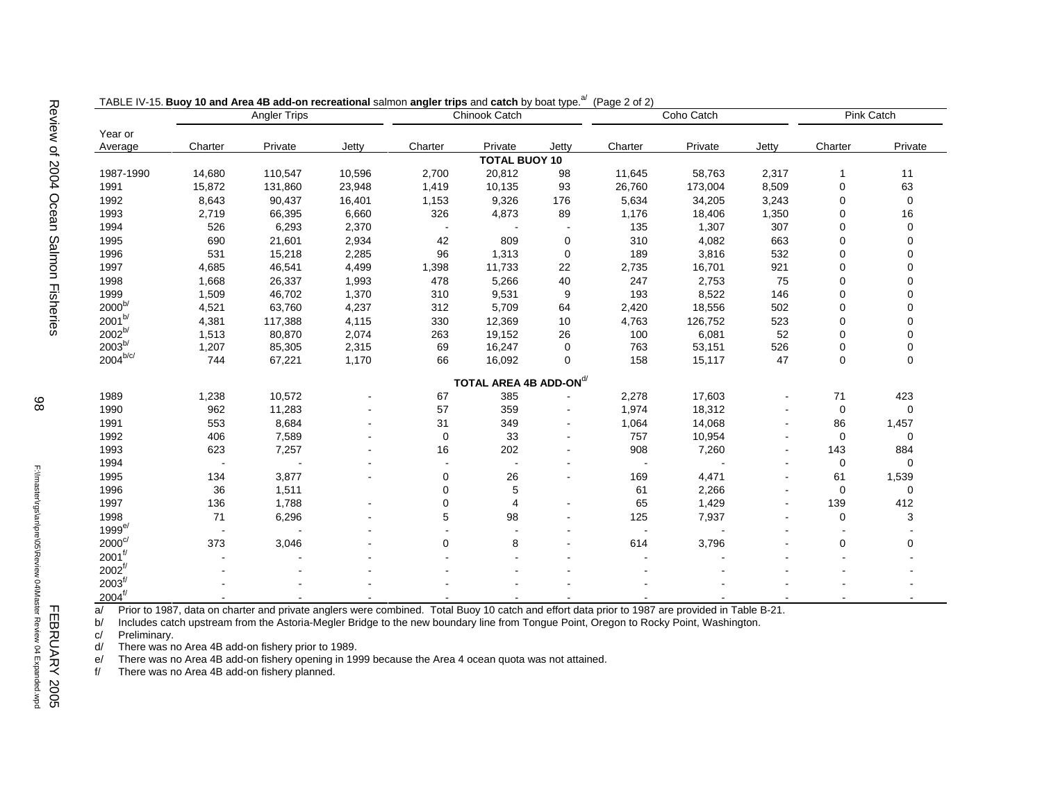TABLE IV-15. **Buoy 10 and Area 4B add-on recreational** salmon **angler trips** and **catch** by boat type.[a/] (Page 2 of 2)

| Year or Average | Angler Trips | | | Chinook Catch | | | Coho Catch | | | Pink Catch | |
|---|---|---|---|---|---|---|---|---|---|---|---|
| | Charter | Private | Jetty | Charter | Private | Jetty | Charter | Private | Jetty | Charter | Private |
| **TOTAL BUOY 10** | | | | | | | | | | | |
| 1987-1990 | 14,680 | 110,547 | 10,596 | 2,700 | 20,812 | 98 | 11,645 | 58,763 | 2,317 | 1 | 11 |
| 1991 | 15,872 | 131,860 | 23,948 | 1,419 | 10,135 | 93 | 26,760 | 173,004 | 8,509 | 0 | 63 |
| 1992 | 8,643 | 90,437 | 16,401 | 1,153 | 9,326 | 176 | 5,634 | 34,205 | 3,243 | 0 | 0 |
| 1993 | 2,719 | 66,395 | 6,660 | 326 | 4,873 | 89 | 1,176 | 18,406 | 1,350 | 0 | 16 |
| 1994 | 526 | 6,293 | 2,370 | - | - | - | 135 | 1,307 | 307 | 0 | 0 |
| 1995 | 690 | 21,601 | 2,934 | 42 | 809 | 0 | 310 | 4,082 | 663 | 0 | 0 |
| 1996 | 531 | 15,218 | 2,285 | 96 | 1,313 | 0 | 189 | 3,816 | 532 | 0 | 0 |
| 1997 | 4,685 | 46,541 | 4,499 | 1,398 | 11,733 | 22 | 2,735 | 16,701 | 921 | 0 | 0 |
| 1998 | 1,668 | 26,337 | 1,993 | 478 | 5,266 | 40 | 247 | 2,753 | 75 | 0 | 0 |
| 1999 | 1,509 | 46,702 | 1,370 | 310 | 9,531 | 9 | 193 | 8,522 | 146 | 0 | 0 |
| 2000[b/] | 4,521 | 63,760 | 4,237 | 312 | 5,709 | 64 | 2,420 | 18,556 | 502 | 0 | 0 |
| 2001[b/] | 4,381 | 117,388 | 4,115 | 330 | 12,369 | 10 | 4,763 | 126,752 | 523 | 0 | 0 |
| 2002[b/] | 1,513 | 80,870 | 2,074 | 263 | 19,152 | 26 | 100 | 6,081 | 52 | 0 | 0 |
| 2003[b/] | 1,207 | 85,305 | 2,315 | 69 | 16,247 | 0 | 763 | 53,151 | 526 | 0 | 0 |
| 2004[b/c/] | 744 | 67,221 | 1,170 | 66 | 16,092 | 0 | 158 | 15,117 | 47 | 0 | 0 |
| **TOTAL AREA 4B ADD-ON**[d/] | | | | | | | | | | | |
| 1989 | 1,238 | 10,572 | - | 67 | 385 | - | 2,278 | 17,603 | - | 71 | 423 |
| 1990 | 962 | 11,283 | - | 57 | 359 | - | 1,974 | 18,312 | - | 0 | 0 |
| 1991 | 553 | 8,684 | - | 31 | 349 | - | 1,064 | 14,068 | - | 86 | 1,457 |
| 1992 | 406 | 7,589 | - | 0 | 33 | - | 757 | 10,954 | - | 0 | 0 |
| 1993 | 623 | 7,257 | - | 16 | 202 | - | 908 | 7,260 | - | 143 | 884 |
| 1994 | - | - | - | - | - | - | - | - | - | 0 | 0 |
| 1995 | 134 | 3,877 | - | 0 | 26 | - | 169 | 4,471 | - | 61 | 1,539 |
| 1996 | 36 | 1,511 | | 0 | 5 | | 61 | 2,266 | - | 0 | 0 |
| 1997 | 136 | 1,788 | - | 0 | 4 | - | 65 | 1,429 | - | 139 | 412 |
| 1998 | 71 | 6,296 | - | 5 | 98 | - | 125 | 7,937 | - | 0 | 3 |
| 1999[e/] | - | - | - | - | - | - | - | - | - | - | - |
| 2000[c/] | 373 | 3,046 | - | 0 | 8 | - | 614 | 3,796 | - | 0 | 0 |
| 2001[f/] | - | - | - | - | - | - | - | - | - | - | - |
| 2002[f/] | - | - | - | - | - | - | - | - | - | - | - |
| 2003[f/] | - | - | - | - | - | - | - | - | - | - | - |
| 2004[f/] | - | - | - | - | - | - | - | - | - | - | - |

a/ Prior to 1987, data on charter and private anglers were combined. Total Buoy 10 catch and effort data prior to 1987 are provided in Table B-21.
b/ Includes catch upstream from the Astoria-Megler Bridge to the new boundary line from Tongue Point, Oregon to Rocky Point, Washington.
c/ Preliminary.
d/ There was no Area 4B add-on fishery prior to 1989.
e/ There was no Area 4B add-on fishery opening in 1999 because the Area 4 ocean quota was not attained.
f/ There was no Area 4B add-on fishery planned.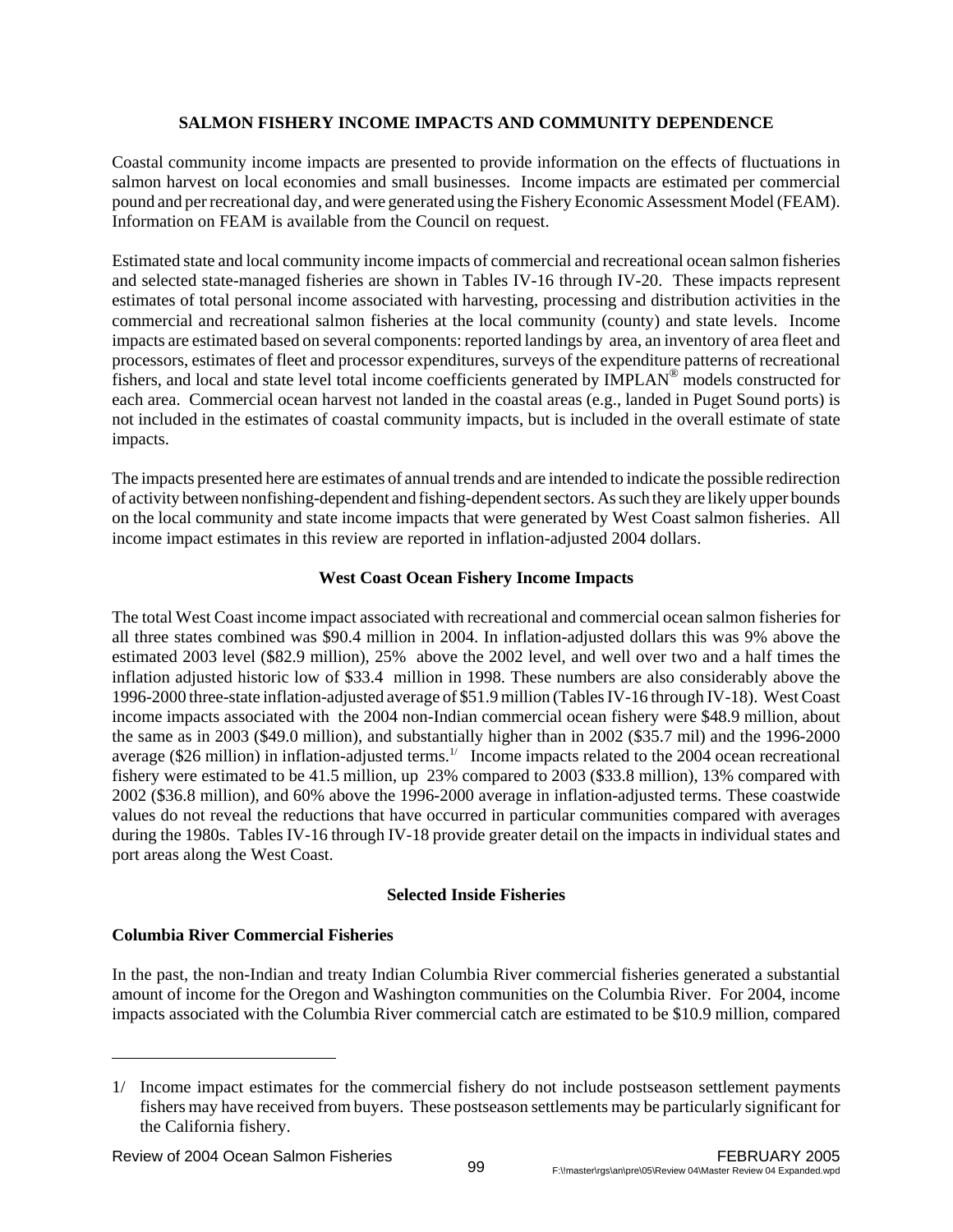## SALMON FISHERY INCOME IMPACTS AND COMMUNITY DEPENDENCE

Coastal community income impacts are presented to provide information on the effects of fluctuations in salmon harvest on local economies and small businesses. Income impacts are estimated per commercial pound and per recreational day, and were generated using the Fishery Economic Assessment Model (FEAM). Information on FEAM is available from the Council on request.

Estimated state and local community income impacts of commercial and recreational ocean salmon fisheries and selected state-managed fisheries are shown in Tables IV-16 through IV-20. These impacts represent estimates of total personal income associated with harvesting, processing and distribution activities in the commercial and recreational salmon fisheries at the local community (county) and state levels. Income impacts are estimated based on several components: reported landings by area, an inventory of area fleet and processors, estimates of fleet and processor expenditures, surveys of the expenditure patterns of recreational fishers, and local and state level total income coefficients generated by IMPLAN® models constructed for each area. Commercial ocean harvest not landed in the coastal areas (e.g., landed in Puget Sound ports) is not included in the estimates of coastal community impacts, but is included in the overall estimate of state impacts.

The impacts presented here are estimates of annual trends and are intended to indicate the possible redirection of activity between nonfishing-dependent and fishing-dependent sectors. As such they are likely upper bounds on the local community and state income impacts that were generated by West Coast salmon fisheries. All income impact estimates in this review are reported in inflation-adjusted 2004 dollars.

### West Coast Ocean Fishery Income Impacts

The total West Coast income impact associated with recreational and commercial ocean salmon fisheries for all three states combined was $90.4 million in 2004. In inflation-adjusted dollars this was 9% above the estimated 2003 level ($82.9 million), 25% above the 2002 level, and well over two and a half times the inflation adjusted historic low of $33.4 million in 1998. These numbers are also considerably above the 1996-2000 three-state inflation-adjusted average of $51.9 million (Tables IV-16 through IV-18). West Coast income impacts associated with the 2004 non-Indian commercial ocean fishery were $48.9 million, about the same as in 2003 ($49.0 million), and substantially higher than in 2002 ($35.7 mil) and the 1996-2000 average ($26 million) in inflation-adjusted terms.[1/] Income impacts related to the 2004 ocean recreational fishery were estimated to be 41.5 million, up 23% compared to 2003 ($33.8 million), 13% compared with 2002 ($36.8 million), and 60% above the 1996-2000 average in inflation-adjusted terms. These coastwide values do not reveal the reductions that have occurred in particular communities compared with averages during the 1980s. Tables IV-16 through IV-18 provide greater detail on the impacts in individual states and port areas along the West Coast.

### Selected Inside Fisheries

**Columbia River Commercial Fisheries**

In the past, the non-Indian and treaty Indian Columbia River commercial fisheries generated a substantial amount of income for the Oregon and Washington communities on the Columbia River. For 2004, income impacts associated with the Columbia River commercial catch are estimated to be $10.9 million, compared

---

1/ Income impact estimates for the commercial fishery do not include postseason settlement payments fishers may have received from buyers. These postseason settlements may be particularly significant for the California fishery.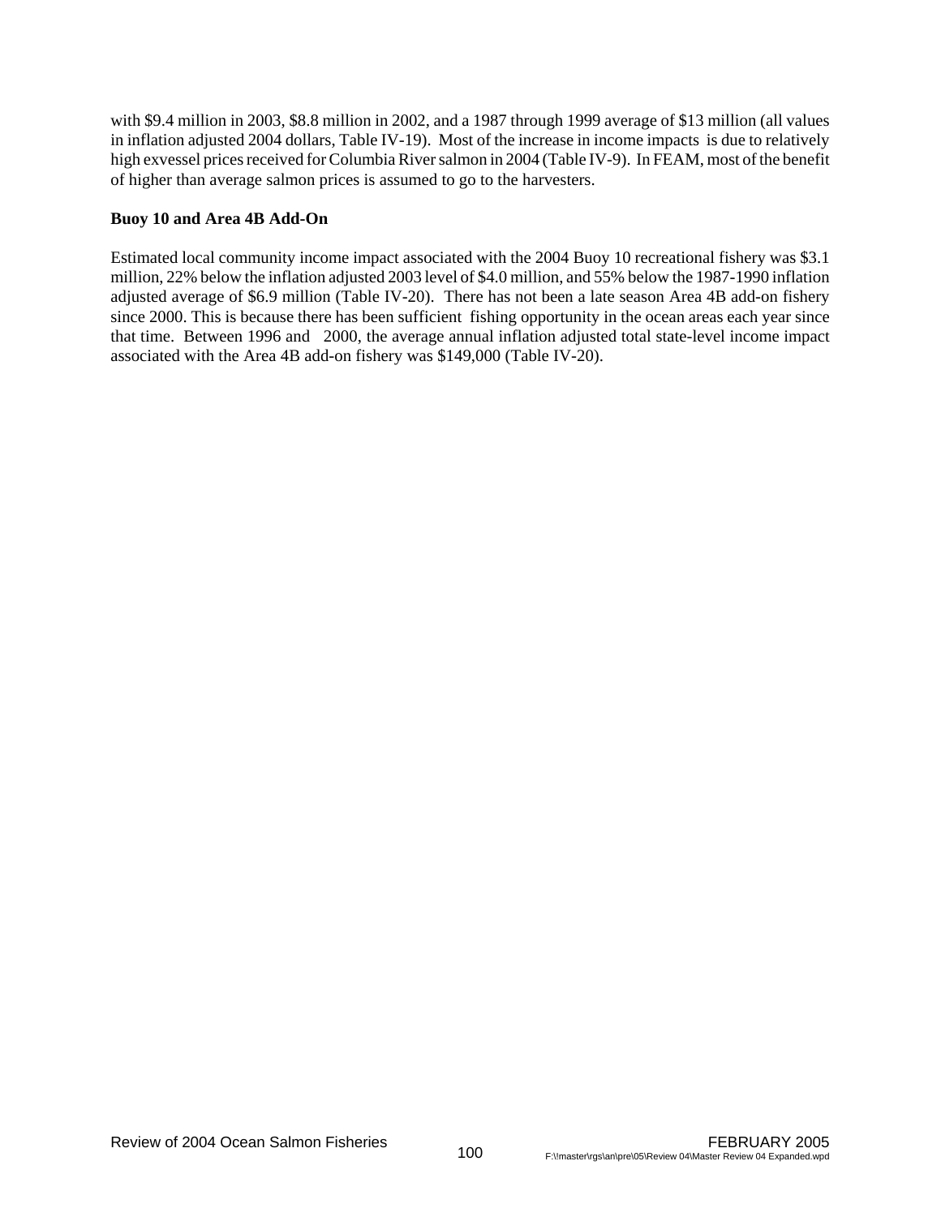with \$9.4 million in 2003, \$8.8 million in 2002, and a 1987 through 1999 average of \$13 million (all values in inflation adjusted 2004 dollars, Table IV-19). Most of the increase in income impacts is due to relatively high exvessel prices received for Columbia River salmon in 2004 (Table IV-9). In FEAM, most of the benefit of higher than average salmon prices is assumed to go to the harvesters.

**Buoy 10 and Area 4B Add-On**

Estimated local community income impact associated with the 2004 Buoy 10 recreational fishery was \$3.1 million, 22% below the inflation adjusted 2003 level of \$4.0 million, and 55% below the 1987-1990 inflation adjusted average of \$6.9 million (Table IV-20). There has not been a late season Area 4B add-on fishery since 2000. This is because there has been sufficient fishing opportunity in the ocean areas each year since that time. Between 1996 and 2000, the average annual inflation adjusted total state-level income impact associated with the Area 4B add-on fishery was \$149,000 (Table IV-20).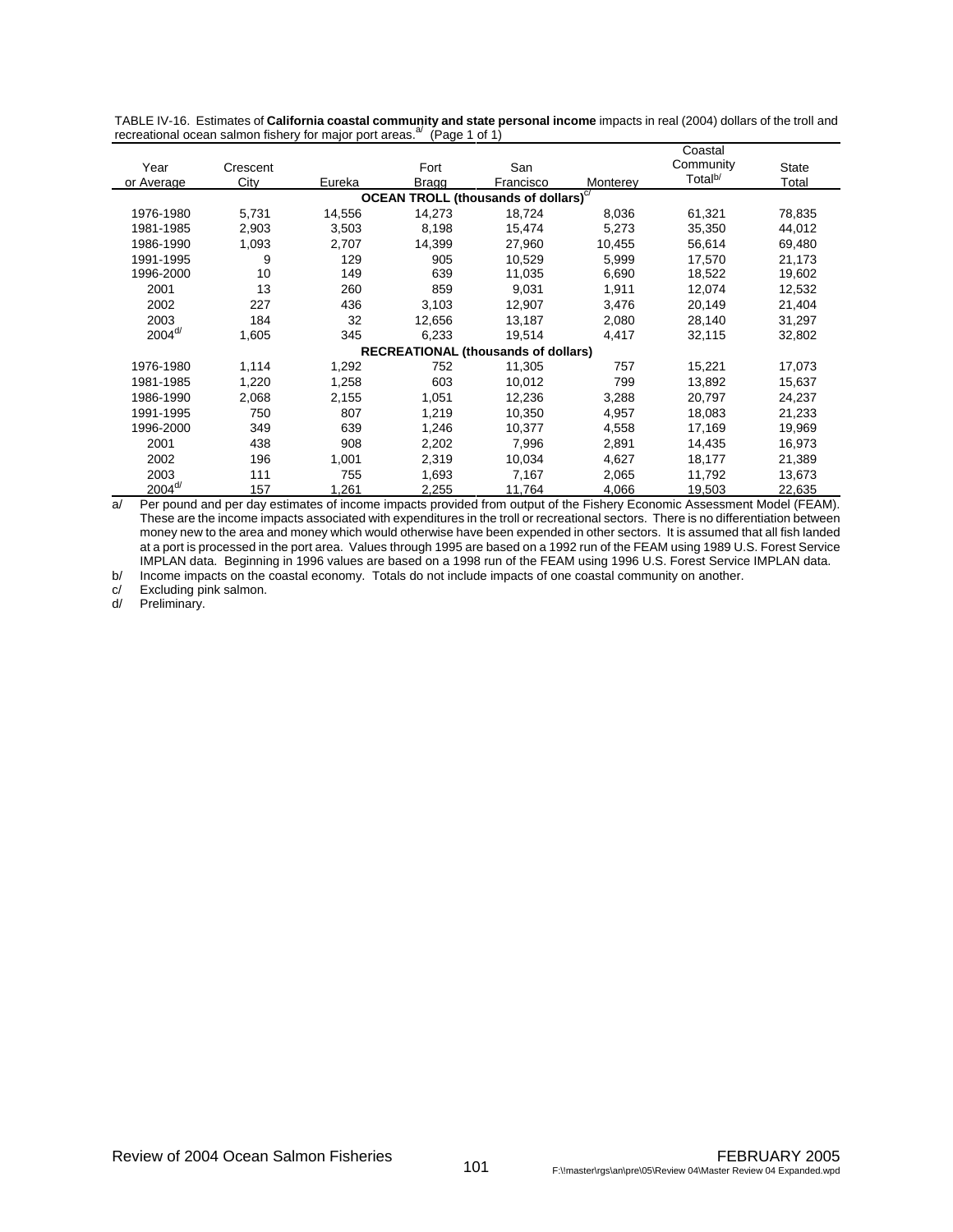TABLE IV-16. Estimates of **California coastal community and state personal income** impacts in real (2004) dollars of the troll and recreational ocean salmon fishery for major port areas.[a] (Page 1 of 1)

| Year or Average | Crescent City | Eureka | Fort Bragg | San Francisco | Monterey | Coastal Community Total[b] | State Total |
|---|---|---|---|---|---|---|---|
| **OCEAN TROLL (thousands of dollars)[c]** | | | | | | | |
| 1976-1980 | 5,731 | 14,556 | 14,273 | 18,724 | 8,036 | 61,321 | 78,835 |
| 1981-1985 | 2,903 | 3,503 | 8,198 | 15,474 | 5,273 | 35,350 | 44,012 |
| 1986-1990 | 1,093 | 2,707 | 14,399 | 27,960 | 10,455 | 56,614 | 69,480 |
| 1991-1995 | 9 | 129 | 905 | 10,529 | 5,999 | 17,570 | 21,173 |
| 1996-2000 | 10 | 149 | 639 | 11,035 | 6,690 | 18,522 | 19,602 |
| 2001 | 13 | 260 | 859 | 9,031 | 1,911 | 12,074 | 12,532 |
| 2002 | 227 | 436 | 3,103 | 12,907 | 3,476 | 20,149 | 21,404 |
| 2003 | 184 | 32 | 12,656 | 13,187 | 2,080 | 28,140 | 31,297 |
| 2004[d] | 1,605 | 345 | 6,233 | 19,514 | 4,417 | 32,115 | 32,802 |
| **RECREATIONAL (thousands of dollars)** | | | | | | | |
| 1976-1980 | 1,114 | 1,292 | 752 | 11,305 | 757 | 15,221 | 17,073 |
| 1981-1985 | 1,220 | 1,258 | 603 | 10,012 | 799 | 13,892 | 15,637 |
| 1986-1990 | 2,068 | 2,155 | 1,051 | 12,236 | 3,288 | 20,797 | 24,237 |
| 1991-1995 | 750 | 807 | 1,219 | 10,350 | 4,957 | 18,083 | 21,233 |
| 1996-2000 | 349 | 639 | 1,246 | 10,377 | 4,558 | 17,169 | 19,969 |
| 2001 | 438 | 908 | 2,202 | 7,996 | 2,891 | 14,435 | 16,973 |
| 2002 | 196 | 1,001 | 2,319 | 10,034 | 4,627 | 18,177 | 21,389 |
| 2003 | 111 | 755 | 1,693 | 7,167 | 2,065 | 11,792 | 13,673 |
| 2004[d] | 157 | 1,261 | 2,255 | 11,764 | 4,066 | 19,503 | 22,635 |

a/ Per pound and per day estimates of income impacts provided from output of the Fishery Economic Assessment Model (FEAM). These are the income impacts associated with expenditures in the troll or recreational sectors. There is no differentiation between money new to the area and money which would otherwise have been expended in other sectors. It is assumed that all fish landed at a port is processed in the port area. Values through 1995 are based on a 1992 run of the FEAM using 1989 U.S. Forest Service IMPLAN data. Beginning in 1996 values are based on a 1998 run of the FEAM using 1996 U.S. Forest Service IMPLAN data.

b/ Income impacts on the coastal economy. Totals do not include impacts of one coastal community on another.

c/ Excluding pink salmon.

d/ Preliminary.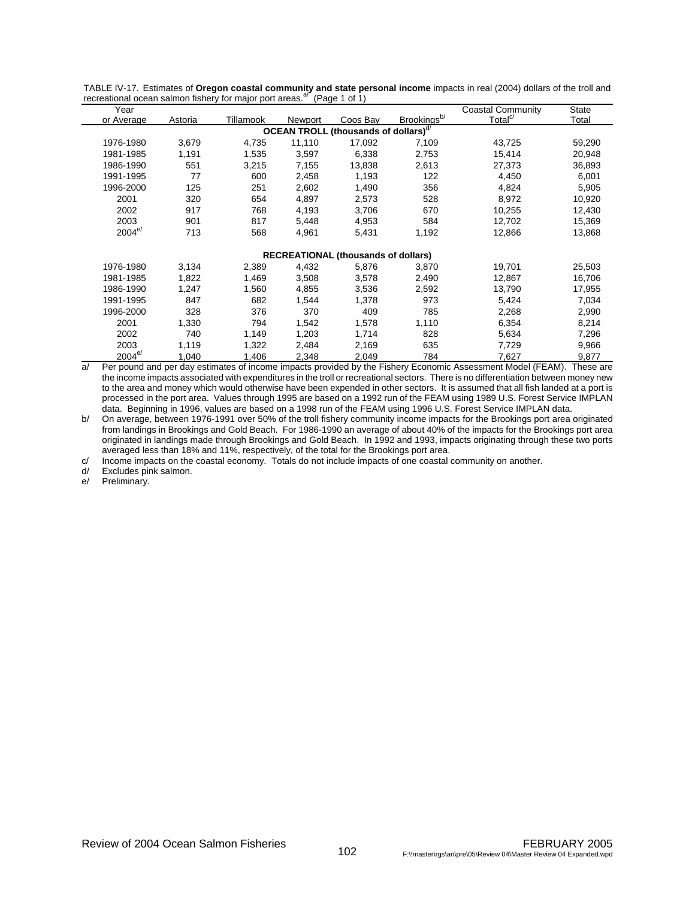TABLE IV-17. Estimates of **Oregon coastal community and state personal income** impacts in real (2004) dollars of the troll and recreational ocean salmon fishery for major port areas.[a/] (Page 1 of 1)

| Year or Average | Astoria | Tillamook | Newport | Coos Bay | Brookings[b/] | Coastal Community Total[c/] | State Total |
|---|---|---|---|---|---|---|---|
| | | | **OCEAN TROLL (thousands of dollars)[d/]** | | | | |
| 1976-1980 | 3,679 | 4,735 | 11,110 | 17,092 | 7,109 | 43,725 | 59,290 |
| 1981-1985 | 1,191 | 1,535 | 3,597 | 6,338 | 2,753 | 15,414 | 20,948 |
| 1986-1990 | 551 | 3,215 | 7,155 | 13,838 | 2,613 | 27,373 | 36,893 |
| 1991-1995 | 77 | 600 | 2,458 | 1,193 | 122 | 4,450 | 6,001 |
| 1996-2000 | 125 | 251 | 2,602 | 1,490 | 356 | 4,824 | 5,905 |
| 2001 | 320 | 654 | 4,897 | 2,573 | 528 | 8,972 | 10,920 |
| 2002 | 917 | 768 | 4,193 | 3,706 | 670 | 10,255 | 12,430 |
| 2003 | 901 | 817 | 5,448 | 4,953 | 584 | 12,702 | 15,369 |
| 2004[e/] | 713 | 568 | 4,961 | 5,431 | 1,192 | 12,866 | 13,868 |
| | | | **RECREATIONAL (thousands of dollars)** | | | | |
| 1976-1980 | 3,134 | 2,389 | 4,432 | 5,876 | 3,870 | 19,701 | 25,503 |
| 1981-1985 | 1,822 | 1,469 | 3,508 | 3,578 | 2,490 | 12,867 | 16,706 |
| 1986-1990 | 1,247 | 1,560 | 4,855 | 3,536 | 2,592 | 13,790 | 17,955 |
| 1991-1995 | 847 | 682 | 1,544 | 1,378 | 973 | 5,424 | 7,034 |
| 1996-2000 | 328 | 376 | 370 | 409 | 785 | 2,268 | 2,990 |
| 2001 | 1,330 | 794 | 1,542 | 1,578 | 1,110 | 6,354 | 8,214 |
| 2002 | 740 | 1,149 | 1,203 | 1,714 | 828 | 5,634 | 7,296 |
| 2003 | 1,119 | 1,322 | 2,484 | 2,169 | 635 | 7,729 | 9,966 |
| 2004[e/] | 1,040 | 1,406 | 2,348 | 2,049 | 784 | 7,627 | 9,877 |

a/ Per pound and per day estimates of income impacts provided by the Fishery Economic Assessment Model (FEAM). These are the income impacts associated with expenditures in the troll or recreational sectors. There is no differentiation between money new to the area and money which would otherwise have been expended in other sectors. It is assumed that all fish landed at a port is processed in the port area. Values through 1995 are based on a 1992 run of the FEAM using 1989 U.S. Forest Service IMPLAN data. Beginning in 1996, values are based on a 1998 run of the FEAM using 1996 U.S. Forest Service IMPLAN data.

b/ On average, between 1976-1991 over 50% of the troll fishery community income impacts for the Brookings port area originated from landings in Brookings and Gold Beach. For 1986-1990 an average of about 40% of the impacts for the Brookings port area originated in landings made through Brookings and Gold Beach. In 1992 and 1993, impacts originating through these two ports averaged less than 18% and 11%, respectively, of the total for the Brookings port area.

c/ Income impacts on the coastal economy. Totals do not include impacts of one coastal community on another.

d/ Excludes pink salmon.

e/ Preliminary.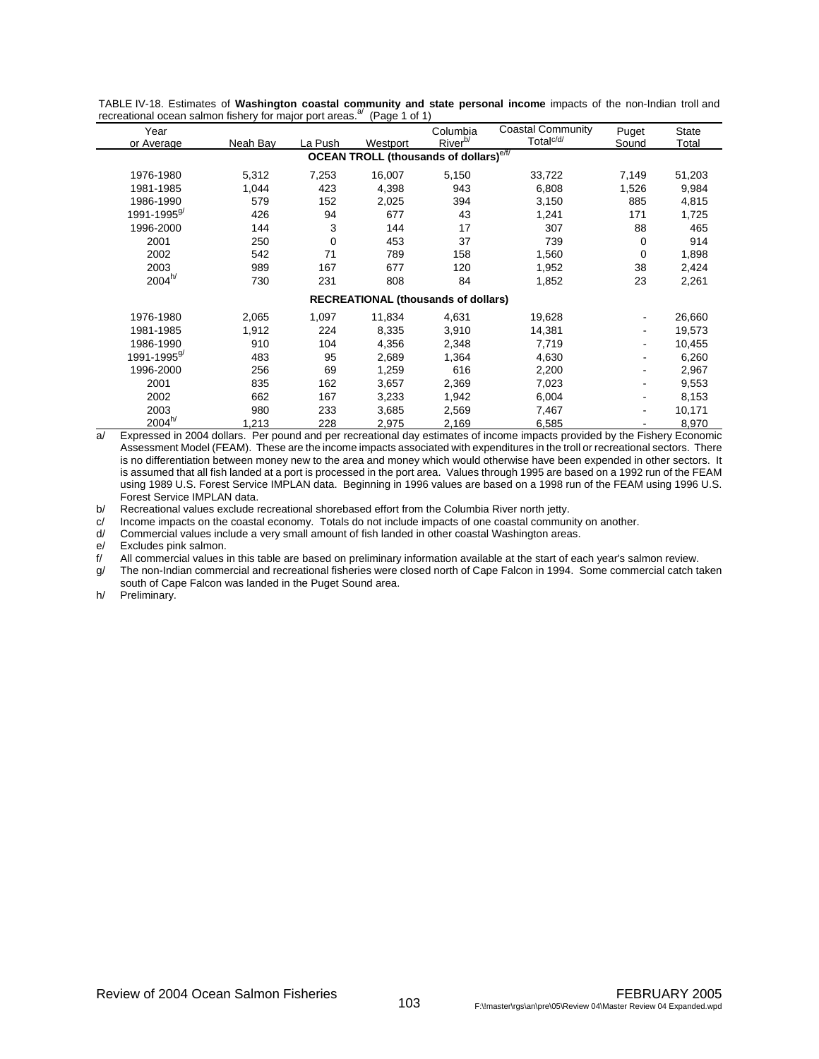TABLE IV-18. Estimates of **Washington coastal community and state personal income** impacts of the non-Indian troll and recreational ocean salmon fishery for major port areas.[a] (Page 1 of 1)

| Year or Average | Neah Bay | La Push | Westport | Columbia River[b] | Coastal Community Total[c/d] | Puget Sound | State Total |
|---|---|---|---|---|---|---|---|
| | | | **OCEAN TROLL (thousands of dollars)[e/f]** | | | | |
| 1976-1980 | 5,312 | 7,253 | 16,007 | 5,150 | 33,722 | 7,149 | 51,203 |
| 1981-1985 | 1,044 | 423 | 4,398 | 943 | 6,808 | 1,526 | 9,984 |
| 1986-1990 | 579 | 152 | 2,025 | 394 | 3,150 | 885 | 4,815 |
| 1991-1995[g] | 426 | 94 | 677 | 43 | 1,241 | 171 | 1,725 |
| 1996-2000 | 144 | 3 | 144 | 17 | 307 | 88 | 465 |
| 2001 | 250 | 0 | 453 | 37 | 739 | 0 | 914 |
| 2002 | 542 | 71 | 789 | 158 | 1,560 | 0 | 1,898 |
| 2003 | 989 | 167 | 677 | 120 | 1,952 | 38 | 2,424 |
| 2004[h] | 730 | 231 | 808 | 84 | 1,852 | 23 | 2,261 |
| | | | **RECREATIONAL (thousands of dollars)** | | | | |
| 1976-1980 | 2,065 | 1,097 | 11,834 | 4,631 | 19,628 | - | 26,660 |
| 1981-1985 | 1,912 | 224 | 8,335 | 3,910 | 14,381 | - | 19,573 |
| 1986-1990 | 910 | 104 | 4,356 | 2,348 | 7,719 | - | 10,455 |
| 1991-1995[g] | 483 | 95 | 2,689 | 1,364 | 4,630 | - | 6,260 |
| 1996-2000 | 256 | 69 | 1,259 | 616 | 2,200 | - | 2,967 |
| 2001 | 835 | 162 | 3,657 | 2,369 | 7,023 | - | 9,553 |
| 2002 | 662 | 167 | 3,233 | 1,942 | 6,004 | - | 8,153 |
| 2003 | 980 | 233 | 3,685 | 2,569 | 7,467 | - | 10,171 |
| 2004[h] | 1,213 | 228 | 2,975 | 2,169 | 6,585 | - | 8,970 |

a/ Expressed in 2004 dollars. Per pound and per recreational day estimates of income impacts provided by the Fishery Economic Assessment Model (FEAM). These are the income impacts associated with expenditures in the troll or recreational sectors. There is no differentiation between money new to the area and money which would otherwise have been expended in other sectors. It is assumed that all fish landed at a port is processed in the port area. Values through 1995 are based on a 1992 run of the FEAM using 1989 U.S. Forest Service IMPLAN data. Beginning in 1996 values are based on a 1998 run of the FEAM using 1996 U.S. Forest Service IMPLAN data.

b/ Recreational values exclude recreational shorebased effort from the Columbia River north jetty.

c/ Income impacts on the coastal economy. Totals do not include impacts of one coastal community on another.

d/ Commercial values include a very small amount of fish landed in other coastal Washington areas.

e/ Excludes pink salmon.

f/ All commercial values in this table are based on preliminary information available at the start of each year's salmon review.

g/ The non-Indian commercial and recreational fisheries were closed north of Cape Falcon in 1994. Some commercial catch taken south of Cape Falcon was landed in the Puget Sound area.

h/ Preliminary.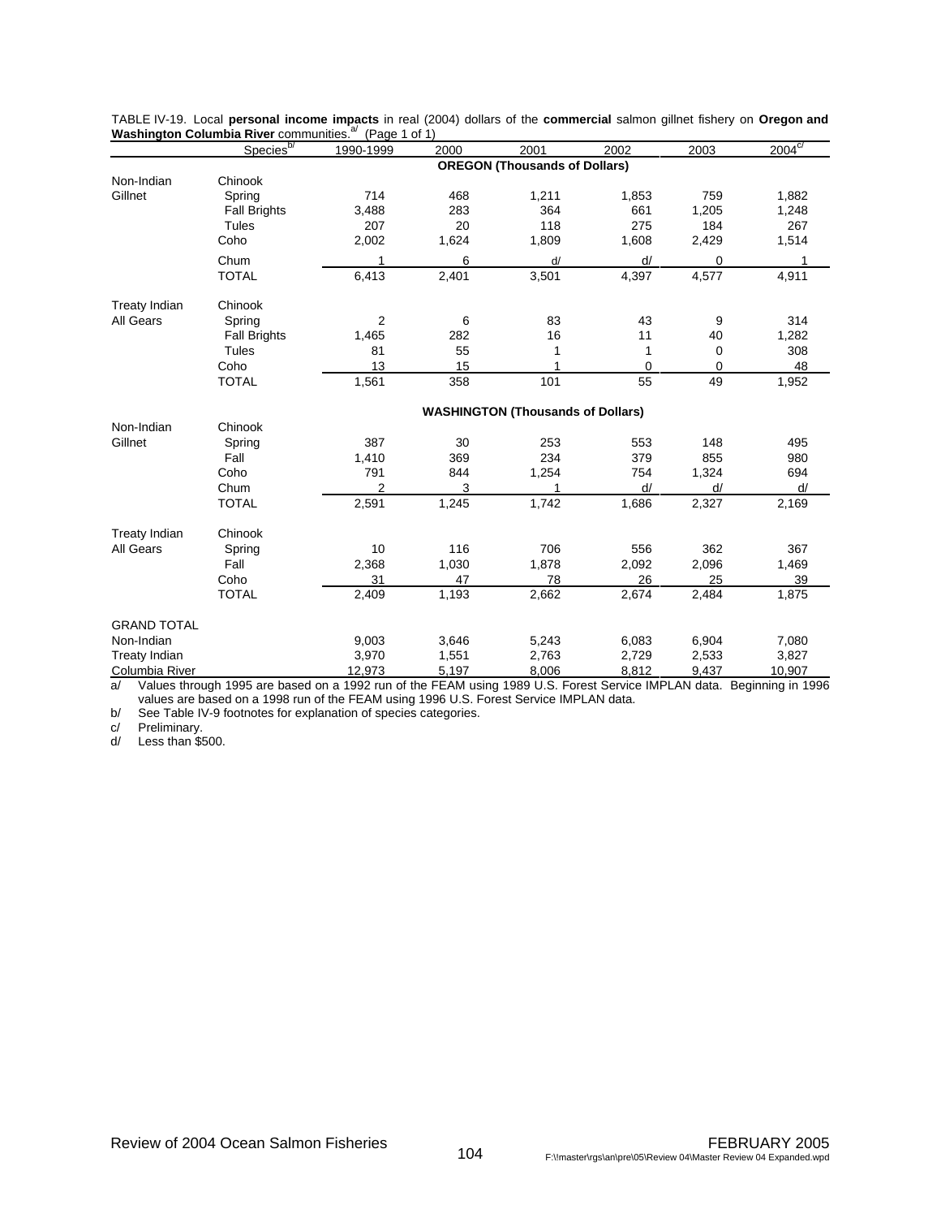TABLE IV-19. Local **personal income impacts** in real (2004) dollars of the **commercial** salmon gillnet fishery on **Oregon and Washington Columbia River** communities.[a/] (Page 1 of 1)

| | Species[b/] | 1990-1999 | 2000 | 2001 | 2002 | 2003 | 2004[c/] |
|---|---|---|---|---|---|---|---|
| | | **OREGON (Thousands of Dollars)** | | | | | |
| Non-Indian | Chinook | | | | | | |
| Gillnet | Spring | 714 | 468 | 1,211 | 1,853 | 759 | 1,882 |
| | Fall Brights | 3,488 | 283 | 364 | 661 | 1,205 | 1,248 |
| | Tules | 207 | 20 | 118 | 275 | 184 | 267 |
| | Coho | 2,002 | 1,624 | 1,809 | 1,608 | 2,429 | 1,514 |
| | Chum | 1 | 6 | d/ | d/ | 0 | 1 |
| | TOTAL | 6,413 | 2,401 | 3,501 | 4,397 | 4,577 | 4,911 |
| Treaty Indian | Chinook | | | | | | |
| All Gears | Spring | 2 | 6 | 83 | 43 | 9 | 314 |
| | Fall Brights | 1,465 | 282 | 16 | 11 | 40 | 1,282 |
| | Tules | 81 | 55 | 1 | 1 | 0 | 308 |
| | Coho | 13 | 15 | 1 | 0 | 0 | 48 |
| | TOTAL | 1,561 | 358 | 101 | 55 | 49 | 1,952 |
| | | **WASHINGTON (Thousands of Dollars)** | | | | | |
| Non-Indian | Chinook | | | | | | |
| Gillnet | Spring | 387 | 30 | 253 | 553 | 148 | 495 |
| | Fall | 1,410 | 369 | 234 | 379 | 855 | 980 |
| | Coho | 791 | 844 | 1,254 | 754 | 1,324 | 694 |
| | Chum | 2 | 3 | 1 | d/ | d/ | d/ |
| | TOTAL | 2,591 | 1,245 | 1,742 | 1,686 | 2,327 | 2,169 |
| Treaty Indian | Chinook | | | | | | |
| All Gears | Spring | 10 | 116 | 706 | 556 | 362 | 367 |
| | Fall | 2,368 | 1,030 | 1,878 | 2,092 | 2,096 | 1,469 |
| | Coho | 31 | 47 | 78 | 26 | 25 | 39 |
| | TOTAL | 2,409 | 1,193 | 2,662 | 2,674 | 2,484 | 1,875 |
| GRAND TOTAL | | | | | | | |
| Non-Indian | | 9,003 | 3,646 | 5,243 | 6,083 | 6,904 | 7,080 |
| Treaty Indian | | 3,970 | 1,551 | 2,763 | 2,729 | 2,533 | 3,827 |
| Columbia River | | 12,973 | 5,197 | 8,006 | 8,812 | 9,437 | 10,907 |

a/ Values through 1995 are based on a 1992 run of the FEAM using 1989 U.S. Forest Service IMPLAN data. Beginning in 1996 values are based on a 1998 run of the FEAM using 1996 U.S. Forest Service IMPLAN data.

b/ See Table IV-9 footnotes for explanation of species categories.

c/ Preliminary.

d/ Less than $500.